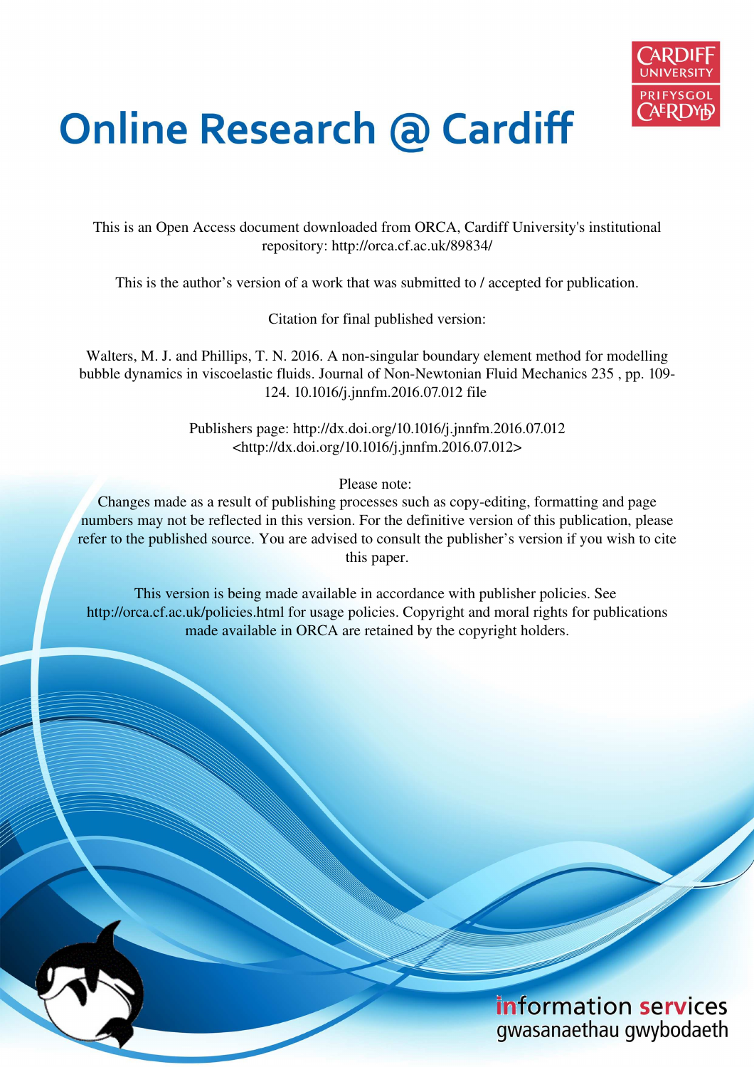# Online Research @ Cardiff

This is an Open Access document downloaded from ORCA, Cardiff University's institutional repository: http://orca.cf.ac.uk/89834/

This is the author's version of a work that was submitted to / accepted for publication.

Citation for final published version:

Walters, M. J. and Phillips, T. N. 2016. A non-singular boundary element method for modelling bubble dynamics in viscoelastic fluids. Journal of Non-Newtonian Fluid Mechanics 235 , pp. 109-124. 10.1016/j.jnnfm.2016.07.012 file

Publishers page: http://dx.doi.org/10.1016/j.jnnfm.2016.07.012 <http://dx.doi.org/10.1016/j.jnnfm.2016.07.012>

Please note:
Changes made as a result of publishing processes such as copy-editing, formatting and page numbers may not be reflected in this version. For the definitive version of this publication, please refer to the published source. You are advised to consult the publisher's version if you wish to cite this paper.

This version is being made available in accordance with publisher policies. See http://orca.cf.ac.uk/policies.html for usage policies. Copyright and moral rights for publications made available in ORCA are retained by the copyright holders.

information services
gwasanaethau gwybodaeth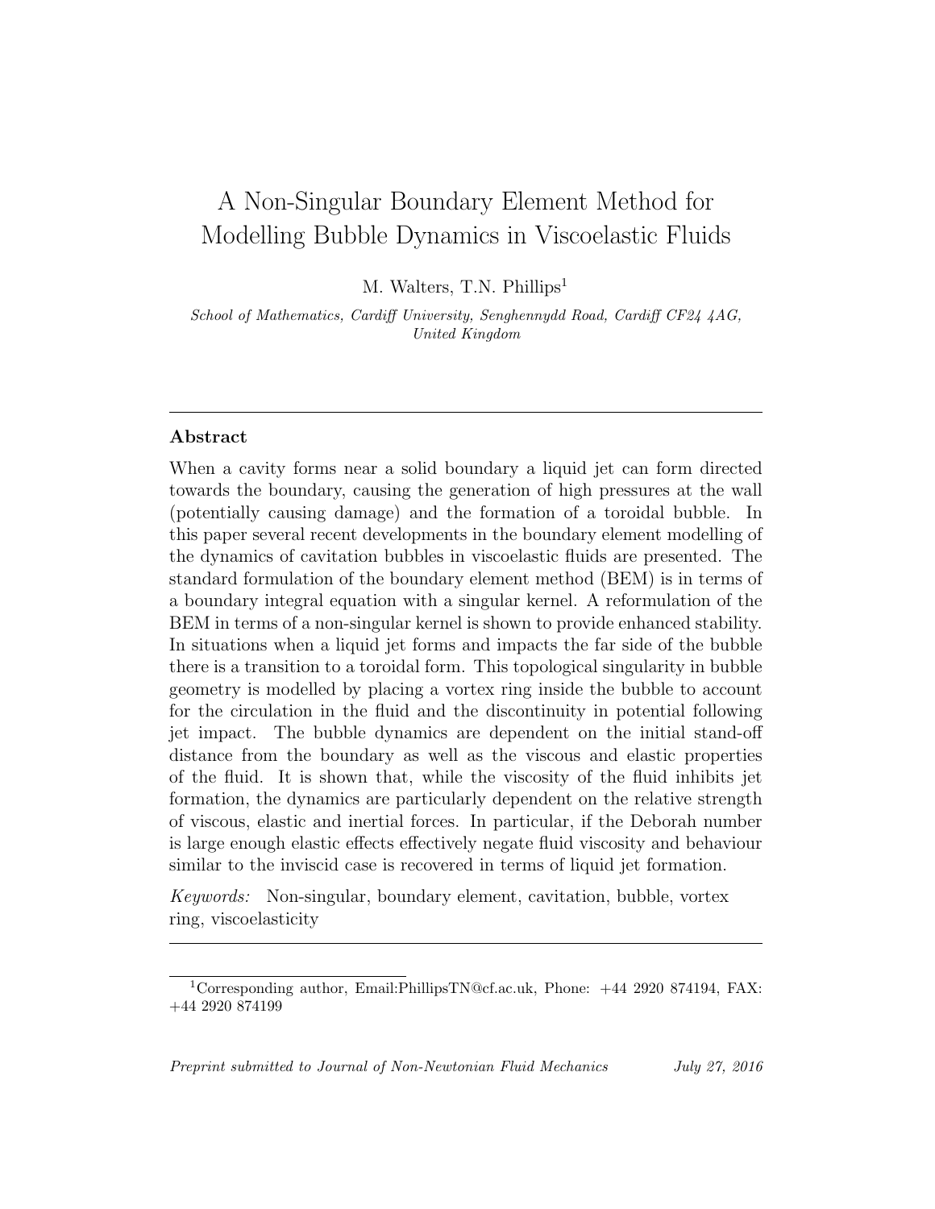# A Non-Singular Boundary Element Method for Modelling Bubble Dynamics in Viscoelastic Fluids

M. Walters, T.N. Phillips[1]

*School of Mathematics, Cardiff University, Senghennydd Road, Cardiff CF24 4AG, United Kingdom*

---

## Abstract

When a cavity forms near a solid boundary a liquid jet can form directed towards the boundary, causing the generation of high pressures at the wall (potentially causing damage) and the formation of a toroidal bubble. In this paper several recent developments in the boundary element modelling of the dynamics of cavitation bubbles in viscoelastic fluids are presented. The standard formulation of the boundary element method (BEM) is in terms of a boundary integral equation with a singular kernel. A reformulation of the BEM in terms of a non-singular kernel is shown to provide enhanced stability. In situations when a liquid jet forms and impacts the far side of the bubble there is a transition to a toroidal form. This topological singularity in bubble geometry is modelled by placing a vortex ring inside the bubble to account for the circulation in the fluid and the discontinuity in potential following jet impact. The bubble dynamics are dependent on the initial stand-off distance from the boundary as well as the viscous and elastic properties of the fluid. It is shown that, while the viscosity of the fluid inhibits jet formation, the dynamics are particularly dependent on the relative strength of viscous, elastic and inertial forces. In particular, if the Deborah number is large enough elastic effects effectively negate fluid viscosity and behaviour similar to the inviscid case is recovered in terms of liquid jet formation.

*Keywords:* Non-singular, boundary element, cavitation, bubble, vortex ring, viscoelasticity

---

[1] Corresponding author, Email:PhillipsTN@cf.ac.uk, Phone: +44 2920 874194, FAX: +44 2920 874199

*Preprint submitted to Journal of Non-Newtonian Fluid Mechanics* *July 27, 2016*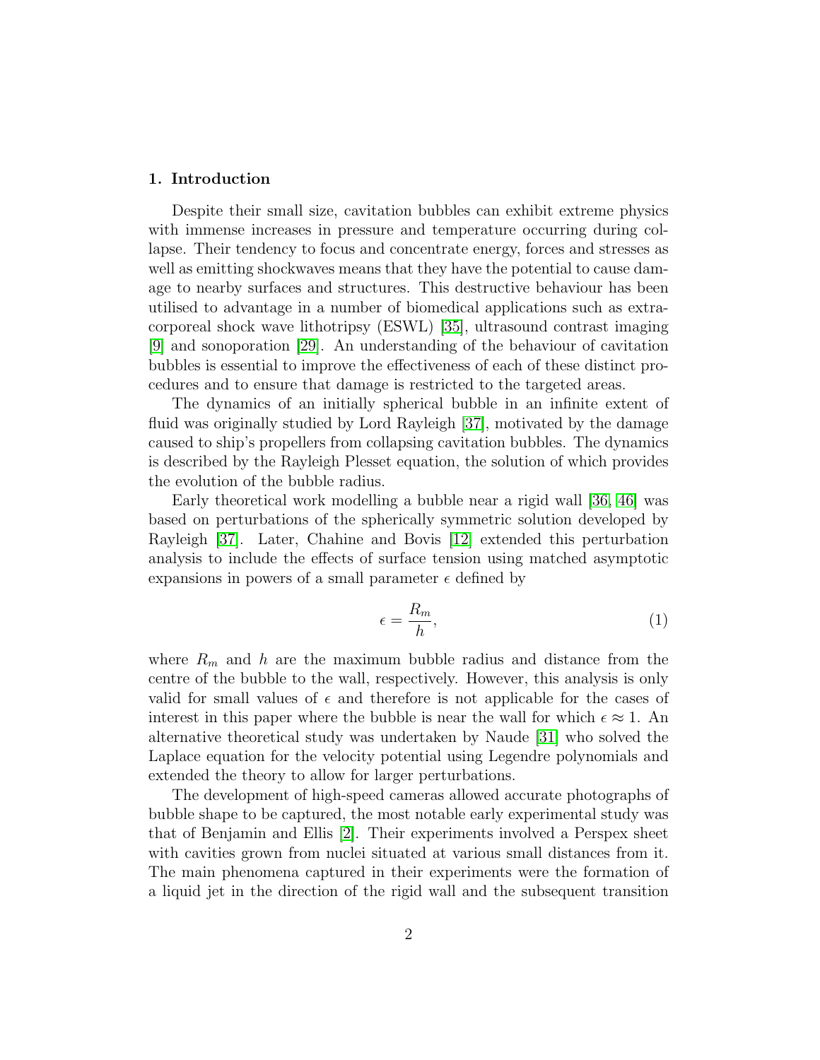## 1. Introduction

Despite their small size, cavitation bubbles can exhibit extreme physics with immense increases in pressure and temperature occurring during collapse. Their tendency to focus and concentrate energy, forces and stresses as well as emitting shockwaves means that they have the potential to cause damage to nearby surfaces and structures. This destructive behaviour has been utilised to advantage in a number of biomedical applications such as extracorporeal shock wave lithotripsy (ESWL) [35], ultrasound contrast imaging [9] and sonoporation [29]. An understanding of the behaviour of cavitation bubbles is essential to improve the effectiveness of each of these distinct procedures and to ensure that damage is restricted to the targeted areas.

The dynamics of an initially spherical bubble in an infinite extent of fluid was originally studied by Lord Rayleigh [37], motivated by the damage caused to ship's propellers from collapsing cavitation bubbles. The dynamics is described by the Rayleigh Plesset equation, the solution of which provides the evolution of the bubble radius.

Early theoretical work modelling a bubble near a rigid wall [36, 46] was based on perturbations of the spherically symmetric solution developed by Rayleigh [37]. Later, Chahine and Bovis [12] extended this perturbation analysis to include the effects of surface tension using matched asymptotic expansions in powers of a small parameter $\epsilon$ defined by

$$\epsilon = \frac{R_m}{h}, \tag{1}$$

where $R_m$ and $h$ are the maximum bubble radius and distance from the centre of the bubble to the wall, respectively. However, this analysis is only valid for small values of $\epsilon$ and therefore is not applicable for the cases of interest in this paper where the bubble is near the wall for which $\epsilon \approx 1$. An alternative theoretical study was undertaken by Naude [31] who solved the Laplace equation for the velocity potential using Legendre polynomials and extended the theory to allow for larger perturbations.

The development of high-speed cameras allowed accurate photographs of bubble shape to be captured, the most notable early experimental study was that of Benjamin and Ellis [2]. Their experiments involved a Perspex sheet with cavities grown from nuclei situated at various small distances from it. The main phenomena captured in their experiments were the formation of a liquid jet in the direction of the rigid wall and the subsequent transition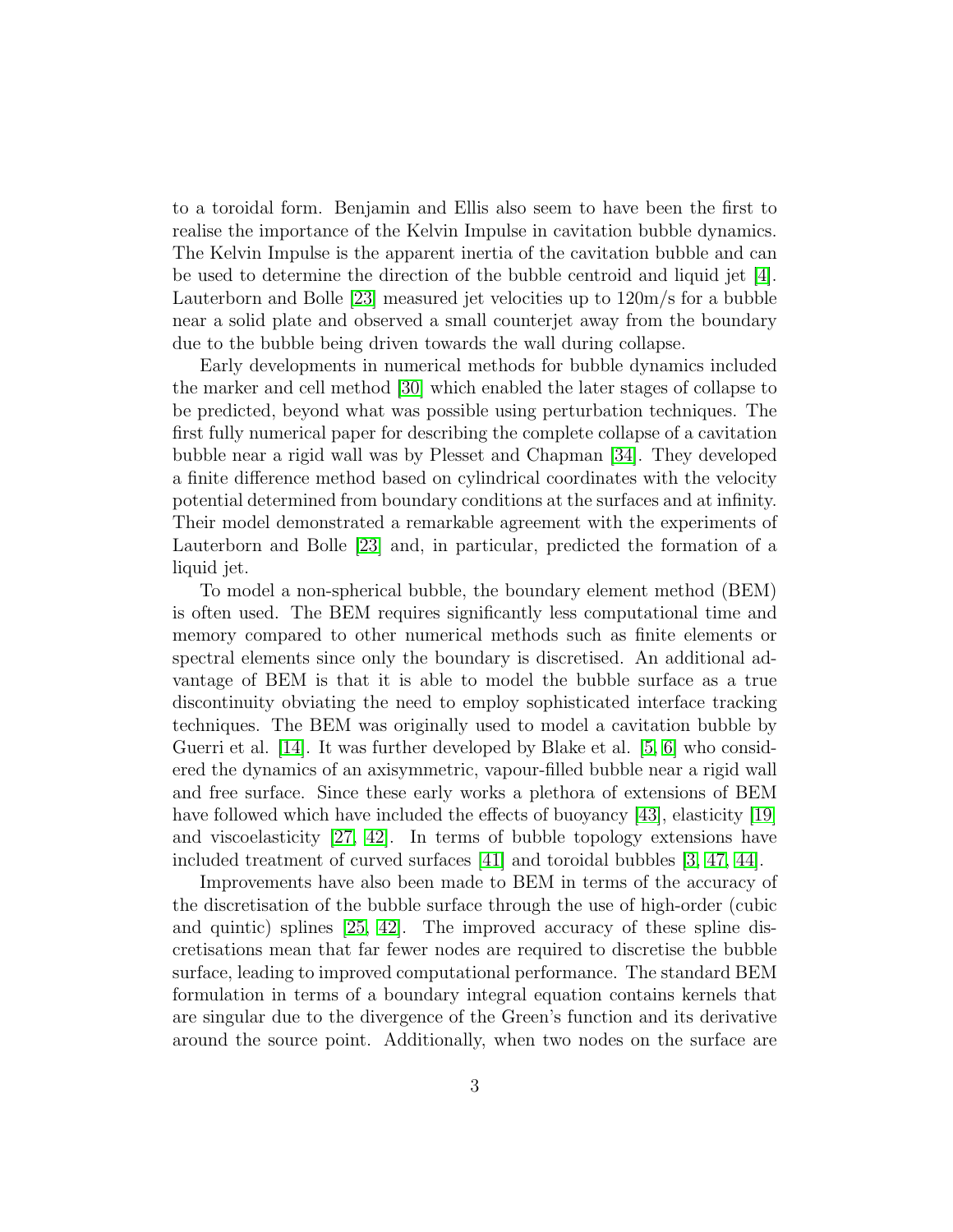to a toroidal form. Benjamin and Ellis also seem to have been the first to realise the importance of the Kelvin Impulse in cavitation bubble dynamics. The Kelvin Impulse is the apparent inertia of the cavitation bubble and can be used to determine the direction of the bubble centroid and liquid jet [4]. Lauterborn and Bolle [23] measured jet velocities up to 120m/s for a bubble near a solid plate and observed a small counterjet away from the boundary due to the bubble being driven towards the wall during collapse.

Early developments in numerical methods for bubble dynamics included the marker and cell method [30] which enabled the later stages of collapse to be predicted, beyond what was possible using perturbation techniques. The first fully numerical paper for describing the complete collapse of a cavitation bubble near a rigid wall was by Plesset and Chapman [34]. They developed a finite difference method based on cylindrical coordinates with the velocity potential determined from boundary conditions at the surfaces and at infinity. Their model demonstrated a remarkable agreement with the experiments of Lauterborn and Bolle [23] and, in particular, predicted the formation of a liquid jet.

To model a non-spherical bubble, the boundary element method (BEM) is often used. The BEM requires significantly less computational time and memory compared to other numerical methods such as finite elements or spectral elements since only the boundary is discretised. An additional advantage of BEM is that it is able to model the bubble surface as a true discontinuity obviating the need to employ sophisticated interface tracking techniques. The BEM was originally used to model a cavitation bubble by Guerri et al. [14]. It was further developed by Blake et al. [5, 6] who considered the dynamics of an axisymmetric, vapour-filled bubble near a rigid wall and free surface. Since these early works a plethora of extensions of BEM have followed which have included the effects of buoyancy [43], elasticity [19] and viscoelasticity [27, 42]. In terms of bubble topology extensions have included treatment of curved surfaces [41] and toroidal bubbles [3, 47, 44].

Improvements have also been made to BEM in terms of the accuracy of the discretisation of the bubble surface through the use of high-order (cubic and quintic) splines [25, 42]. The improved accuracy of these spline discretisations mean that far fewer nodes are required to discretise the bubble surface, leading to improved computational performance. The standard BEM formulation in terms of a boundary integral equation contains kernels that are singular due to the divergence of the Green's function and its derivative around the source point. Additionally, when two nodes on the surface are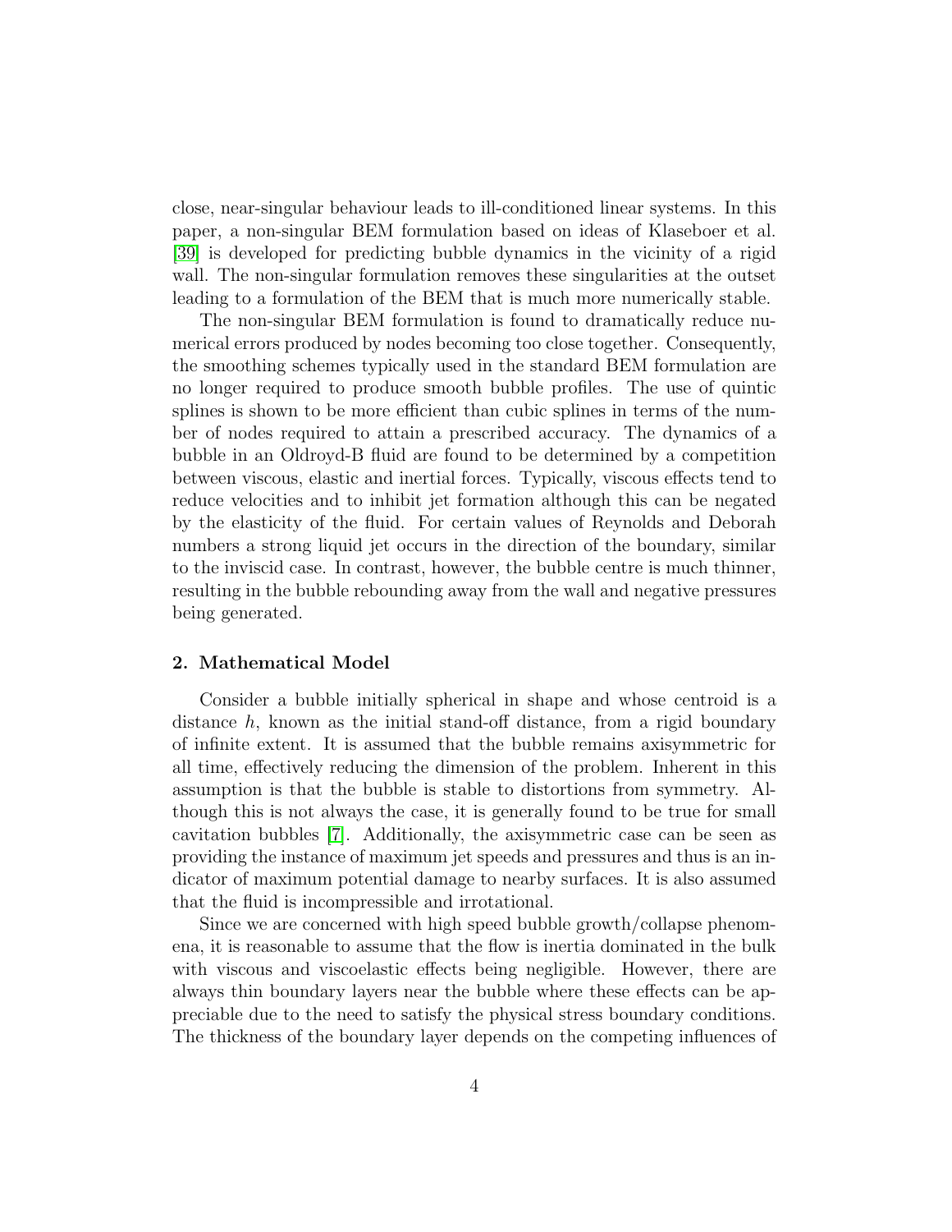close, near-singular behaviour leads to ill-conditioned linear systems. In this paper, a non-singular BEM formulation based on ideas of Klaseboer et al. [39] is developed for predicting bubble dynamics in the vicinity of a rigid wall. The non-singular formulation removes these singularities at the outset leading to a formulation of the BEM that is much more numerically stable.

The non-singular BEM formulation is found to dramatically reduce numerical errors produced by nodes becoming too close together. Consequently, the smoothing schemes typically used in the standard BEM formulation are no longer required to produce smooth bubble profiles. The use of quintic splines is shown to be more efficient than cubic splines in terms of the number of nodes required to attain a prescribed accuracy. The dynamics of a bubble in an Oldroyd-B fluid are found to be determined by a competition between viscous, elastic and inertial forces. Typically, viscous effects tend to reduce velocities and to inhibit jet formation although this can be negated by the elasticity of the fluid. For certain values of Reynolds and Deborah numbers a strong liquid jet occurs in the direction of the boundary, similar to the inviscid case. In contrast, however, the bubble centre is much thinner, resulting in the bubble rebounding away from the wall and negative pressures being generated.

## 2. Mathematical Model

Consider a bubble initially spherical in shape and whose centroid is a distance $h$, known as the initial stand-off distance, from a rigid boundary of infinite extent. It is assumed that the bubble remains axisymmetric for all time, effectively reducing the dimension of the problem. Inherent in this assumption is that the bubble is stable to distortions from symmetry. Although this is not always the case, it is generally found to be true for small cavitation bubbles [7]. Additionally, the axisymmetric case can be seen as providing the instance of maximum jet speeds and pressures and thus is an indicator of maximum potential damage to nearby surfaces. It is also assumed that the fluid is incompressible and irrotational.

Since we are concerned with high speed bubble growth/collapse phenomena, it is reasonable to assume that the flow is inertia dominated in the bulk with viscous and viscoelastic effects being negligible. However, there are always thin boundary layers near the bubble where these effects can be appreciable due to the need to satisfy the physical stress boundary conditions. The thickness of the boundary layer depends on the competing influences of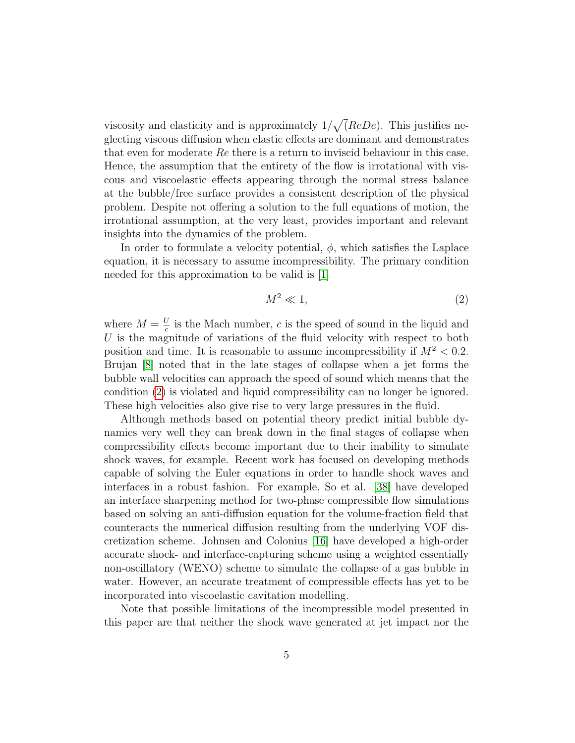viscosity and elasticity and is approximately $1/\sqrt{(}ReDe)$. This justifies neglecting viscous diffusion when elastic effects are dominant and demonstrates that even for moderate $Re$ there is a return to inviscid behaviour in this case. Hence, the assumption that the entirety of the flow is irrotational with viscous and viscoelastic effects appearing through the normal stress balance at the bubble/free surface provides a consistent description of the physical problem. Despite not offering a solution to the full equations of motion, the irrotational assumption, at the very least, provides important and relevant insights into the dynamics of the problem.

In order to formulate a velocity potential, $\phi$, which satisfies the Laplace equation, it is necessary to assume incompressibility. The primary condition needed for this approximation to be valid is [1]

$$M^2 \ll 1, \tag{2}$$

where $M = \frac{U}{c}$ is the Mach number, $c$ is the speed of sound in the liquid and $U$ is the magnitude of variations of the fluid velocity with respect to both position and time. It is reasonable to assume incompressibility if $M^2 < 0.2$. Brujan [8] noted that in the late stages of collapse when a jet forms the bubble wall velocities can approach the speed of sound which means that the condition (2) is violated and liquid compressibility can no longer be ignored. These high velocities also give rise to very large pressures in the fluid.

Although methods based on potential theory predict initial bubble dynamics very well they can break down in the final stages of collapse when compressibility effects become important due to their inability to simulate shock waves, for example. Recent work has focused on developing methods capable of solving the Euler equations in order to handle shock waves and interfaces in a robust fashion. For example, So et al. [38] have developed an interface sharpening method for two-phase compressible flow simulations based on solving an anti-diffusion equation for the volume-fraction field that counteracts the numerical diffusion resulting from the underlying VOF discretization scheme. Johnsen and Colonius [16] have developed a high-order accurate shock- and interface-capturing scheme using a weighted essentially non-oscillatory (WENO) scheme to simulate the collapse of a gas bubble in water. However, an accurate treatment of compressible effects has yet to be incorporated into viscoelastic cavitation modelling.

Note that possible limitations of the incompressible model presented in this paper are that neither the shock wave generated at jet impact nor the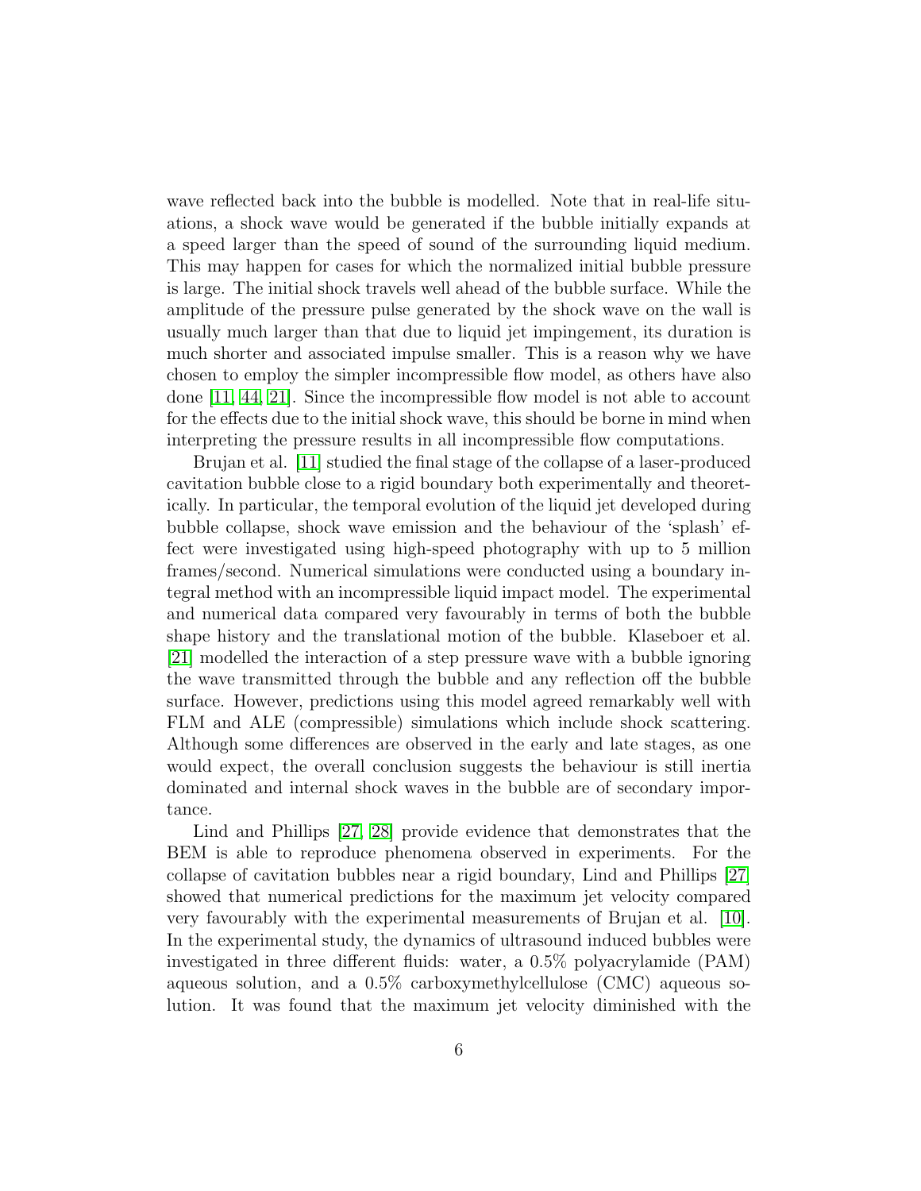wave reflected back into the bubble is modelled. Note that in real-life situations, a shock wave would be generated if the bubble initially expands at a speed larger than the speed of sound of the surrounding liquid medium. This may happen for cases for which the normalized initial bubble pressure is large. The initial shock travels well ahead of the bubble surface. While the amplitude of the pressure pulse generated by the shock wave on the wall is usually much larger than that due to liquid jet impingement, its duration is much shorter and associated impulse smaller. This is a reason why we have chosen to employ the simpler incompressible flow model, as others have also done [11, 44, 21]. Since the incompressible flow model is not able to account for the effects due to the initial shock wave, this should be borne in mind when interpreting the pressure results in all incompressible flow computations.

Brujan et al. [11] studied the final stage of the collapse of a laser-produced cavitation bubble close to a rigid boundary both experimentally and theoretically. In particular, the temporal evolution of the liquid jet developed during bubble collapse, shock wave emission and the behaviour of the 'splash' effect were investigated using high-speed photography with up to 5 million frames/second. Numerical simulations were conducted using a boundary integral method with an incompressible liquid impact model. The experimental and numerical data compared very favourably in terms of both the bubble shape history and the translational motion of the bubble. Klaseboer et al. [21] modelled the interaction of a step pressure wave with a bubble ignoring the wave transmitted through the bubble and any reflection off the bubble surface. However, predictions using this model agreed remarkably well with FLM and ALE (compressible) simulations which include shock scattering. Although some differences are observed in the early and late stages, as one would expect, the overall conclusion suggests the behaviour is still inertia dominated and internal shock waves in the bubble are of secondary importance.

Lind and Phillips [27, 28] provide evidence that demonstrates that the BEM is able to reproduce phenomena observed in experiments. For the collapse of cavitation bubbles near a rigid boundary, Lind and Phillips [27] showed that numerical predictions for the maximum jet velocity compared very favourably with the experimental measurements of Brujan et al. [10]. In the experimental study, the dynamics of ultrasound induced bubbles were investigated in three different fluids: water, a 0.5% polyacrylamide (PAM) aqueous solution, and a 0.5% carboxymethylcellulose (CMC) aqueous solution. It was found that the maximum jet velocity diminished with the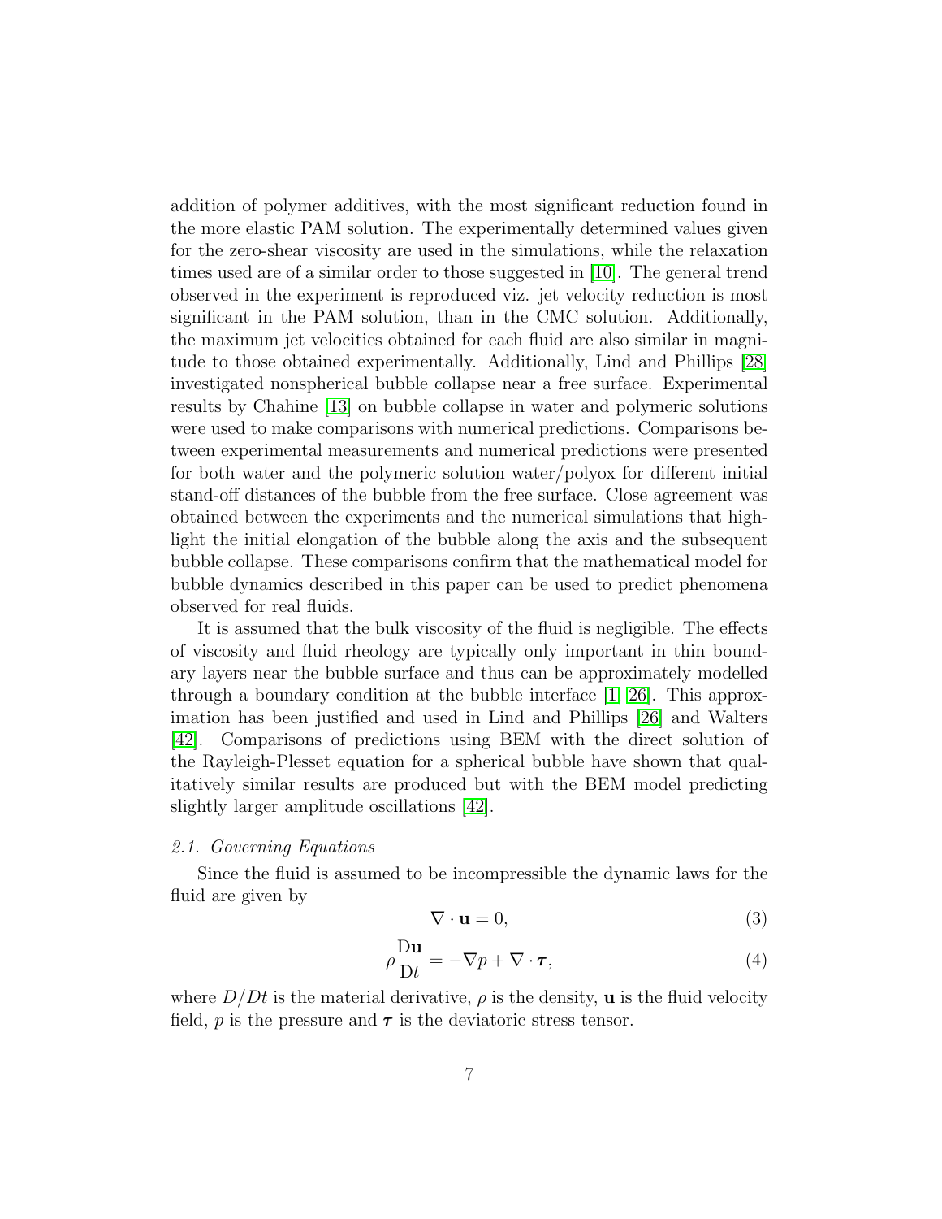addition of polymer additives, with the most significant reduction found in the more elastic PAM solution. The experimentally determined values given for the zero-shear viscosity are used in the simulations, while the relaxation times used are of a similar order to those suggested in [10]. The general trend observed in the experiment is reproduced viz. jet velocity reduction is most significant in the PAM solution, than in the CMC solution. Additionally, the maximum jet velocities obtained for each fluid are also similar in magnitude to those obtained experimentally. Additionally, Lind and Phillips [28] investigated nonspherical bubble collapse near a free surface. Experimental results by Chahine [13] on bubble collapse in water and polymeric solutions were used to make comparisons with numerical predictions. Comparisons between experimental measurements and numerical predictions were presented for both water and the polymeric solution water/polyox for different initial stand-off distances of the bubble from the free surface. Close agreement was obtained between the experiments and the numerical simulations that highlight the initial elongation of the bubble along the axis and the subsequent bubble collapse. These comparisons confirm that the mathematical model for bubble dynamics described in this paper can be used to predict phenomena observed for real fluids.

It is assumed that the bulk viscosity of the fluid is negligible. The effects of viscosity and fluid rheology are typically only important in thin boundary layers near the bubble surface and thus can be approximately modelled through a boundary condition at the bubble interface [1, 26]. This approximation has been justified and used in Lind and Phillips [26] and Walters [42]. Comparisons of predictions using BEM with the direct solution of the Rayleigh-Plesset equation for a spherical bubble have shown that qualitatively similar results are produced but with the BEM model predicting slightly larger amplitude oscillations [42].

### *2.1. Governing Equations*

Since the fluid is assumed to be incompressible the dynamic laws for the fluid are given by

$$\nabla \cdot \mathbf{u} = 0, \tag{3}$$

$$\rho \frac{\mathrm{D}\mathbf{u}}{\mathrm{D}t} = -\nabla p + \nabla \cdot \boldsymbol{\tau}, \tag{4}$$

where $D/Dt$ is the material derivative, $\rho$ is the density, $\mathbf{u}$ is the fluid velocity field, $p$ is the pressure and $\boldsymbol{\tau}$ is the deviatoric stress tensor.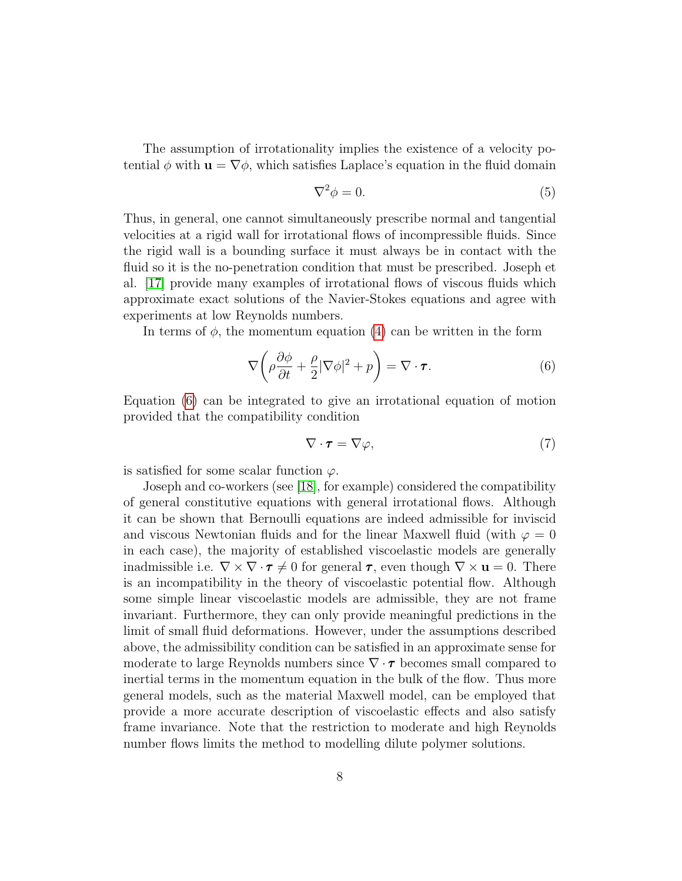The assumption of irrotationality implies the existence of a velocity potential $\phi$ with $\mathbf{u} = \nabla\phi$, which satisfies Laplace's equation in the fluid domain

$$\nabla^2\phi = 0. \tag{5}$$

Thus, in general, one cannot simultaneously prescribe normal and tangential velocities at a rigid wall for irrotational flows of incompressible fluids. Since the rigid wall is a bounding surface it must always be in contact with the fluid so it is the no-penetration condition that must be prescribed. Joseph et al. [17] provide many examples of irrotational flows of viscous fluids which approximate exact solutions of the Navier-Stokes equations and agree with experiments at low Reynolds numbers.

In terms of $\phi$, the momentum equation (4) can be written in the form

$$\nabla\left(\rho\frac{\partial\phi}{\partial t} + \frac{\rho}{2}|\nabla\phi|^2 + p\right) = \nabla\cdot\boldsymbol{\tau}. \tag{6}$$

Equation (6) can be integrated to give an irrotational equation of motion provided that the compatibility condition

$$\nabla\cdot\boldsymbol{\tau} = \nabla\varphi, \tag{7}$$

is satisfied for some scalar function $\varphi$.

Joseph and co-workers (see [18], for example) considered the compatibility of general constitutive equations with general irrotational flows. Although it can be shown that Bernoulli equations are indeed admissible for inviscid and viscous Newtonian fluids and for the linear Maxwell fluid (with $\varphi = 0$ in each case), the majority of established viscoelastic models are generally inadmissible i.e. $\nabla\times\nabla\cdot\boldsymbol{\tau} \neq 0$ for general $\boldsymbol{\tau}$, even though $\nabla\times\mathbf{u} = 0$. There is an incompatibility in the theory of viscoelastic potential flow. Although some simple linear viscoelastic models are admissible, they are not frame invariant. Furthermore, they can only provide meaningful predictions in the limit of small fluid deformations. However, under the assumptions described above, the admissibility condition can be satisfied in an approximate sense for moderate to large Reynolds numbers since $\nabla\cdot\boldsymbol{\tau}$ becomes small compared to inertial terms in the momentum equation in the bulk of the flow. Thus more general models, such as the material Maxwell model, can be employed that provide a more accurate description of viscoelastic effects and also satisfy frame invariance. Note that the restriction to moderate and high Reynolds number flows limits the method to modelling dilute polymer solutions.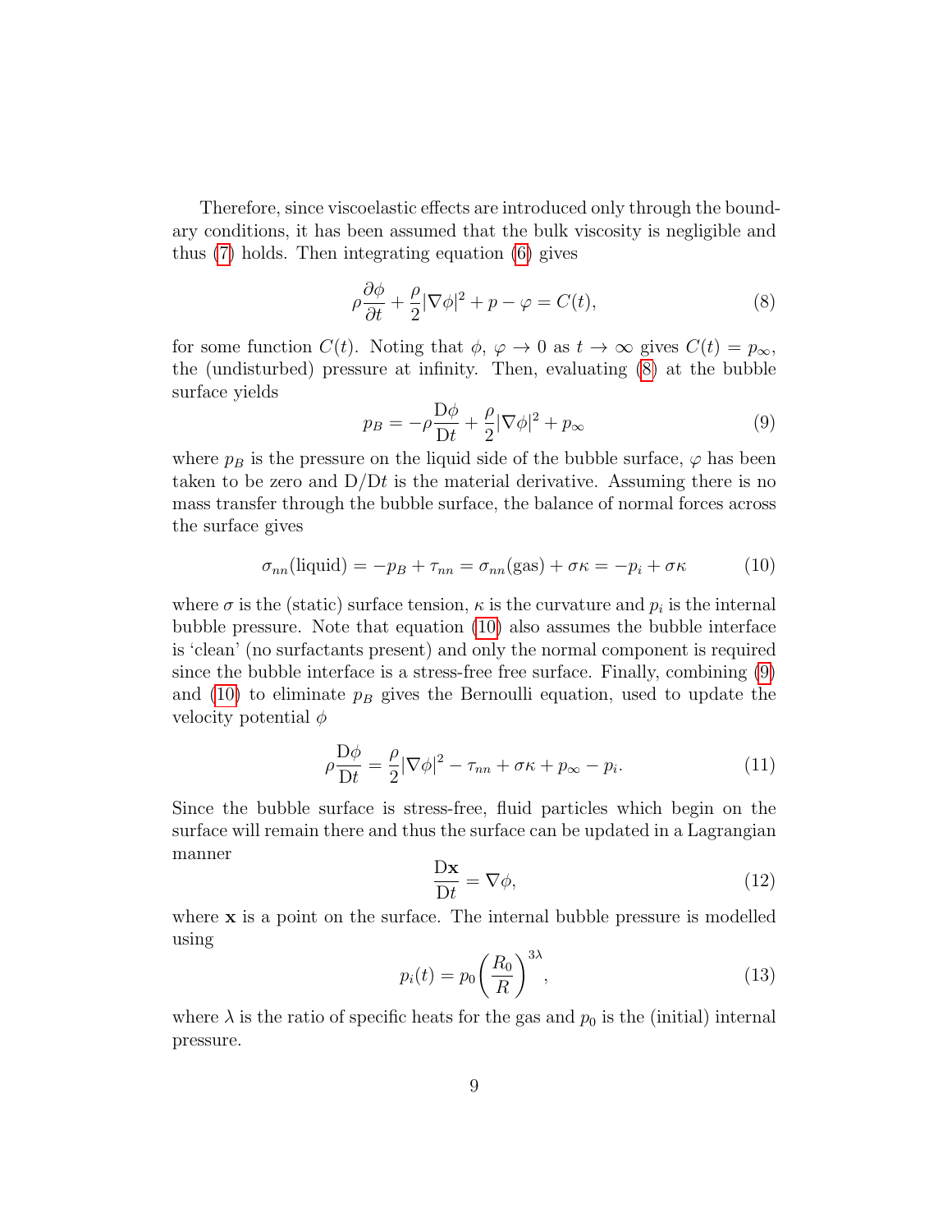Therefore, since viscoelastic effects are introduced only through the boundary conditions, it has been assumed that the bulk viscosity is negligible and thus (7) holds. Then integrating equation (6) gives

$$\rho \frac{\partial \phi}{\partial t} + \frac{\rho}{2}|\nabla \phi|^2 + p - \varphi = C(t), \tag{8}$$

for some function $C(t)$. Noting that $\phi$, $\varphi \to 0$ as $t \to \infty$ gives $C(t) = p_\infty$, the (undisturbed) pressure at infinity. Then, evaluating (8) at the bubble surface yields

$$p_B = -\rho \frac{\mathrm{D}\phi}{\mathrm{D}t} + \frac{\rho}{2}|\nabla \phi|^2 + p_\infty \tag{9}$$

where $p_B$ is the pressure on the liquid side of the bubble surface, $\varphi$ has been taken to be zero and $\mathrm{D}/\mathrm{D}t$ is the material derivative. Assuming there is no mass transfer through the bubble surface, the balance of normal forces across the surface gives

$$\sigma_{nn}(\text{liquid}) = -p_B + \tau_{nn} = \sigma_{nn}(\text{gas}) + \sigma\kappa = -p_i + \sigma\kappa \tag{10}$$

where $\sigma$ is the (static) surface tension, $\kappa$ is the curvature and $p_i$ is the internal bubble pressure. Note that equation (10) also assumes the bubble interface is 'clean' (no surfactants present) and only the normal component is required since the bubble interface is a stress-free free surface. Finally, combining (9) and (10) to eliminate $p_B$ gives the Bernoulli equation, used to update the velocity potential $\phi$

$$\rho \frac{\mathrm{D}\phi}{\mathrm{D}t} = \frac{\rho}{2}|\nabla \phi|^2 - \tau_{nn} + \sigma\kappa + p_\infty - p_i. \tag{11}$$

Since the bubble surface is stress-free, fluid particles which begin on the surface will remain there and thus the surface can be updated in a Lagrangian manner

$$\frac{\mathrm{D}\mathbf{x}}{\mathrm{D}t} = \nabla \phi, \tag{12}$$

where $\mathbf{x}$ is a point on the surface. The internal bubble pressure is modelled using

$$p_i(t) = p_0 \left(\frac{R_0}{R}\right)^{3\lambda}, \tag{13}$$

where $\lambda$ is the ratio of specific heats for the gas and $p_0$ is the (initial) internal pressure.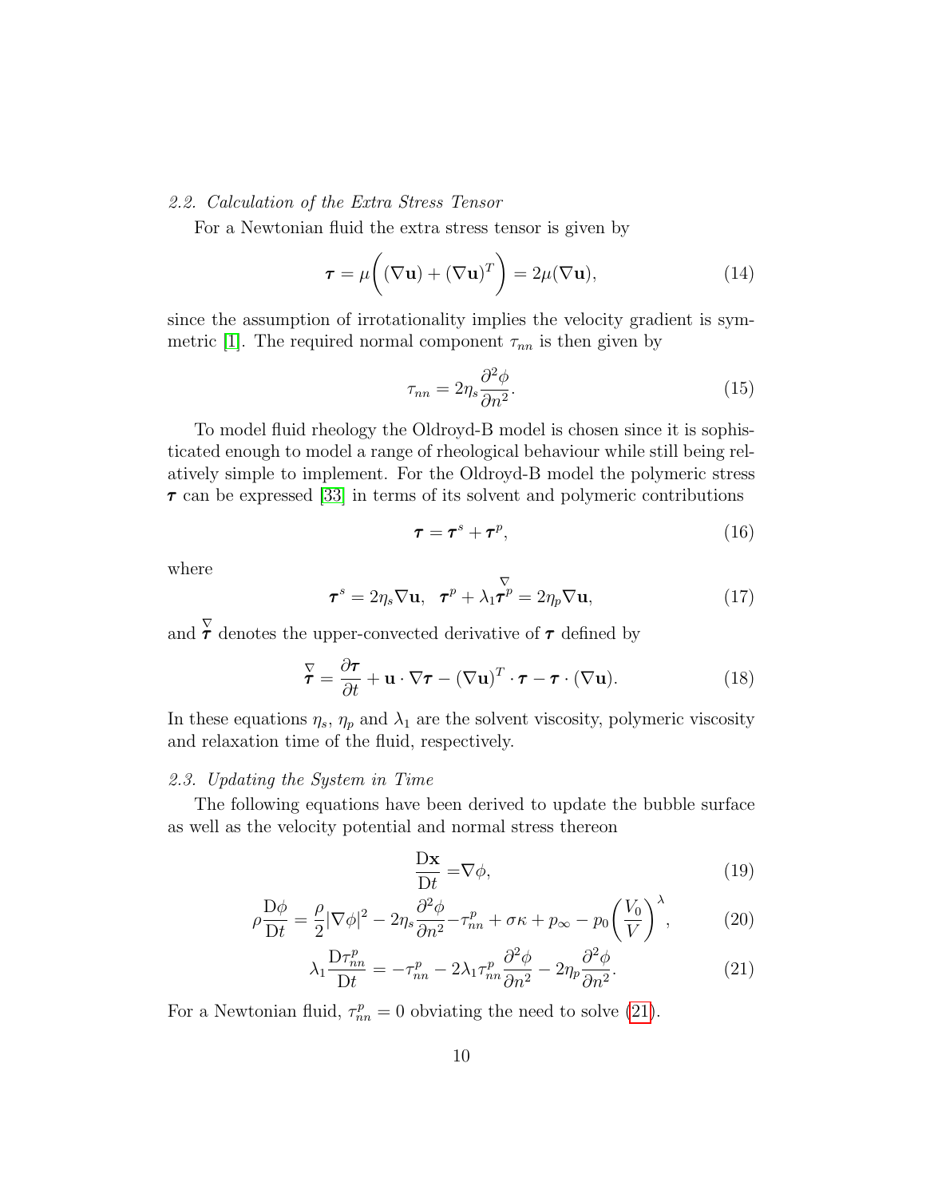### 2.2. Calculation of the Extra Stress Tensor

For a Newtonian fluid the extra stress tensor is given by

$$\boldsymbol{\tau} = \mu\bigg((\nabla\mathbf{u}) + (\nabla\mathbf{u})^T\bigg) = 2\mu(\nabla\mathbf{u}), \tag{14}$$

since the assumption of irrotationality implies the velocity gradient is symmetric [1]. The required normal component $\tau_{nn}$ is then given by

$$\tau_{nn} = 2\eta_s \frac{\partial^2 \phi}{\partial n^2}. \tag{15}$$

To model fluid rheology the Oldroyd-B model is chosen since it is sophisticated enough to model a range of rheological behaviour while still being relatively simple to implement. For the Oldroyd-B model the polymeric stress $\boldsymbol{\tau}$ can be expressed [33] in terms of its solvent and polymeric contributions

$$\boldsymbol{\tau} = \boldsymbol{\tau}^s + \boldsymbol{\tau}^p, \tag{16}$$

where

$$\boldsymbol{\tau}^s = 2\eta_s \nabla\mathbf{u}, \quad \boldsymbol{\tau}^p + \lambda_1 \overset{\nabla}{\boldsymbol{\tau}^p} = 2\eta_p \nabla\mathbf{u}, \tag{17}$$

and $\overset{\nabla}{\boldsymbol{\tau}}$ denotes the upper-convected derivative of $\boldsymbol{\tau}$ defined by

$$\overset{\nabla}{\boldsymbol{\tau}} = \frac{\partial \boldsymbol{\tau}}{\partial t} + \mathbf{u}\cdot\nabla\boldsymbol{\tau} - (\nabla\mathbf{u})^T\cdot\boldsymbol{\tau} - \boldsymbol{\tau}\cdot(\nabla\mathbf{u}). \tag{18}$$

In these equations $\eta_s$, $\eta_p$ and $\lambda_1$ are the solvent viscosity, polymeric viscosity and relaxation time of the fluid, respectively.

### 2.3. Updating the System in Time

The following equations have been derived to update the bubble surface as well as the velocity potential and normal stress thereon

$$\frac{\mathrm{D}\mathbf{x}}{\mathrm{D}t} = \nabla\phi, \tag{19}$$

$$\rho\frac{\mathrm{D}\phi}{\mathrm{D}t} = \frac{\rho}{2}|\nabla\phi|^2 - 2\eta_s\frac{\partial^2\phi}{\partial n^2} - \tau^p_{nn} + \sigma\kappa + p_\infty - p_0\bigg(\frac{V_0}{V}\bigg)^\lambda, \tag{20}$$

$$\lambda_1\frac{\mathrm{D}\tau^p_{nn}}{\mathrm{D}t} = -\tau^p_{nn} - 2\lambda_1\tau^p_{nn}\frac{\partial^2\phi}{\partial n^2} - 2\eta_p\frac{\partial^2\phi}{\partial n^2}. \tag{21}$$

For a Newtonian fluid, $\tau^p_{nn} = 0$ obviating the need to solve (21).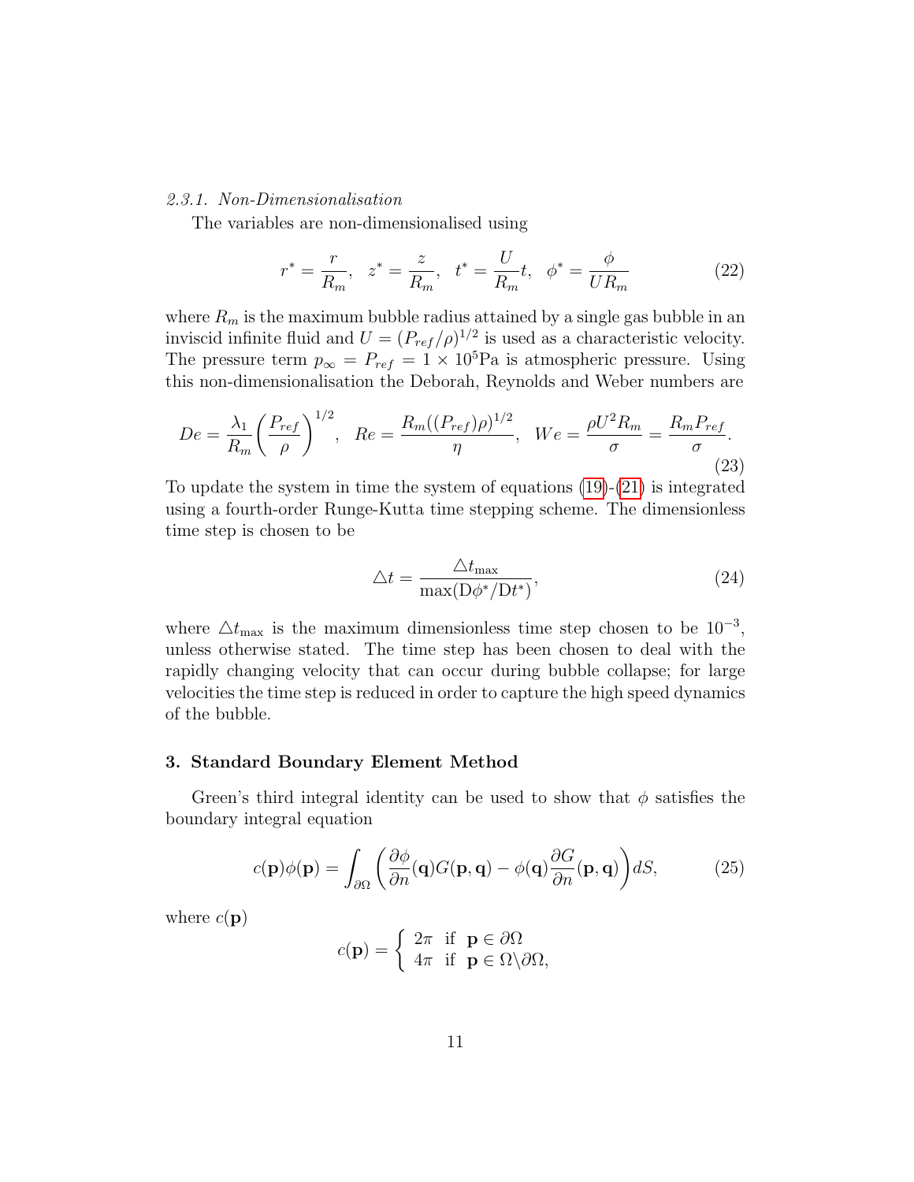*2.3.1. Non-Dimensionalisation*

The variables are non-dimensionalised using

$$r^* = \frac{r}{R_m}, \quad z^* = \frac{z}{R_m}, \quad t^* = \frac{U}{R_m}t, \quad \phi^* = \frac{\phi}{UR_m} \tag{22}$$

where $R_m$ is the maximum bubble radius attained by a single gas bubble in an inviscid infinite fluid and $U = (P_{ref}/\rho)^{1/2}$ is used as a characteristic velocity. The pressure term $p_\infty = P_{ref} = 1 \times 10^5$Pa is atmospheric pressure. Using this non-dimensionalisation the Deborah, Reynolds and Weber numbers are

$$De = \frac{\lambda_1}{R_m}\left(\frac{P_{ref}}{\rho}\right)^{1/2}, \quad Re = \frac{R_m((P_{ref})\rho)^{1/2}}{\eta}, \quad We = \frac{\rho U^2 R_m}{\sigma} = \frac{R_m P_{ref}}{\sigma}. \tag{23}$$

To update the system in time the system of equations (19)-(21) is integrated using a fourth-order Runge-Kutta time stepping scheme. The dimensionless time step is chosen to be

$$\triangle t = \frac{\triangle t_{\max}}{\max(\mathrm{D}\phi^*/\mathrm{D}t^*)}, \tag{24}$$

where $\triangle t_{\max}$ is the maximum dimensionless time step chosen to be $10^{-3}$, unless otherwise stated. The time step has been chosen to deal with the rapidly changing velocity that can occur during bubble collapse; for large velocities the time step is reduced in order to capture the high speed dynamics of the bubble.

## 3. Standard Boundary Element Method

Green's third integral identity can be used to show that $\phi$ satisfies the boundary integral equation

$$c(\mathbf{p})\phi(\mathbf{p}) = \int_{\partial\Omega}\left(\frac{\partial\phi}{\partial n}(\mathbf{q})G(\mathbf{p},\mathbf{q}) - \phi(\mathbf{q})\frac{\partial G}{\partial n}(\mathbf{p},\mathbf{q})\right)dS, \tag{25}$$

where $c(\mathbf{p})$

$$c(\mathbf{p}) = \begin{cases} 2\pi & \text{if } \mathbf{p} \in \partial\Omega \\ 4\pi & \text{if } \mathbf{p} \in \Omega\backslash\partial\Omega, \end{cases}$$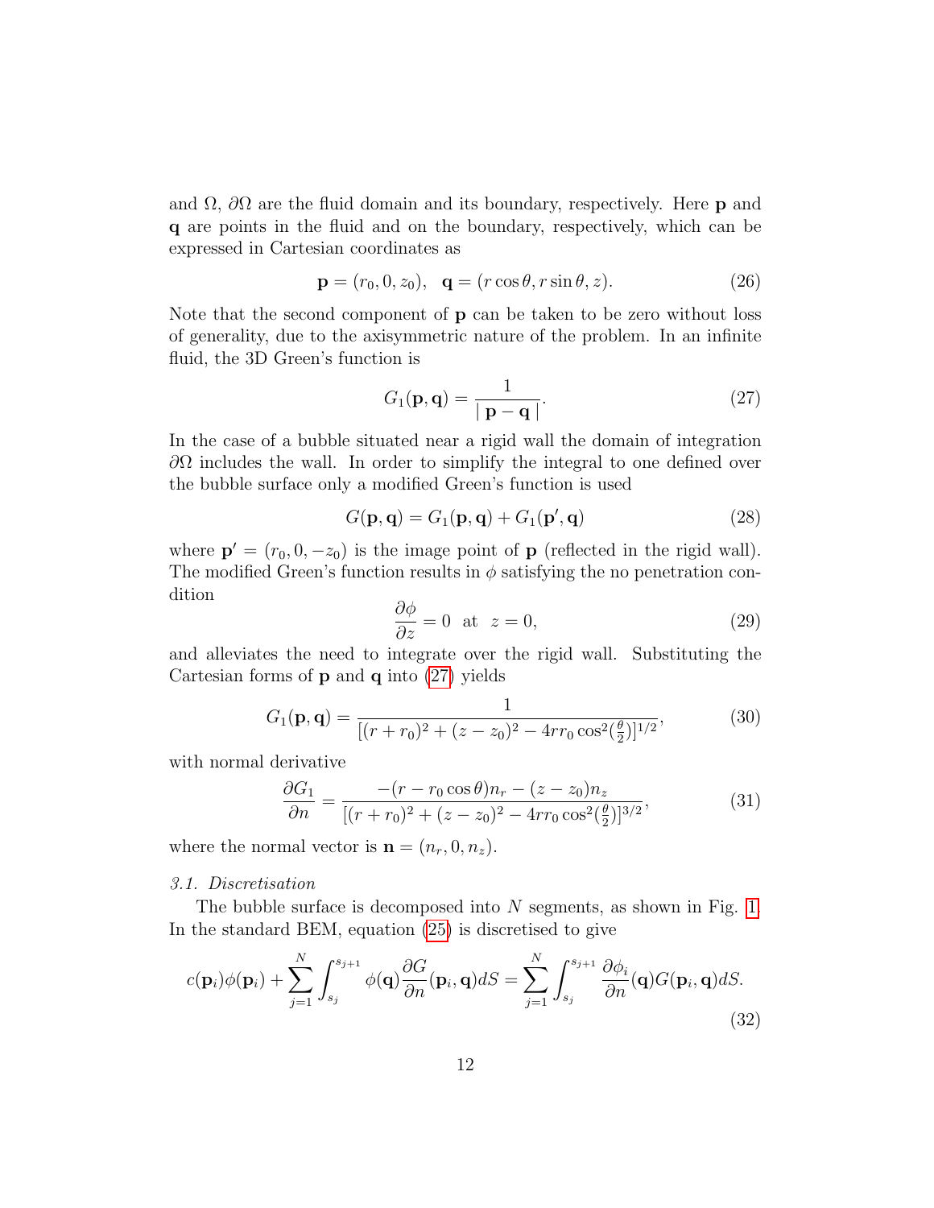and $\Omega$, $\partial\Omega$ are the fluid domain and its boundary, respectively. Here $\mathbf{p}$ and $\mathbf{q}$ are points in the fluid and on the boundary, respectively, which can be expressed in Cartesian coordinates as

$$\mathbf{p} = (r_0, 0, z_0), \quad \mathbf{q} = (r\cos\theta, r\sin\theta, z). \tag{26}$$

Note that the second component of $\mathbf{p}$ can be taken to be zero without loss of generality, due to the axisymmetric nature of the problem. In an infinite fluid, the 3D Green's function is

$$G_1(\mathbf{p}, \mathbf{q}) = \frac{1}{\mid \mathbf{p} - \mathbf{q} \mid}. \tag{27}$$

In the case of a bubble situated near a rigid wall the domain of integration $\partial\Omega$ includes the wall. In order to simplify the integral to one defined over the bubble surface only a modified Green's function is used

$$G(\mathbf{p}, \mathbf{q}) = G_1(\mathbf{p}, \mathbf{q}) + G_1(\mathbf{p}', \mathbf{q}) \tag{28}$$

where $\mathbf{p}' = (r_0, 0, -z_0)$ is the image point of $\mathbf{p}$ (reflected in the rigid wall). The modified Green's function results in $\phi$ satisfying the no penetration condition

$$\frac{\partial\phi}{\partial z} = 0 \text{ at } z = 0, \tag{29}$$

and alleviates the need to integrate over the rigid wall. Substituting the Cartesian forms of $\mathbf{p}$ and $\mathbf{q}$ into (27) yields

$$G_1(\mathbf{p}, \mathbf{q}) = \frac{1}{[(r + r_0)^2 + (z - z_0)^2 - 4rr_0\cos^2(\frac{\theta}{2})]^{1/2}}, \tag{30}$$

with normal derivative

$$\frac{\partial G_1}{\partial n} = \frac{-(r - r_0\cos\theta)n_r - (z - z_0)n_z}{[(r + r_0)^2 + (z - z_0)^2 - 4rr_0\cos^2(\frac{\theta}{2})]^{3/2}}, \tag{31}$$

where the normal vector is $\mathbf{n} = (n_r, 0, n_z)$.

### *3.1. Discretisation*

The bubble surface is decomposed into $N$ segments, as shown in Fig. 1. In the standard BEM, equation (25) is discretised to give

$$c(\mathbf{p}_i)\phi(\mathbf{p}_i) + \sum_{j=1}^{N}\int_{s_j}^{s_{j+1}} \phi(\mathbf{q})\frac{\partial G}{\partial n}(\mathbf{p}_i, \mathbf{q})dS = \sum_{j=1}^{N}\int_{s_j}^{s_{j+1}} \frac{\partial\phi_i}{\partial n}(\mathbf{q})G(\mathbf{p}_i, \mathbf{q})dS. \tag{32}$$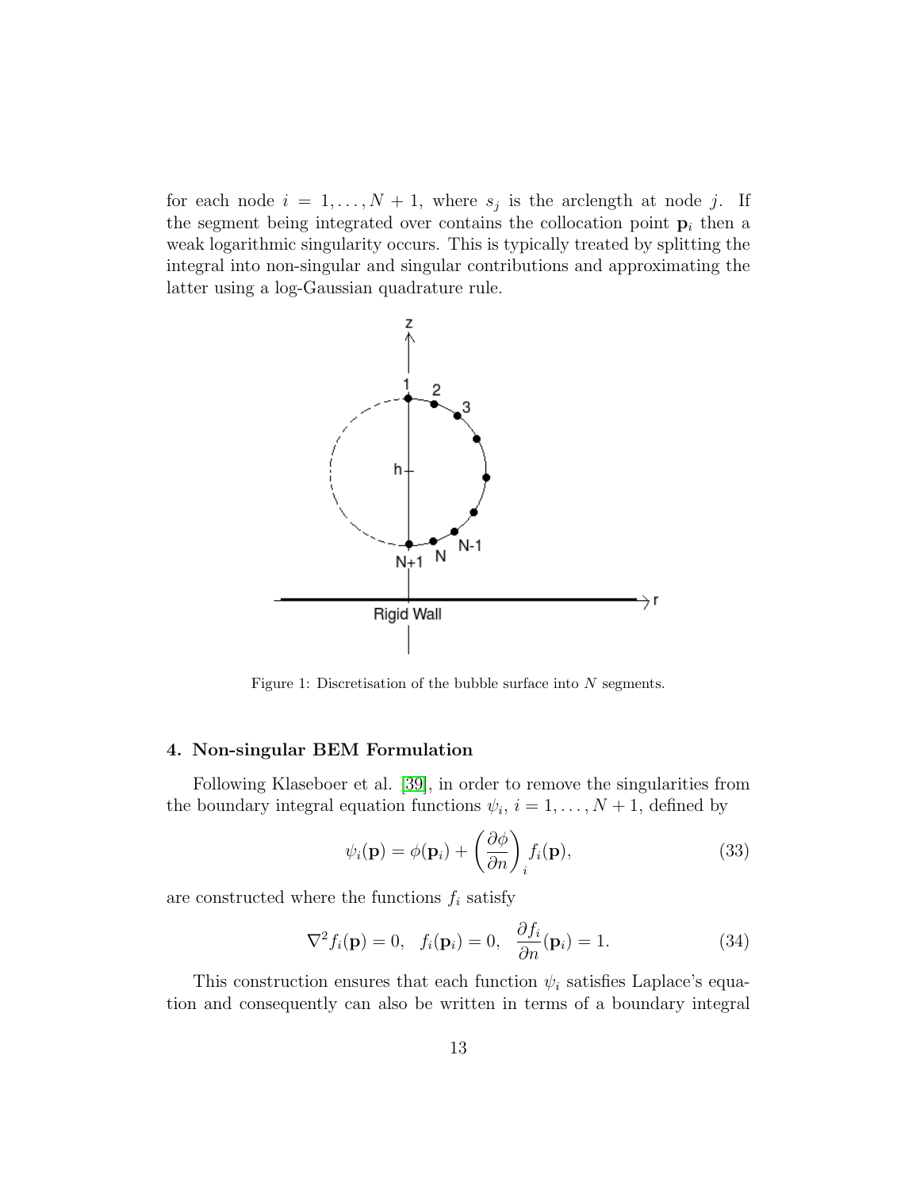for each node $i = 1, \ldots, N+1$, where $s_j$ is the arclength at node $j$. If the segment being integrated over contains the collocation point $\mathbf{p}_i$ then a weak logarithmic singularity occurs. This is typically treated by splitting the integral into non-singular and singular contributions and approximating the latter using a log-Gaussian quadrature rule.

Figure 1: Discretisation of the bubble surface into $N$ segments.

## 4. Non-singular BEM Formulation

Following Klaseboer et al. [39], in order to remove the singularities from the boundary integral equation functions $\psi_i$, $i = 1, \ldots, N+1$, defined by

$$\psi_i(\mathbf{p}) = \phi(\mathbf{p}_i) + \left(\frac{\partial \phi}{\partial n}\right)_i f_i(\mathbf{p}), \tag{33}$$

are constructed where the functions $f_i$ satisfy

$$\nabla^2 f_i(\mathbf{p}) = 0, \quad f_i(\mathbf{p}_i) = 0, \quad \frac{\partial f_i}{\partial n}(\mathbf{p}_i) = 1. \tag{34}$$

This construction ensures that each function $\psi_i$ satisfies Laplace's equation and consequently can also be written in terms of a boundary integral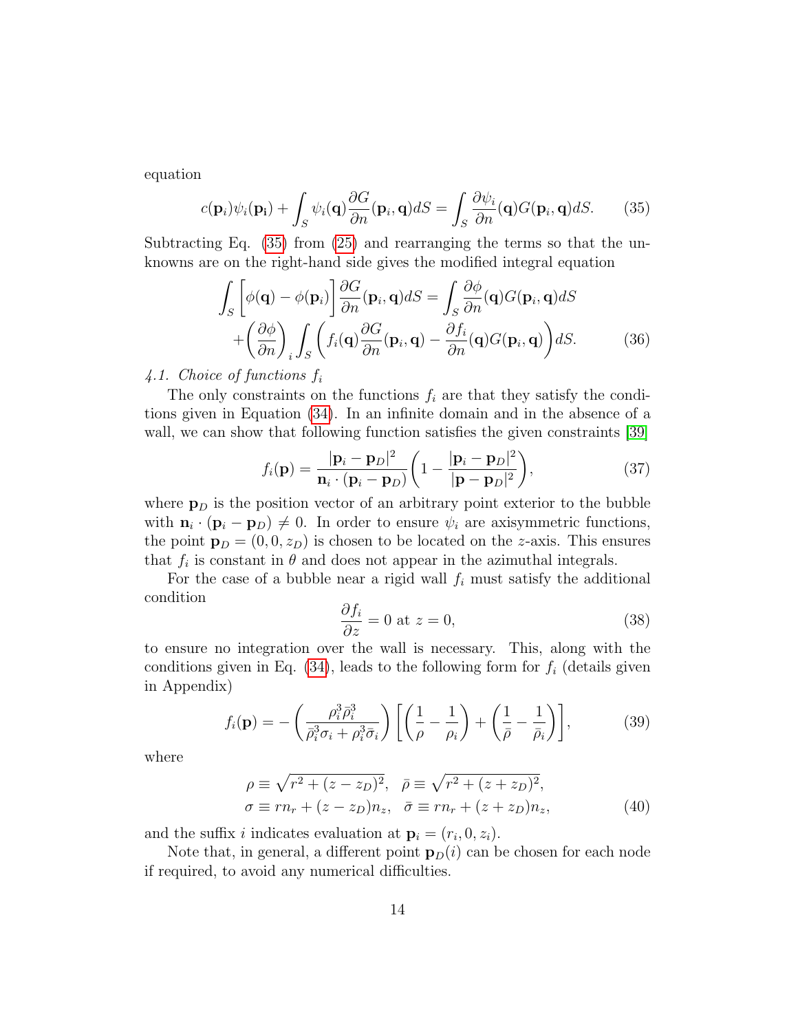equation

$$c(\mathbf{p}_i)\psi_i(\mathbf{p_i}) + \int_S \psi_i(\mathbf{q})\frac{\partial G}{\partial n}(\mathbf{p}_i, \mathbf{q})dS = \int_S \frac{\partial \psi_i}{\partial n}(\mathbf{q})G(\mathbf{p}_i, \mathbf{q})dS. \tag{35}$$

Subtracting Eq. (35) from (25) and rearranging the terms so that the unknowns are on the right-hand side gives the modified integral equation

$$\int_S \left[\phi(\mathbf{q}) - \phi(\mathbf{p}_i)\right]\frac{\partial G}{\partial n}(\mathbf{p}_i, \mathbf{q})dS = \int_S \frac{\partial \phi}{\partial n}(\mathbf{q})G(\mathbf{p}_i, \mathbf{q})dS$$
$$+\left(\frac{\partial \phi}{\partial n}\right)_i \int_S \left(f_i(\mathbf{q})\frac{\partial G}{\partial n}(\mathbf{p}_i, \mathbf{q}) - \frac{\partial f_i}{\partial n}(\mathbf{q})G(\mathbf{p}_i, \mathbf{q})\right)dS. \tag{36}$$

*4.1. Choice of functions $f_i$*

The only constraints on the functions $f_i$ are that they satisfy the conditions given in Equation (34). In an infinite domain and in the absence of a wall, we can show that following function satisfies the given constraints [39]

$$f_i(\mathbf{p}) = \frac{|\mathbf{p}_i - \mathbf{p}_D|^2}{\mathbf{n}_i \cdot (\mathbf{p}_i - \mathbf{p}_D)}\left(1 - \frac{|\mathbf{p}_i - \mathbf{p}_D|^2}{|\mathbf{p} - \mathbf{p}_D|^2}\right), \tag{37}$$

where $\mathbf{p}_D$ is the position vector of an arbitrary point exterior to the bubble with $\mathbf{n}_i \cdot (\mathbf{p}_i - \mathbf{p}_D) \neq 0$. In order to ensure $\psi_i$ are axisymmetric functions, the point $\mathbf{p}_D = (0, 0, z_D)$ is chosen to be located on the $z$-axis. This ensures that $f_i$ is constant in $\theta$ and does not appear in the azimuthal integrals.

For the case of a bubble near a rigid wall $f_i$ must satisfy the additional condition

$$\frac{\partial f_i}{\partial z} = 0 \text{ at } z = 0, \tag{38}$$

to ensure no integration over the wall is necessary. This, along with the conditions given in Eq. (34), leads to the following form for $f_i$ (details given in Appendix)

$$f_i(\mathbf{p}) = -\left(\frac{\rho_i^3\bar{\rho}_i^3}{\bar{\rho}_i^3\sigma_i + \rho_i^3\bar{\sigma}_i}\right)\left[\left(\frac{1}{\rho} - \frac{1}{\rho_i}\right) + \left(\frac{1}{\bar{\rho}} - \frac{1}{\bar{\rho}_i}\right)\right], \tag{39}$$

where

$$\rho \equiv \sqrt{r^2 + (z - z_D)^2}, \quad \bar{\rho} \equiv \sqrt{r^2 + (z + z_D)^2},$$
$$\sigma \equiv rn_r + (z - z_D)n_z, \quad \bar{\sigma} \equiv rn_r + (z + z_D)n_z, \tag{40}$$

and the suffix $i$ indicates evaluation at $\mathbf{p}_i = (r_i, 0, z_i)$.

Note that, in general, a different point $\mathbf{p}_D(i)$ can be chosen for each node if required, to avoid any numerical difficulties.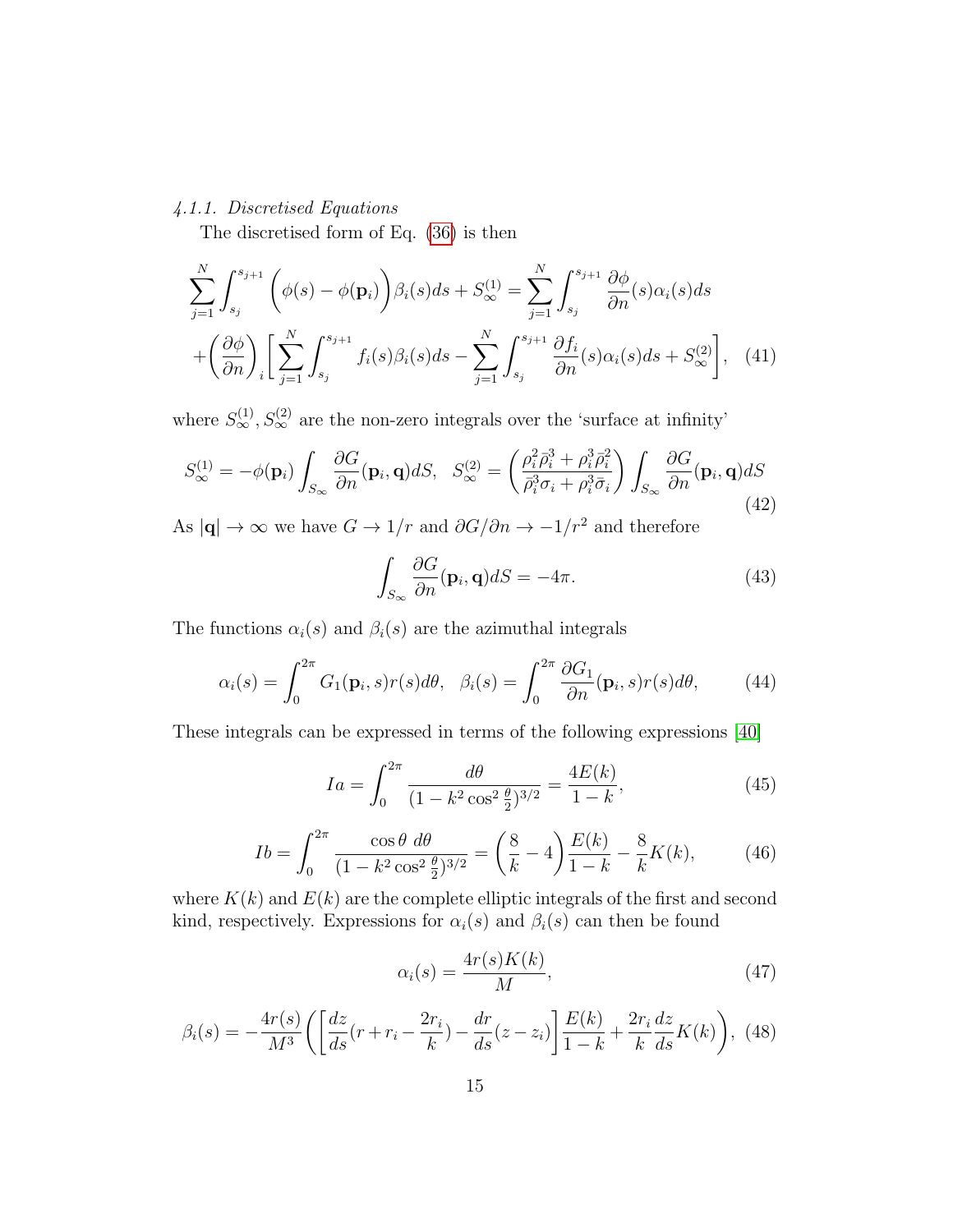#### 4.1.1. Discretised Equations

The discretised form of Eq. (36) is then

$$\sum_{j=1}^{N}\int_{s_j}^{s_{j+1}}\Big(\phi(s)-\phi(\mathbf{p}_i)\Big)\beta_i(s)ds+S_\infty^{(1)}=\sum_{j=1}^{N}\int_{s_j}^{s_{j+1}}\frac{\partial\phi}{\partial n}(s)\alpha_i(s)ds$$
$$+\Big(\frac{\partial\phi}{\partial n}\Big)_i\Bigg[\sum_{j=1}^{N}\int_{s_j}^{s_{j+1}}f_i(s)\beta_i(s)ds-\sum_{j=1}^{N}\int_{s_j}^{s_{j+1}}\frac{\partial f_i}{\partial n}(s)\alpha_i(s)ds+S_\infty^{(2)}\Bigg],\quad (41)$$

where $S_\infty^{(1)}, S_\infty^{(2)}$ are the non-zero integrals over the 'surface at infinity'

$$S_\infty^{(1)}=-\phi(\mathbf{p}_i)\int_{S_\infty}\frac{\partial G}{\partial n}(\mathbf{p}_i,\mathbf{q})dS,\quad S_\infty^{(2)}=\left(\frac{\rho_i^2\bar{\rho}_i^3+\rho_i^3\bar{\rho}_i^2}{\bar{\rho}_i^3\sigma_i+\rho_i^3\bar{\sigma}_i}\right)\int_{S_\infty}\frac{\partial G}{\partial n}(\mathbf{p}_i,\mathbf{q})dS \quad (42)$$

As $|\mathbf{q}|\to\infty$ we have $G\to 1/r$ and $\partial G/\partial n\to -1/r^2$ and therefore

$$\int_{S_\infty}\frac{\partial G}{\partial n}(\mathbf{p}_i,\mathbf{q})dS=-4\pi. \quad (43)$$

The functions $\alpha_i(s)$ and $\beta_i(s)$ are the azimuthal integrals

$$\alpha_i(s)=\int_0^{2\pi}G_1(\mathbf{p}_i,s)r(s)d\theta,\quad \beta_i(s)=\int_0^{2\pi}\frac{\partial G_1}{\partial n}(\mathbf{p}_i,s)r(s)d\theta, \quad (44)$$

These integrals can be expressed in terms of the following expressions [40]

$$Ia=\int_0^{2\pi}\frac{d\theta}{(1-k^2\cos^2\frac{\theta}{2})^{3/2}}=\frac{4E(k)}{1-k}, \quad (45)$$

$$Ib=\int_0^{2\pi}\frac{\cos\theta\ d\theta}{(1-k^2\cos^2\frac{\theta}{2})^{3/2}}=\left(\frac{8}{k}-4\right)\frac{E(k)}{1-k}-\frac{8}{k}K(k), \quad (46)$$

where $K(k)$ and $E(k)$ are the complete elliptic integrals of the first and second kind, respectively. Expressions for $\alpha_i(s)$ and $\beta_i(s)$ can then be found

$$\alpha_i(s)=\frac{4r(s)K(k)}{M}, \quad (47)$$

$$\beta_i(s)=-\frac{4r(s)}{M^3}\left(\left[\frac{dz}{ds}(r+r_i-\frac{2r_i}{k})-\frac{dr}{ds}(z-z_i)\right]\frac{E(k)}{1-k}+\frac{2r_i}{k}\frac{dz}{ds}K(k)\right), \quad (48)$$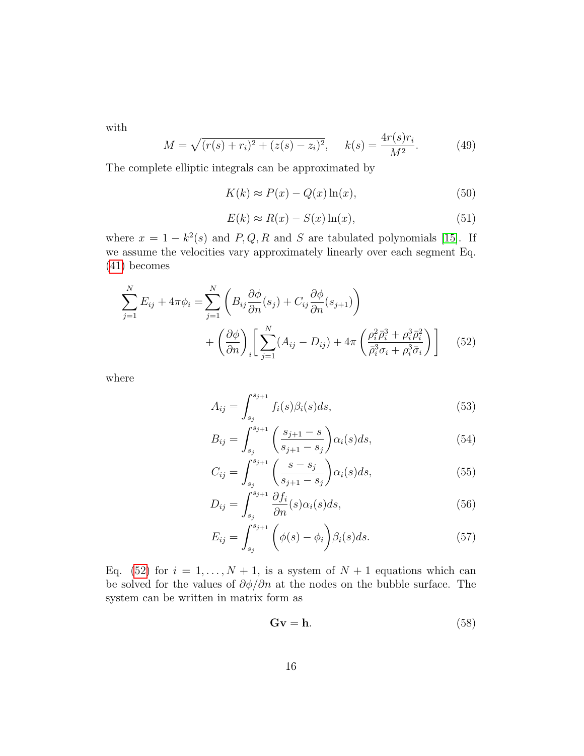with

$$M = \sqrt{(r(s) + r_i)^2 + (z(s) - z_i)^2}, \quad k(s) = \frac{4r(s)r_i}{M^2}. \tag{49}$$

The complete elliptic integrals can be approximated by

$$K(k) \approx P(x) - Q(x)\ln(x), \tag{50}$$

$$E(k) \approx R(x) - S(x)\ln(x), \tag{51}$$

where $x = 1 - k^2(s)$ and $P, Q, R$ and $S$ are tabulated polynomials [15]. If we assume the velocities vary approximately linearly over each segment Eq. (41) becomes

$$\begin{aligned}\sum_{j=1}^{N} E_{ij} + 4\pi\phi_i =& \sum_{j=1}^{N}\left(B_{ij}\frac{\partial\phi}{\partial n}(s_j) + C_{ij}\frac{\partial\phi}{\partial n}(s_{j+1})\right) \\ &+ \left(\frac{\partial\phi}{\partial n}\right)_i\left[\sum_{j=1}^{N}(A_{ij} - D_{ij}) + 4\pi\left(\frac{\rho_i^2\bar{\rho}_i^3 + \rho_i^3\bar{\rho}_i^2}{\bar{\rho}_i^3\sigma_i + \rho_i^3\bar{\sigma}_i}\right)\right]\end{aligned} \tag{52}$$

where

$$A_{ij} = \int_{s_j}^{s_{j+1}} f_i(s)\beta_i(s)ds, \tag{53}$$

$$B_{ij} = \int_{s_j}^{s_{j+1}} \left(\frac{s_{j+1} - s}{s_{j+1} - s_j}\right)\alpha_i(s)ds, \tag{54}$$

$$C_{ij} = \int_{s_j}^{s_{j+1}} \left(\frac{s - s_j}{s_{j+1} - s_j}\right)\alpha_i(s)ds, \tag{55}$$

$$D_{ij} = \int_{s_j}^{s_{j+1}} \frac{\partial f_i}{\partial n}(s)\alpha_i(s)ds, \tag{56}$$

$$E_{ij} = \int_{s_j}^{s_{j+1}} \Big(\phi(s) - \phi_i\Big)\beta_i(s)ds. \tag{57}$$

Eq. (52) for $i = 1, \ldots, N+1$, is a system of $N+1$ equations which can be solved for the values of $\partial\phi/\partial n$ at the nodes on the bubble surface. The system can be written in matrix form as

$$\mathbf{G}\mathbf{v} = \mathbf{h}. \tag{58}$$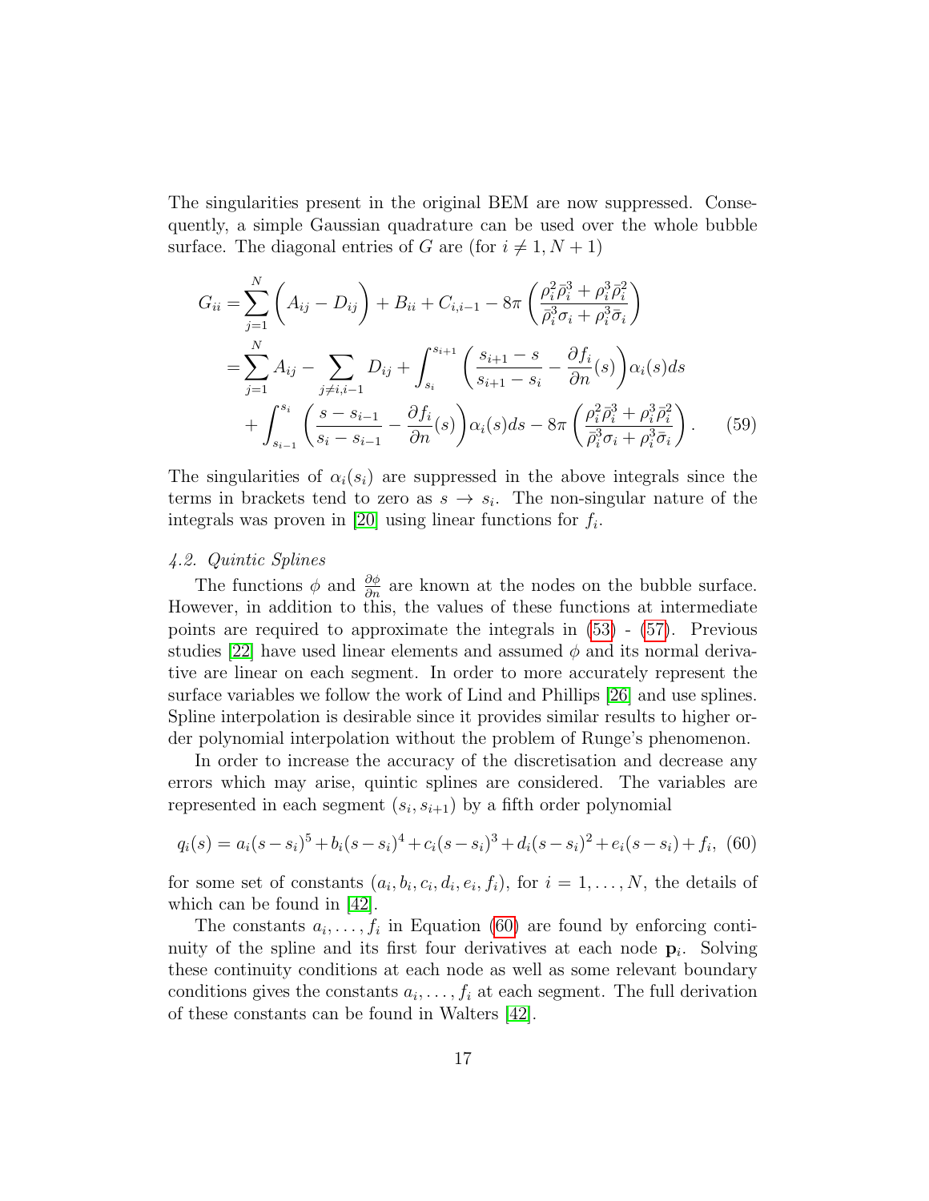The singularities present in the original BEM are now suppressed. Consequently, a simple Gaussian quadrature can be used over the whole bubble surface. The diagonal entries of $G$ are (for $i \neq 1, N+1$)

$$
\begin{aligned}
G_{ii} =& \sum_{j=1}^{N} \left( A_{ij} - D_{ij} \right) + B_{ii} + C_{i,i-1} - 8\pi \left( \frac{\rho_i^2 \bar{\rho}_i^3 + \rho_i^3 \bar{\rho}_i^2}{\bar{\rho}_i^3 \sigma_i + \rho_i^3 \bar{\sigma}_i} \right) \\
=& \sum_{j=1}^{N} A_{ij} - \sum_{j \neq i, i-1} D_{ij} + \int_{s_i}^{s_{i+1}} \left( \frac{s_{i+1} - s}{s_{i+1} - s_i} - \frac{\partial f_i}{\partial n}(s) \right) \alpha_i(s) ds \\
&+ \int_{s_{i-1}}^{s_i} \left( \frac{s - s_{i-1}}{s_i - s_{i-1}} - \frac{\partial f_i}{\partial n}(s) \right) \alpha_i(s) ds - 8\pi \left( \frac{\rho_i^2 \bar{\rho}_i^3 + \rho_i^3 \bar{\rho}_i^2}{\bar{\rho}_i^3 \sigma_i + \rho_i^3 \bar{\sigma}_i} \right). \qquad (59)
\end{aligned}
$$

The singularities of $\alpha_i(s_i)$ are suppressed in the above integrals since the terms in brackets tend to zero as $s \to s_i$. The non-singular nature of the integrals was proven in [20] using linear functions for $f_i$.

#### 4.2. Quintic Splines

The functions $\phi$ and $\frac{\partial \phi}{\partial n}$ are known at the nodes on the bubble surface. However, in addition to this, the values of these functions at intermediate points are required to approximate the integrals in (53) - (57). Previous studies [22] have used linear elements and assumed $\phi$ and its normal derivative are linear on each segment. In order to more accurately represent the surface variables we follow the work of Lind and Phillips [26] and use splines. Spline interpolation is desirable since it provides similar results to higher order polynomial interpolation without the problem of Runge's phenomenon.

In order to increase the accuracy of the discretisation and decrease any errors which may arise, quintic splines are considered. The variables are represented in each segment $(s_i, s_{i+1})$ by a fifth order polynomial

$$
q_i(s) = a_i(s - s_i)^5 + b_i(s - s_i)^4 + c_i(s - s_i)^3 + d_i(s - s_i)^2 + e_i(s - s_i) + f_i, \quad (60)
$$

for some set of constants $(a_i, b_i, c_i, d_i, e_i, f_i)$, for $i = 1, \ldots, N$, the details of which can be found in [42].

The constants $a_i, \ldots, f_i$ in Equation (60) are found by enforcing continuity of the spline and its first four derivatives at each node $\mathbf{p}_i$. Solving these continuity conditions at each node as well as some relevant boundary conditions gives the constants $a_i, \ldots, f_i$ at each segment. The full derivation of these constants can be found in Walters [42].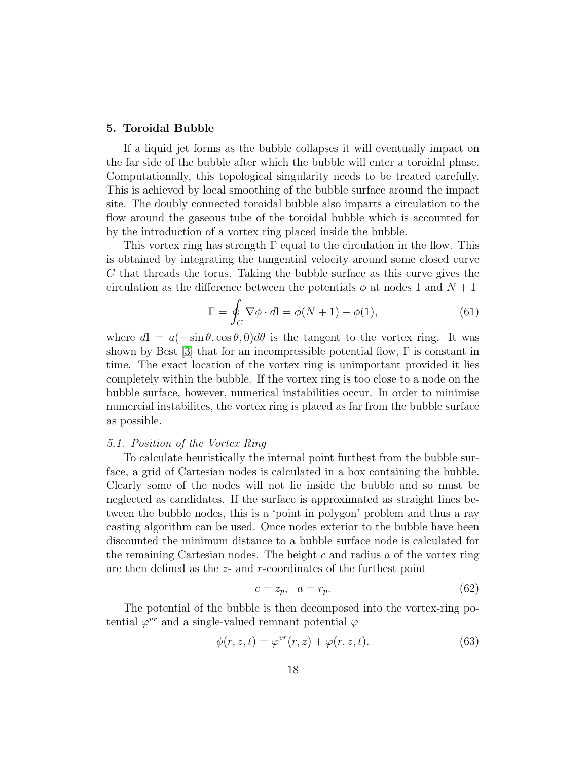## 5. Toroidal Bubble

If a liquid jet forms as the bubble collapses it will eventually impact on the far side of the bubble after which the bubble will enter a toroidal phase. Computationally, this topological singularity needs to be treated carefully. This is achieved by local smoothing of the bubble surface around the impact site. The doubly connected toroidal bubble also imparts a circulation to the flow around the gaseous tube of the toroidal bubble which is accounted for by the introduction of a vortex ring placed inside the bubble.

This vortex ring has strength $\Gamma$ equal to the circulation in the flow. This is obtained by integrating the tangential velocity around some closed curve $C$ that threads the torus. Taking the bubble surface as this curve gives the circulation as the difference between the potentials $\phi$ at nodes 1 and $N+1$

$$\Gamma = \oint_C \nabla\phi \cdot d\mathbf{l} = \phi(N+1) - \phi(1), \tag{61}$$

where $d\mathbf{l} = a(-\sin\theta, \cos\theta, 0)d\theta$ is the tangent to the vortex ring. It was shown by Best [3] that for an incompressible potential flow, $\Gamma$ is constant in time. The exact location of the vortex ring is unimportant provided it lies completely within the bubble. If the vortex ring is too close to a node on the bubble surface, however, numerical instabilities occur. In order to minimise numercial instabilites, the vortex ring is placed as far from the bubble surface as possible.

### *5.1. Position of the Vortex Ring*

To calculate heuristically the internal point furthest from the bubble surface, a grid of Cartesian nodes is calculated in a box containing the bubble. Clearly some of the nodes will not lie inside the bubble and so must be neglected as candidates. If the surface is approximated as straight lines between the bubble nodes, this is a 'point in polygon' problem and thus a ray casting algorithm can be used. Once nodes exterior to the bubble have been discounted the minimum distance to a bubble surface node is calculated for the remaining Cartesian nodes. The height $c$ and radius $a$ of the vortex ring are then defined as the $z$- and $r$-coordinates of the furthest point

$$c = z_p, \quad a = r_p. \tag{62}$$

The potential of the bubble is then decomposed into the vortex-ring potential $\varphi^{vr}$ and a single-valued remnant potential $\varphi$

$$\phi(r, z, t) = \varphi^{vr}(r, z) + \varphi(r, z, t). \tag{63}$$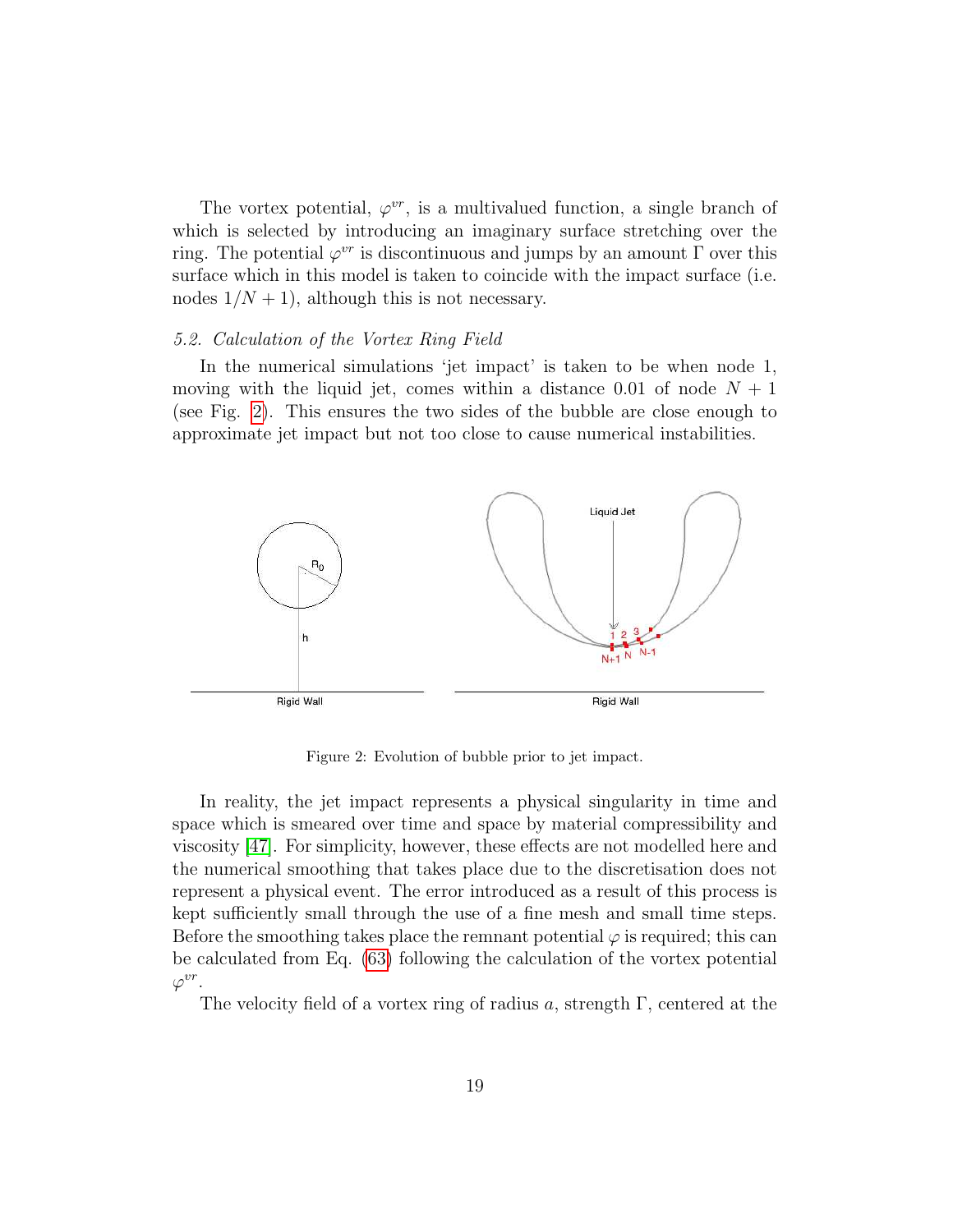The vortex potential, $\varphi^{vr}$, is a multivalued function, a single branch of which is selected by introducing an imaginary surface stretching over the ring. The potential $\varphi^{vr}$ is discontinuous and jumps by an amount $\Gamma$ over this surface which in this model is taken to coincide with the impact surface (i.e. nodes $1/N+1$), although this is not necessary.

### 5.2. Calculation of the Vortex Ring Field

In the numerical simulations 'jet impact' is taken to be when node 1, moving with the liquid jet, comes within a distance 0.01 of node $N+1$ (see Fig. 2). This ensures the two sides of the bubble are close enough to approximate jet impact but not too close to cause numerical instabilities.

Figure 2: Evolution of bubble prior to jet impact.

In reality, the jet impact represents a physical singularity in time and space which is smeared over time and space by material compressibility and viscosity [47]. For simplicity, however, these effects are not modelled here and the numerical smoothing that takes place due to the discretisation does not represent a physical event. The error introduced as a result of this process is kept sufficiently small through the use of a fine mesh and small time steps. Before the smoothing takes place the remnant potential $\varphi$ is required; this can be calculated from Eq. (63) following the calculation of the vortex potential $\varphi^{vr}$.

The velocity field of a vortex ring of radius $a$, strength $\Gamma$, centered at the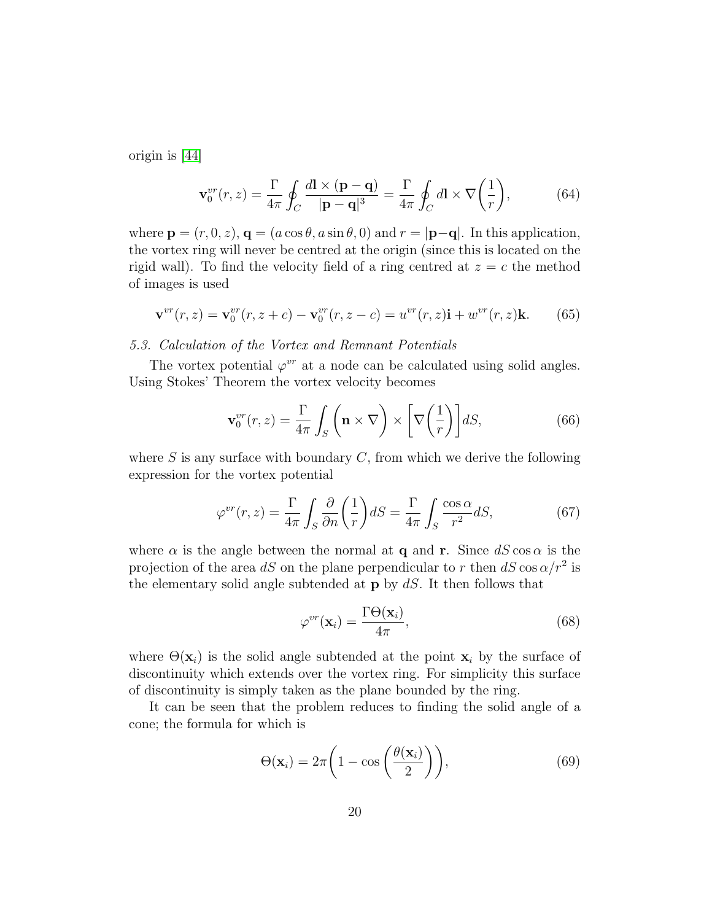origin is [44]

$$\mathbf{v}_0^{vr}(r,z) = \frac{\Gamma}{4\pi}\oint_C \frac{d\mathbf{l}\times(\mathbf{p}-\mathbf{q})}{|\mathbf{p}-\mathbf{q}|^3} = \frac{\Gamma}{4\pi}\oint_C d\mathbf{l}\times\nabla\left(\frac{1}{r}\right), \tag{64}$$

where $\mathbf{p} = (r, 0, z)$, $\mathbf{q} = (a\cos\theta, a\sin\theta, 0)$ and $r = |\mathbf{p}-\mathbf{q}|$. In this application, the vortex ring will never be centred at the origin (since this is located on the rigid wall). To find the velocity field of a ring centred at $z = c$ the method of images is used

$$\mathbf{v}^{vr}(r,z) = \mathbf{v}_0^{vr}(r, z+c) - \mathbf{v}_0^{vr}(r, z-c) = u^{vr}(r,z)\mathbf{i} + w^{vr}(r,z)\mathbf{k}. \tag{65}$$

*5.3. Calculation of the Vortex and Remnant Potentials*

The vortex potential $\varphi^{vr}$ at a node can be calculated using solid angles. Using Stokes' Theorem the vortex velocity becomes

$$\mathbf{v}_0^{vr}(r,z) = \frac{\Gamma}{4\pi}\int_S \left(\mathbf{n}\times\nabla\right)\times\left[\nabla\left(\frac{1}{r}\right)\right]dS, \tag{66}$$

where $S$ is any surface with boundary $C$, from which we derive the following expression for the vortex potential

$$\varphi^{vr}(r,z) = \frac{\Gamma}{4\pi}\int_S \frac{\partial}{\partial n}\left(\frac{1}{r}\right)dS = \frac{\Gamma}{4\pi}\int_S \frac{\cos\alpha}{r^2}dS, \tag{67}$$

where $\alpha$ is the angle between the normal at $\mathbf{q}$ and $\mathbf{r}$. Since $dS\cos\alpha$ is the projection of the area $dS$ on the plane perpendicular to $r$ then $dS\cos\alpha/r^2$ is the elementary solid angle subtended at $\mathbf{p}$ by $dS$. It then follows that

$$\varphi^{vr}(\mathbf{x}_i) = \frac{\Gamma\Theta(\mathbf{x}_i)}{4\pi}, \tag{68}$$

where $\Theta(\mathbf{x}_i)$ is the solid angle subtended at the point $\mathbf{x}_i$ by the surface of discontinuity which extends over the vortex ring. For simplicity this surface of discontinuity is simply taken as the plane bounded by the ring.

It can be seen that the problem reduces to finding the solid angle of a cone; the formula for which is

$$\Theta(\mathbf{x}_i) = 2\pi\left(1 - \cos\left(\frac{\theta(\mathbf{x}_i)}{2}\right)\right), \tag{69}$$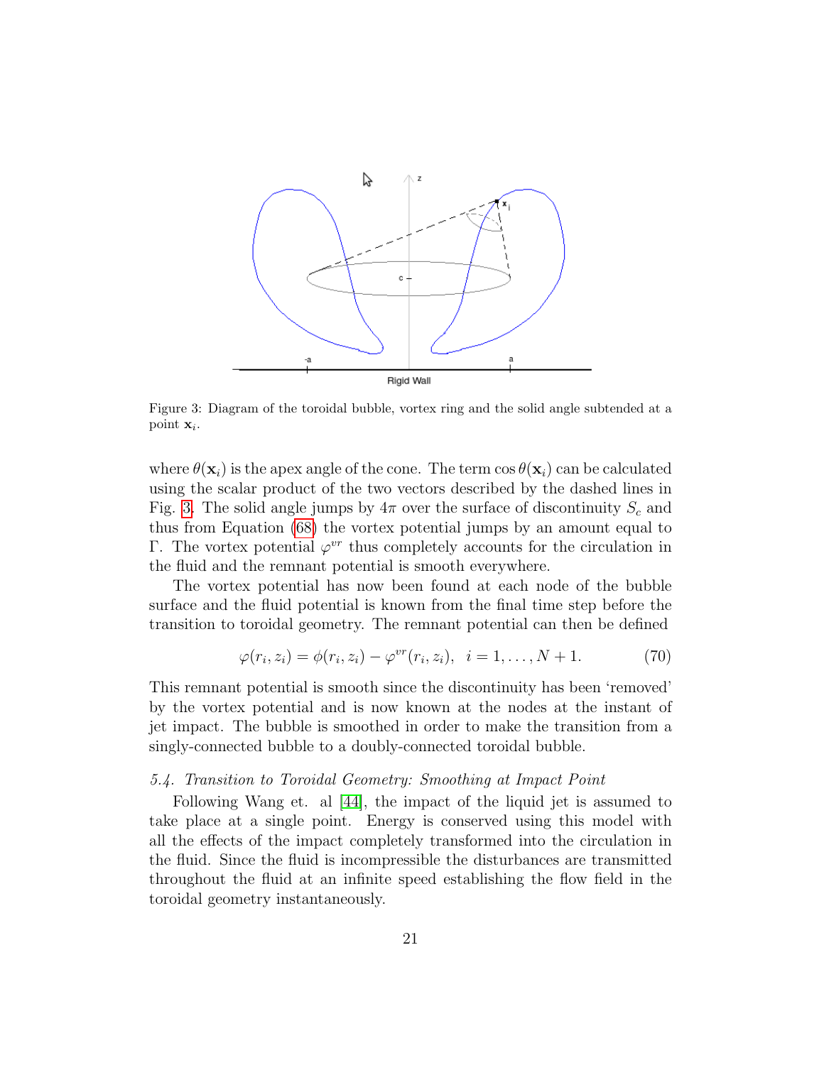Figure 3: Diagram of the toroidal bubble, vortex ring and the solid angle subtended at a point $\mathbf{x}_i$.

where $\theta(\mathbf{x}_i)$ is the apex angle of the cone. The term $\cos\theta(\mathbf{x}_i)$ can be calculated using the scalar product of the two vectors described by the dashed lines in Fig. 3. The solid angle jumps by $4\pi$ over the surface of discontinuity $S_c$ and thus from Equation (68) the vortex potential jumps by an amount equal to $\Gamma$. The vortex potential $\varphi^{vr}$ thus completely accounts for the circulation in the fluid and the remnant potential is smooth everywhere.

The vortex potential has now been found at each node of the bubble surface and the fluid potential is known from the final time step before the transition to toroidal geometry. The remnant potential can then be defined

$$\varphi(r_i, z_i) = \phi(r_i, z_i) - \varphi^{vr}(r_i, z_i), \quad i = 1, \ldots, N+1. \tag{70}$$

This remnant potential is smooth since the discontinuity has been 'removed' by the vortex potential and is now known at the nodes at the instant of jet impact. The bubble is smoothed in order to make the transition from a singly-connected bubble to a doubly-connected toroidal bubble.

### *5.4. Transition to Toroidal Geometry: Smoothing at Impact Point*

Following Wang et. al [44], the impact of the liquid jet is assumed to take place at a single point. Energy is conserved using this model with all the effects of the impact completely transformed into the circulation in the fluid. Since the fluid is incompressible the disturbances are transmitted throughout the fluid at an infinite speed establishing the flow field in the toroidal geometry instantaneously.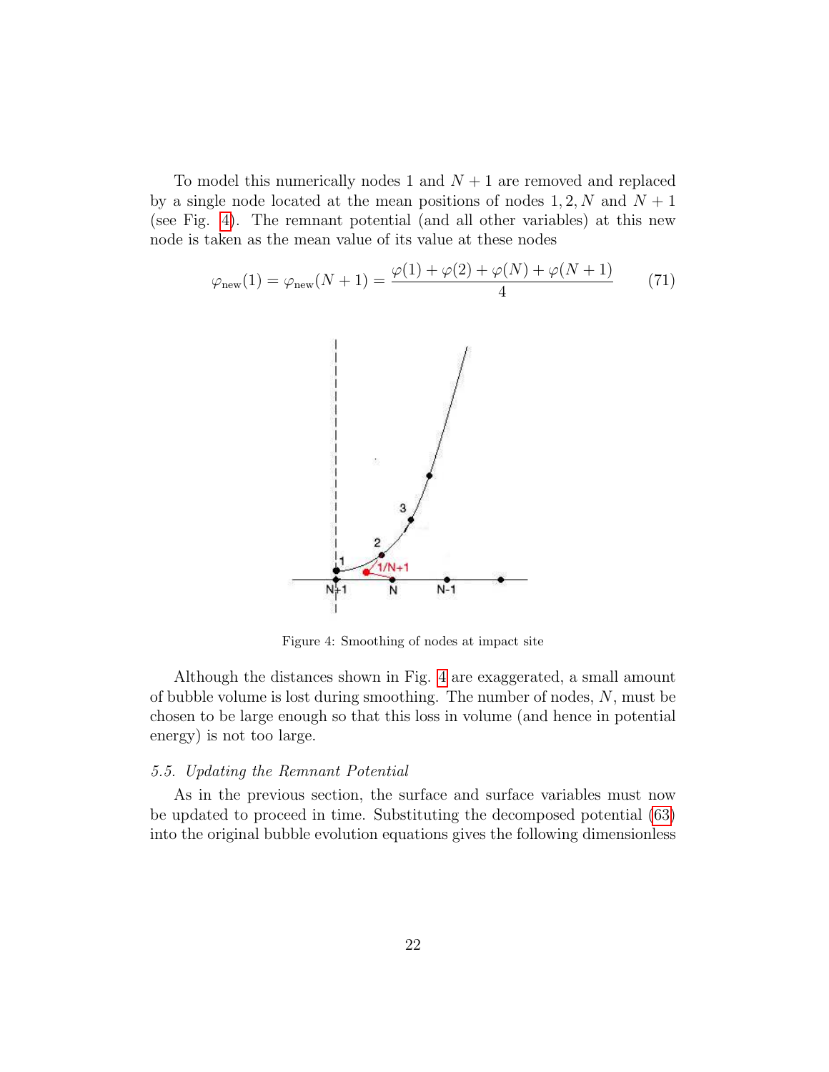To model this numerically nodes 1 and $N+1$ are removed and replaced by a single node located at the mean positions of nodes $1, 2, N$ and $N+1$ (see Fig. 4). The remnant potential (and all other variables) at this new node is taken as the mean value of its value at these nodes

$$\varphi_{\text{new}}(1) = \varphi_{\text{new}}(N+1) = \frac{\varphi(1) + \varphi(2) + \varphi(N) + \varphi(N+1)}{4} \tag{71}$$

Figure 4: Smoothing of nodes at impact site

Although the distances shown in Fig. 4 are exaggerated, a small amount of bubble volume is lost during smoothing. The number of nodes, $N$, must be chosen to be large enough so that this loss in volume (and hence in potential energy) is not too large.

### *5.5. Updating the Remnant Potential*

As in the previous section, the surface and surface variables must now be updated to proceed in time. Substituting the decomposed potential (63) into the original bubble evolution equations gives the following dimensionless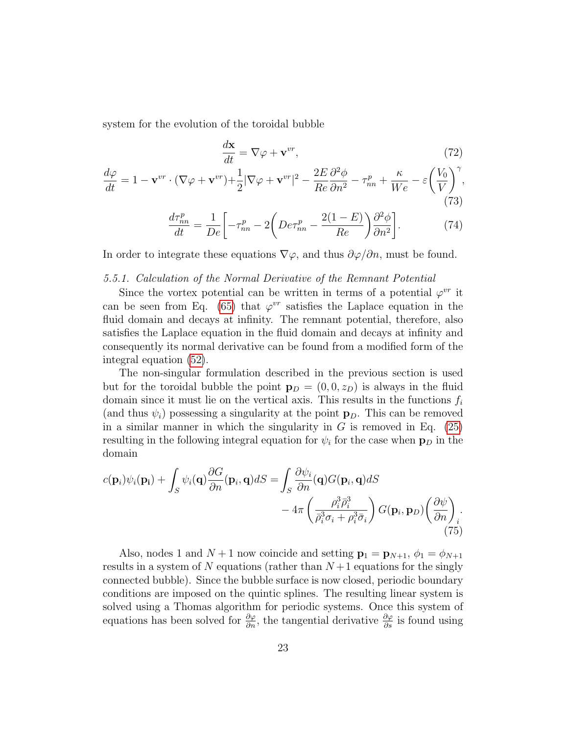system for the evolution of the toroidal bubble

$$\frac{d\mathbf{x}}{dt} = \nabla\varphi + \mathbf{v}^{vr}, \tag{72}$$

$$\frac{d\varphi}{dt} = 1 - \mathbf{v}^{vr}\cdot(\nabla\varphi + \mathbf{v}^{vr}) + \frac{1}{2}|\nabla\varphi + \mathbf{v}^{vr}|^2 - \frac{2E}{Re}\frac{\partial^2\phi}{\partial n^2} - \tau^p_{nn} + \frac{\kappa}{We} - \varepsilon\bigg(\frac{V_0}{V}\bigg)^{\gamma}, \tag{73}$$

$$\frac{d\tau^p_{nn}}{dt} = \frac{1}{De}\bigg[-\tau^p_{nn} - 2\bigg(De\tau^p_{nn} - \frac{2(1-E)}{Re}\bigg)\frac{\partial^2\phi}{\partial n^2}\bigg]. \tag{74}$$

In order to integrate these equations $\nabla\varphi$, and thus $\partial\varphi/\partial n$, must be found.

*5.5.1. Calculation of the Normal Derivative of the Remnant Potential*

Since the vortex potential can be written in terms of a potential $\varphi^{vr}$ it can be seen from Eq. (65) that $\varphi^{vr}$ satisfies the Laplace equation in the fluid domain and decays at infinity. The remnant potential, therefore, also satisfies the Laplace equation in the fluid domain and decays at infinity and consequently its normal derivative can be found from a modified form of the integral equation (52).

The non-singular formulation described in the previous section is used but for the toroidal bubble the point $\mathbf{p}_D = (0, 0, z_D)$ is always in the fluid domain since it must lie on the vertical axis. This results in the functions $f_i$ (and thus $\psi_i$) possessing a singularity at the point $\mathbf{p}_D$. This can be removed in a similar manner in which the singularity in $G$ is removed in Eq. (25) resulting in the following integral equation for $\psi_i$ for the case when $\mathbf{p}_D$ in the domain

$$c(\mathbf{p}_i)\psi_i(\mathbf{p_i}) + \int_S \psi_i(\mathbf{q})\frac{\partial G}{\partial n}(\mathbf{p}_i, \mathbf{q})dS = \int_S \frac{\partial\psi_i}{\partial n}(\mathbf{q})G(\mathbf{p}_i, \mathbf{q})dS - 4\pi\left(\frac{\rho_i^3\bar{\rho}_i^3}{\bar{\rho}_i^3\sigma_i + \rho_i^3\bar{\sigma}_i}\right)G(\mathbf{p}_i, \mathbf{p}_D)\bigg(\frac{\partial\psi}{\partial n}\bigg)_i. \tag{75}$$

Also, nodes 1 and $N+1$ now coincide and setting $\mathbf{p}_1 = \mathbf{p}_{N+1}$, $\phi_1 = \phi_{N+1}$ results in a system of $N$ equations (rather than $N+1$ equations for the singly connected bubble). Since the bubble surface is now closed, periodic boundary conditions are imposed on the quintic splines. The resulting linear system is solved using a Thomas algorithm for periodic systems. Once this system of equations has been solved for $\frac{\partial\varphi}{\partial n}$, the tangential derivative $\frac{\partial\varphi}{\partial s}$ is found using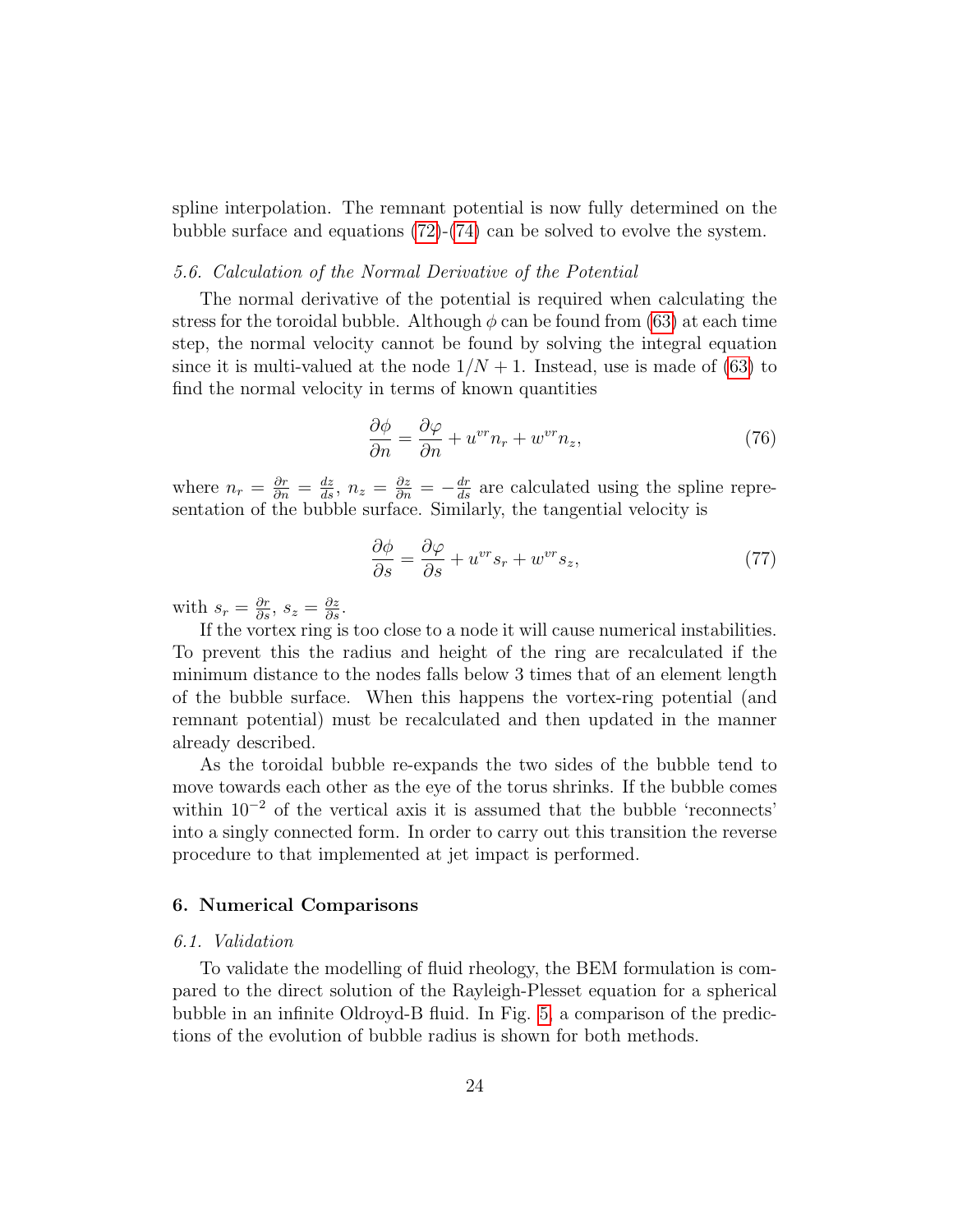spline interpolation. The remnant potential is now fully determined on the bubble surface and equations (72)-(74) can be solved to evolve the system.

### 5.6. Calculation of the Normal Derivative of the Potential

The normal derivative of the potential is required when calculating the stress for the toroidal bubble. Although $\phi$ can be found from (63) at each time step, the normal velocity cannot be found by solving the integral equation since it is multi-valued at the node $1/N+1$. Instead, use is made of (63) to find the normal velocity in terms of known quantities

$$\frac{\partial \phi}{\partial n} = \frac{\partial \varphi}{\partial n} + u^{vr} n_r + w^{vr} n_z, \tag{76}$$

where $n_r = \frac{\partial r}{\partial n} = \frac{dz}{ds}$, $n_z = \frac{\partial z}{\partial n} = -\frac{dr}{ds}$ are calculated using the spline representation of the bubble surface. Similarly, the tangential velocity is

$$\frac{\partial \phi}{\partial s} = \frac{\partial \varphi}{\partial s} + u^{vr} s_r + w^{vr} s_z, \tag{77}$$

with $s_r = \frac{\partial r}{\partial s}$, $s_z = \frac{\partial z}{\partial s}$.

If the vortex ring is too close to a node it will cause numerical instabilities. To prevent this the radius and height of the ring are recalculated if the minimum distance to the nodes falls below 3 times that of an element length of the bubble surface. When this happens the vortex-ring potential (and remnant potential) must be recalculated and then updated in the manner already described.

As the toroidal bubble re-expands the two sides of the bubble tend to move towards each other as the eye of the torus shrinks. If the bubble comes within $10^{-2}$ of the vertical axis it is assumed that the bubble 'reconnects' into a singly connected form. In order to carry out this transition the reverse procedure to that implemented at jet impact is performed.

## 6. Numerical Comparisons

### 6.1. Validation

To validate the modelling of fluid rheology, the BEM formulation is compared to the direct solution of the Rayleigh-Plesset equation for a spherical bubble in an infinite Oldroyd-B fluid. In Fig. 5, a comparison of the predictions of the evolution of bubble radius is shown for both methods.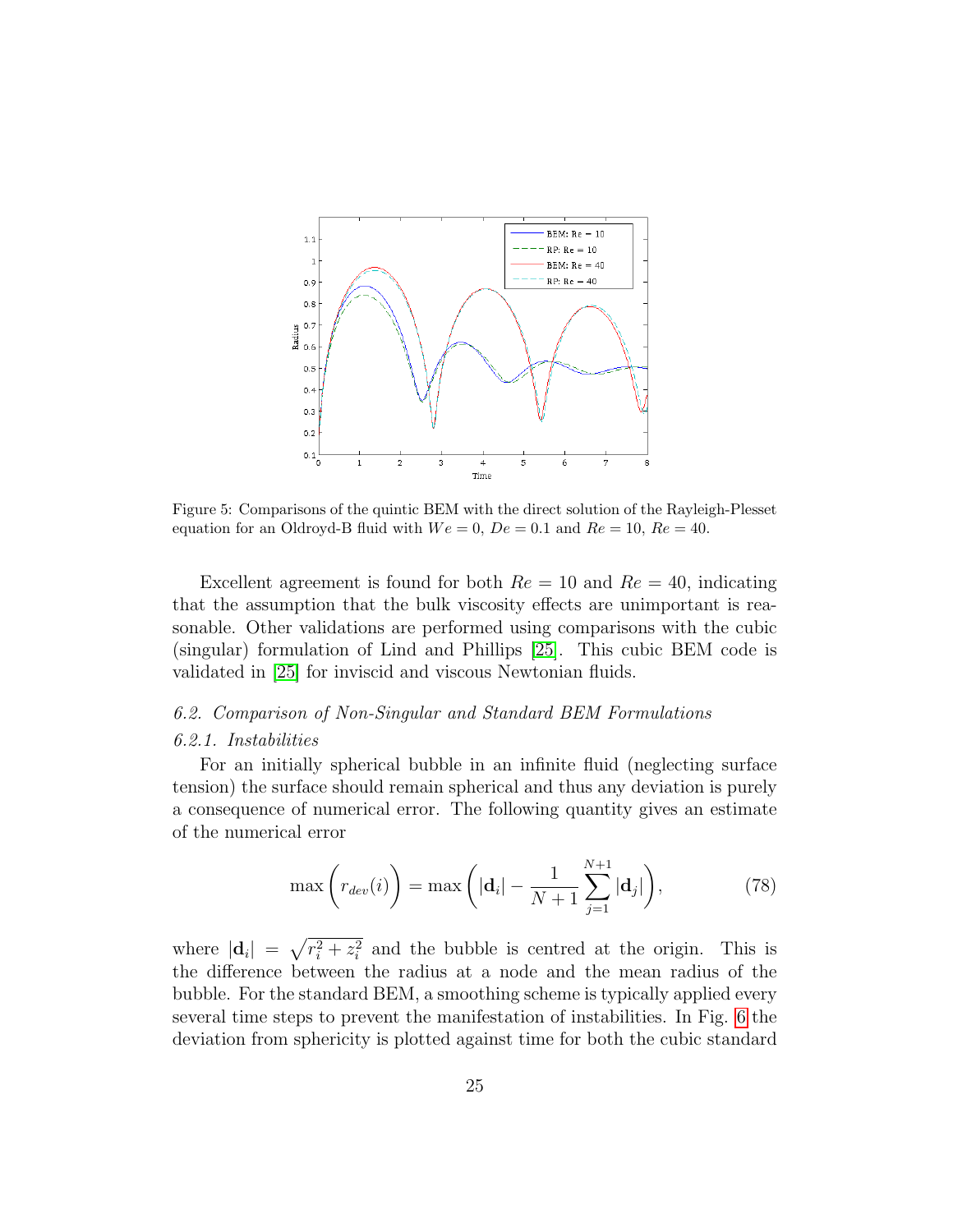Figure 5: Comparisons of the quintic BEM with the direct solution of the Rayleigh-Plesset equation for an Oldroyd-B fluid with $We = 0$, $De = 0.1$ and $Re = 10$, $Re = 40$.

Excellent agreement is found for both $Re = 10$ and $Re = 40$, indicating that the assumption that the bulk viscosity effects are unimportant is reasonable. Other validations are performed using comparisons with the cubic (singular) formulation of Lind and Phillips [25]. This cubic BEM code is validated in [25] for inviscid and viscous Newtonian fluids.

### 6.2. Comparison of Non-Singular and Standard BEM Formulations

#### 6.2.1. Instabilities

For an initially spherical bubble in an infinite fluid (neglecting surface tension) the surface should remain spherical and thus any deviation is purely a consequence of numerical error. The following quantity gives an estimate of the numerical error

$$\max\bigg(r_{dev}(i)\bigg) = \max\bigg(|\mathbf{d}_i| - \frac{1}{N+1}\sum_{j=1}^{N+1}|\mathbf{d}_j|\bigg), \tag{78}$$

where $|\mathbf{d}_i| = \sqrt{r_i^2 + z_i^2}$ and the bubble is centred at the origin. This is the difference between the radius at a node and the mean radius of the bubble. For the standard BEM, a smoothing scheme is typically applied every several time steps to prevent the manifestation of instabilities. In Fig. 6 the deviation from sphericity is plotted against time for both the cubic standard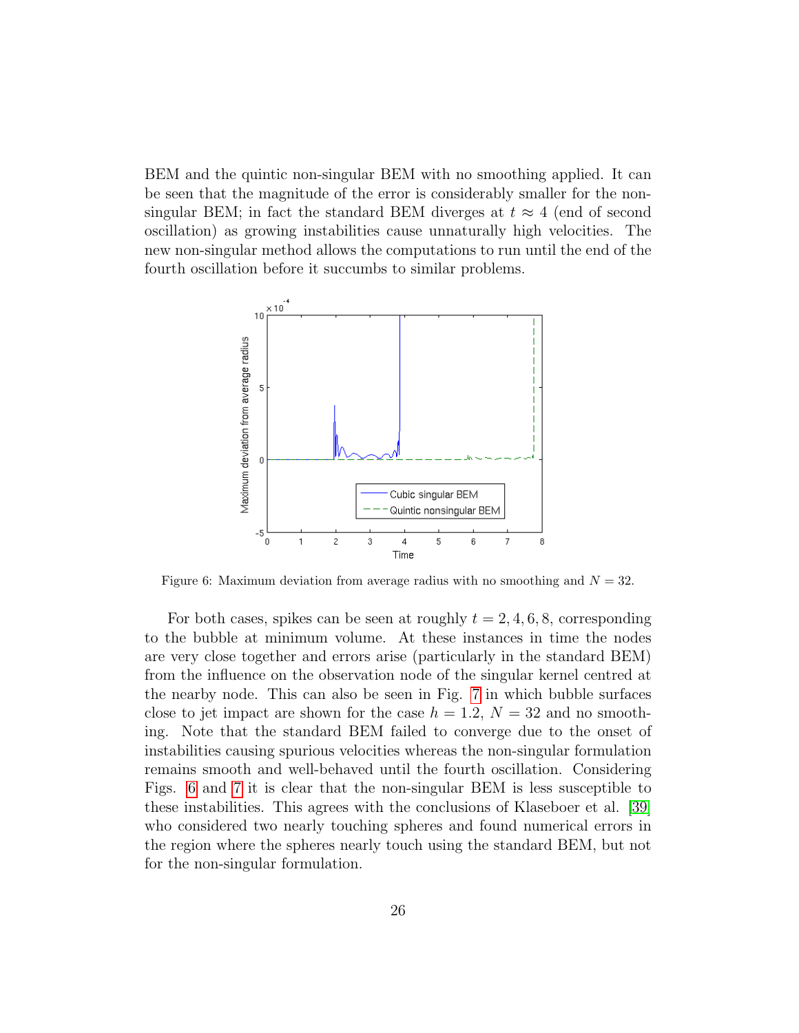BEM and the quintic non-singular BEM with no smoothing applied. It can be seen that the magnitude of the error is considerably smaller for the non-singular BEM; in fact the standard BEM diverges at $t \approx 4$ (end of second oscillation) as growing instabilities cause unnaturally high velocities. The new non-singular method allows the computations to run until the end of the fourth oscillation before it succumbs to similar problems.

Figure 6: Maximum deviation from average radius with no smoothing and $N = 32$.

For both cases, spikes can be seen at roughly $t = 2, 4, 6, 8$, corresponding to the bubble at minimum volume. At these instances in time the nodes are very close together and errors arise (particularly in the standard BEM) from the influence on the observation node of the singular kernel centred at the nearby node. This can also be seen in Fig. 7 in which bubble surfaces close to jet impact are shown for the case $h = 1.2$, $N = 32$ and no smoothing. Note that the standard BEM failed to converge due to the onset of instabilities causing spurious velocities whereas the non-singular formulation remains smooth and well-behaved until the fourth oscillation. Considering Figs. 6 and 7 it is clear that the non-singular BEM is less susceptible to these instabilities. This agrees with the conclusions of Klaseboer et al. [39] who considered two nearly touching spheres and found numerical errors in the region where the spheres nearly touch using the standard BEM, but not for the non-singular formulation.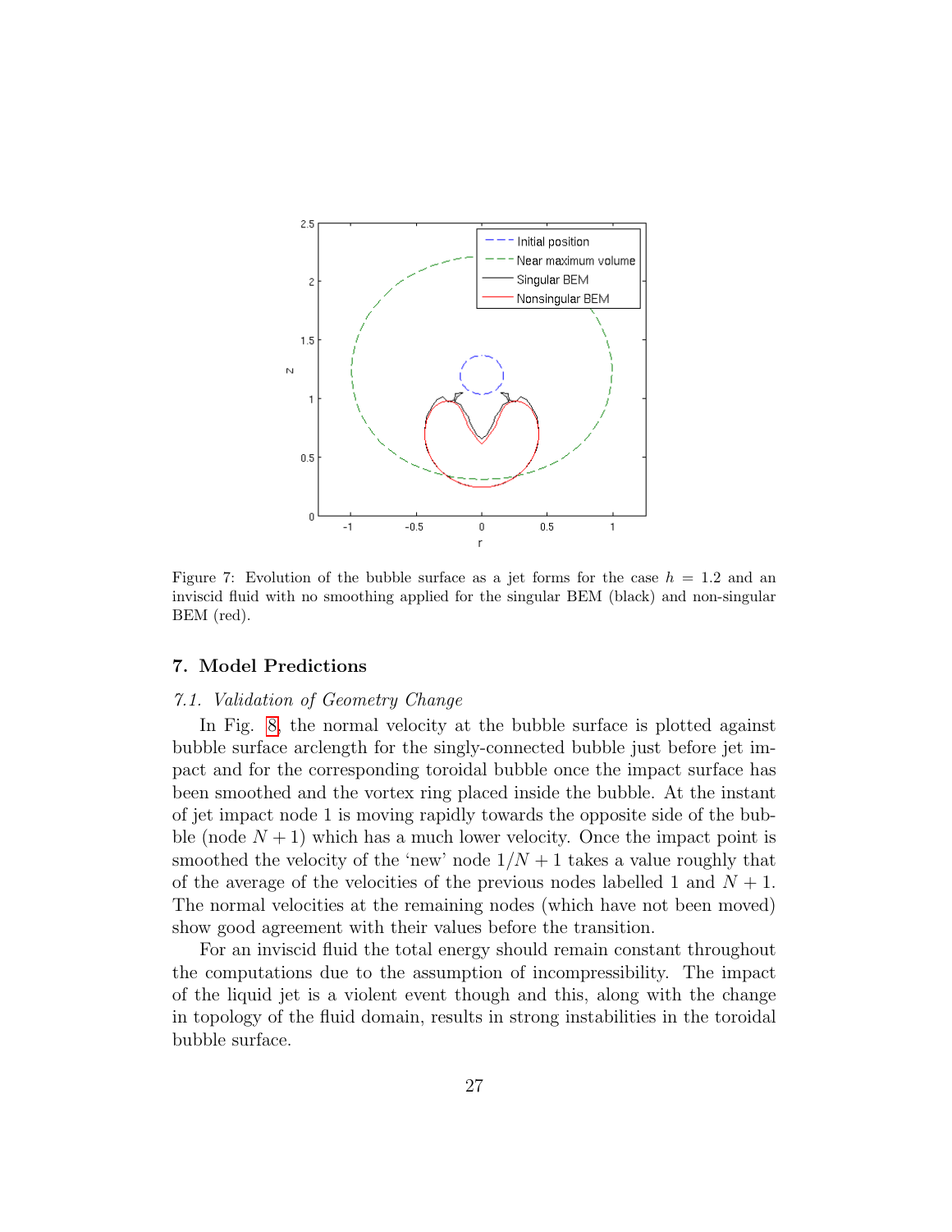Figure 7: Evolution of the bubble surface as a jet forms for the case $h = 1.2$ and an inviscid fluid with no smoothing applied for the singular BEM (black) and non-singular BEM (red).

## 7. Model Predictions

### *7.1. Validation of Geometry Change*

In Fig. 8, the normal velocity at the bubble surface is plotted against bubble surface arclength for the singly-connected bubble just before jet impact and for the corresponding toroidal bubble once the impact surface has been smoothed and the vortex ring placed inside the bubble. At the instant of jet impact node 1 is moving rapidly towards the opposite side of the bubble (node $N + 1$) which has a much lower velocity. Once the impact point is smoothed the velocity of the 'new' node $1/N + 1$ takes a value roughly that of the average of the velocities of the previous nodes labelled 1 and $N + 1$. The normal velocities at the remaining nodes (which have not been moved) show good agreement with their values before the transition.

For an inviscid fluid the total energy should remain constant throughout the computations due to the assumption of incompressibility. The impact of the liquid jet is a violent event though and this, along with the change in topology of the fluid domain, results in strong instabilities in the toroidal bubble surface.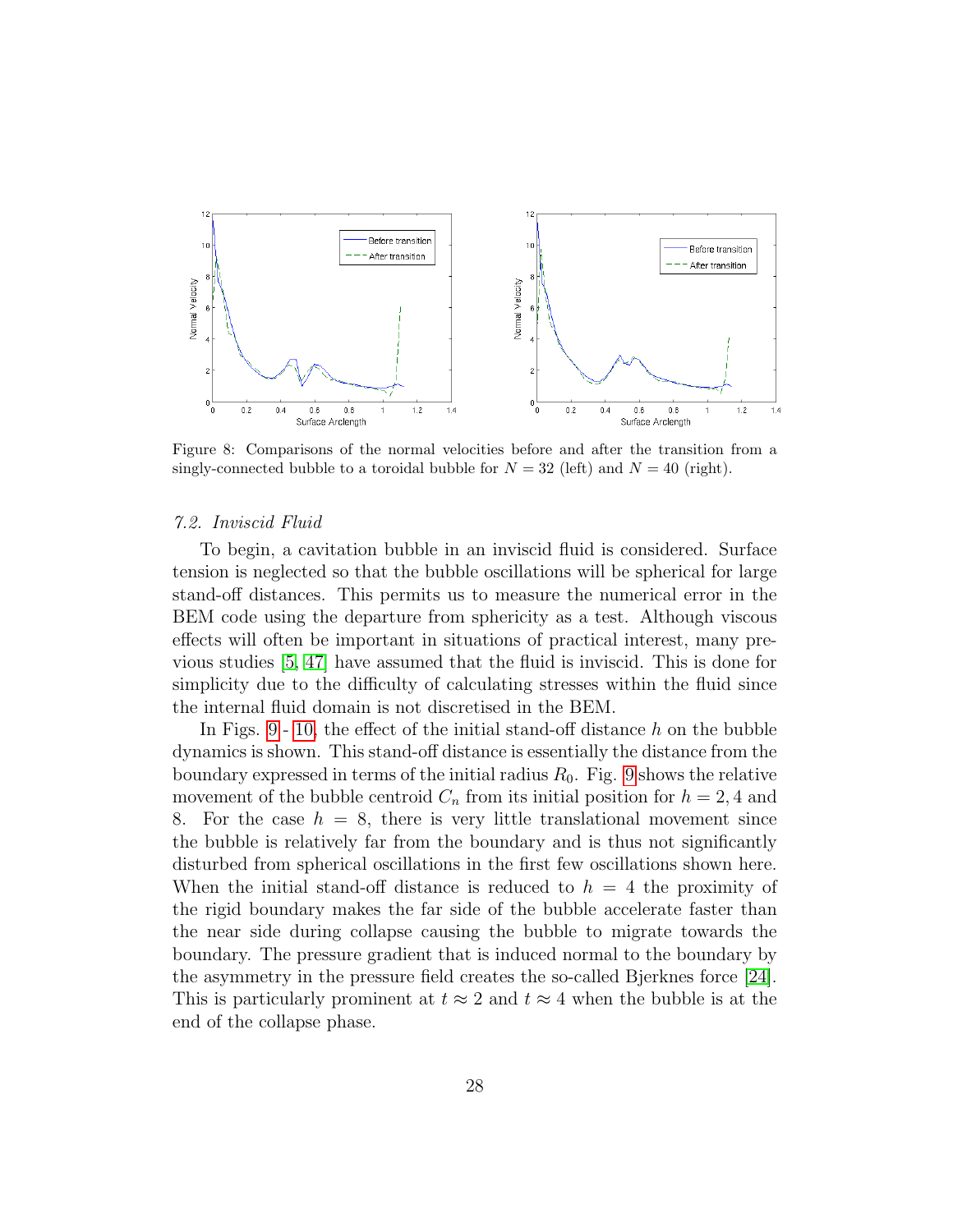Figure 8: Comparisons of the normal velocities before and after the transition from a singly-connected bubble to a toroidal bubble for $N = 32$ (left) and $N = 40$ (right).

### 7.2. Inviscid Fluid

To begin, a cavitation bubble in an inviscid fluid is considered. Surface tension is neglected so that the bubble oscillations will be spherical for large stand-off distances. This permits us to measure the numerical error in the BEM code using the departure from sphericity as a test. Although viscous effects will often be important in situations of practical interest, many previous studies [5, 47] have assumed that the fluid is inviscid. This is done for simplicity due to the difficulty of calculating stresses within the fluid since the internal fluid domain is not discretised in the BEM.

In Figs. 9 - 10, the effect of the initial stand-off distance $h$ on the bubble dynamics is shown. This stand-off distance is essentially the distance from the boundary expressed in terms of the initial radius $R_0$. Fig. 9 shows the relative movement of the bubble centroid $C_n$ from its initial position for $h = 2, 4$ and 8. For the case $h = 8$, there is very little translational movement since the bubble is relatively far from the boundary and is thus not significantly disturbed from spherical oscillations in the first few oscillations shown here. When the initial stand-off distance is reduced to $h = 4$ the proximity of the rigid boundary makes the far side of the bubble accelerate faster than the near side during collapse causing the bubble to migrate towards the boundary. The pressure gradient that is induced normal to the boundary by the asymmetry in the pressure field creates the so-called Bjerknes force [24]. This is particularly prominent at $t \approx 2$ and $t \approx 4$ when the bubble is at the end of the collapse phase.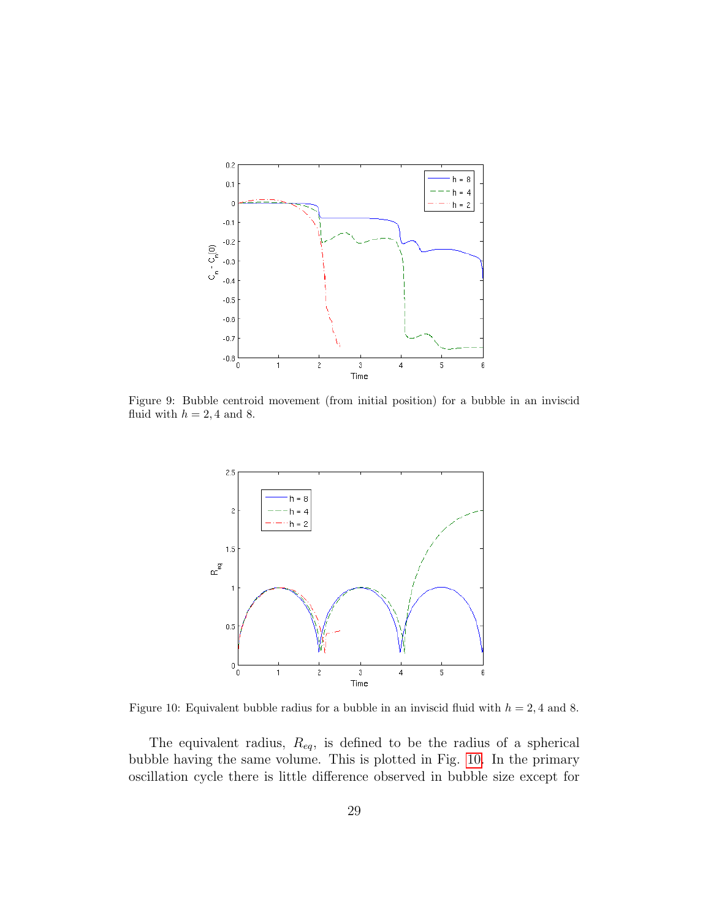Figure 9: Bubble centroid movement (from initial position) for a bubble in an inviscid fluid with $h = 2, 4$ and $8$.

Figure 10: Equivalent bubble radius for a bubble in an inviscid fluid with $h = 2, 4$ and $8$.

The equivalent radius, $R_{eq}$, is defined to be the radius of a spherical bubble having the same volume. This is plotted in Fig. 10. In the primary oscillation cycle there is little difference observed in bubble size except for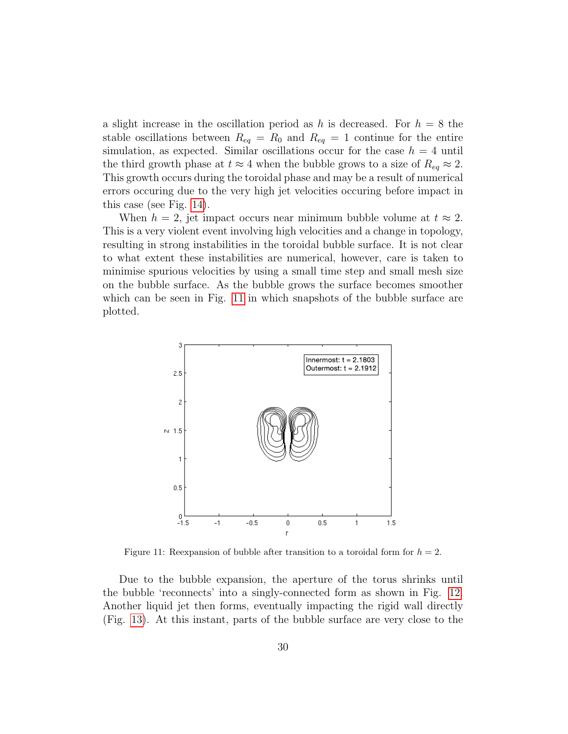a slight increase in the oscillation period as $h$ is decreased. For $h = 8$ the stable oscillations between $R_{eq} = R_0$ and $R_{eq} = 1$ continue for the entire simulation, as expected. Similar oscillations occur for the case $h = 4$ until the third growth phase at $t \approx 4$ when the bubble grows to a size of $R_{eq} \approx 2$. This growth occurs during the toroidal phase and may be a result of numerical errors occuring due to the very high jet velocities occuring before impact in this case (see Fig. 14).

When $h = 2$, jet impact occurs near minimum bubble volume at $t \approx 2$. This is a very violent event involving high velocities and a change in topology, resulting in strong instabilities in the toroidal bubble surface. It is not clear to what extent these instabilities are numerical, however, care is taken to minimise spurious velocities by using a small time step and small mesh size on the bubble surface. As the bubble grows the surface becomes smoother which can be seen in Fig. 11 in which snapshots of the bubble surface are plotted.

Figure 11: Reexpansion of bubble after transition to a toroidal form for $h = 2$.

Due to the bubble expansion, the aperture of the torus shrinks until the bubble 'reconnects' into a singly-connected form as shown in Fig. 12. Another liquid jet then forms, eventually impacting the rigid wall directly (Fig. 13). At this instant, parts of the bubble surface are very close to the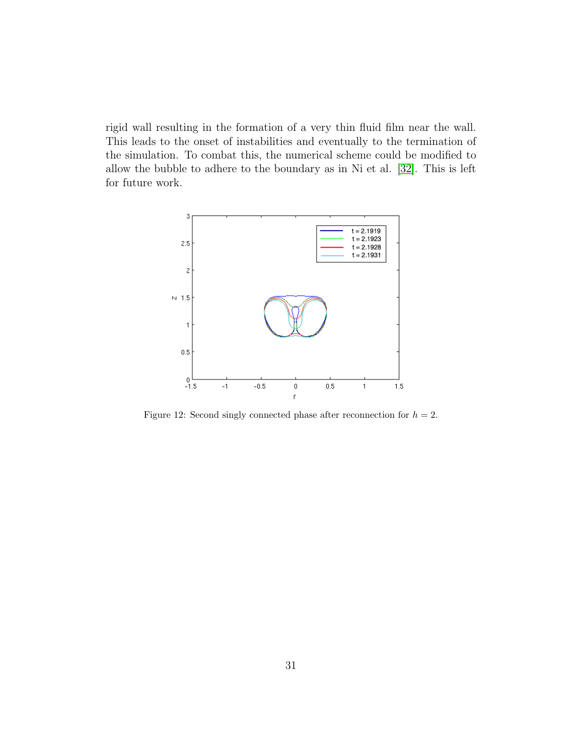rigid wall resulting in the formation of a very thin fluid film near the wall. This leads to the onset of instabilities and eventually to the termination of the simulation. To combat this, the numerical scheme could be modified to allow the bubble to adhere to the boundary as in Ni et al. [32]. This is left for future work.

Figure 12: Second singly connected phase after reconnection for $h = 2$.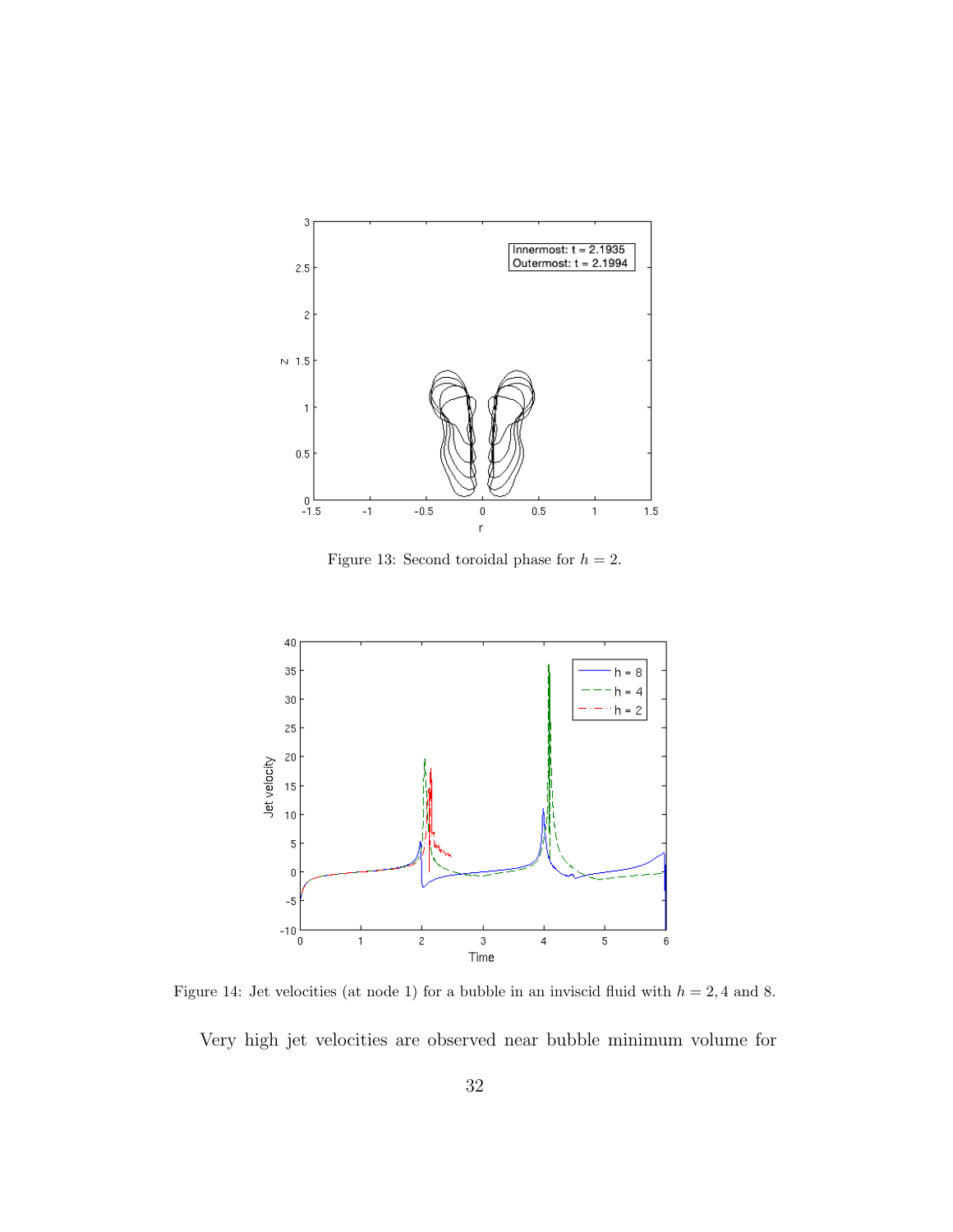Figure 13: Second toroidal phase for $h = 2$.

Figure 14: Jet velocities (at node 1) for a bubble in an inviscid fluid with $h = 2, 4$ and 8.

Very high jet velocities are observed near bubble minimum volume for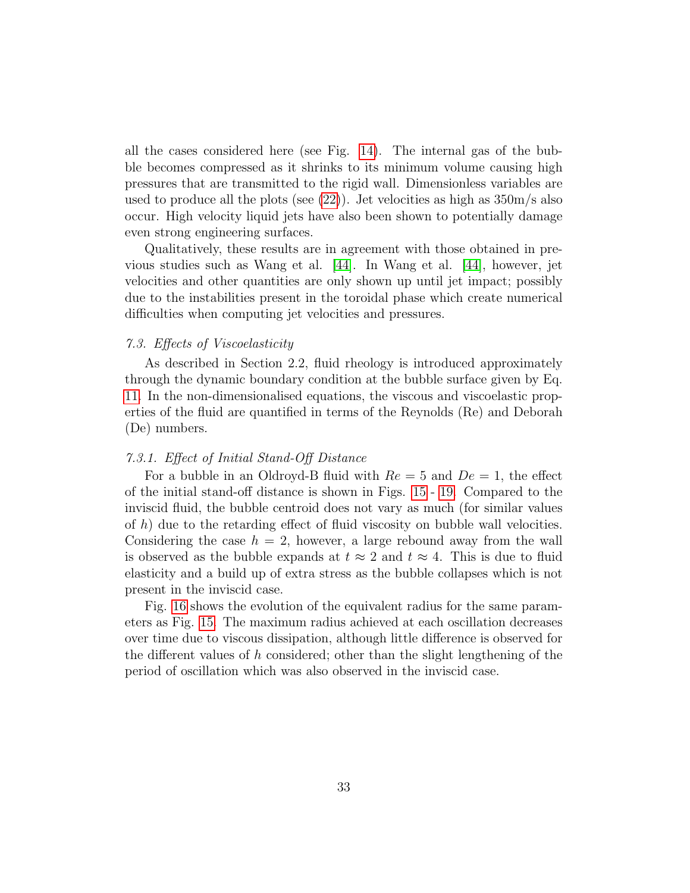all the cases considered here (see Fig. 14). The internal gas of the bubble becomes compressed as it shrinks to its minimum volume causing high pressures that are transmitted to the rigid wall. Dimensionless variables are used to produce all the plots (see (22)). Jet velocities as high as 350m/s also occur. High velocity liquid jets have also been shown to potentially damage even strong engineering surfaces.

Qualitatively, these results are in agreement with those obtained in previous studies such as Wang et al. [44]. In Wang et al. [44], however, jet velocities and other quantities are only shown up until jet impact; possibly due to the instabilities present in the toroidal phase which create numerical difficulties when computing jet velocities and pressures.

### 7.3. Effects of Viscoelasticity

As described in Section 2.2, fluid rheology is introduced approximately through the dynamic boundary condition at the bubble surface given by Eq. 11. In the non-dimensionalised equations, the viscous and viscoelastic properties of the fluid are quantified in terms of the Reynolds (Re) and Deborah (De) numbers.

#### 7.3.1. Effect of Initial Stand-Off Distance

For a bubble in an Oldroyd-B fluid with $Re = 5$ and $De = 1$, the effect of the initial stand-off distance is shown in Figs. 15 - 19. Compared to the inviscid fluid, the bubble centroid does not vary as much (for similar values of $h$) due to the retarding effect of fluid viscosity on bubble wall velocities. Considering the case $h = 2$, however, a large rebound away from the wall is observed as the bubble expands at $t \approx 2$ and $t \approx 4$. This is due to fluid elasticity and a build up of extra stress as the bubble collapses which is not present in the inviscid case.

Fig. 16 shows the evolution of the equivalent radius for the same parameters as Fig. 15. The maximum radius achieved at each oscillation decreases over time due to viscous dissipation, although little difference is observed for the different values of $h$ considered; other than the slight lengthening of the period of oscillation which was also observed in the inviscid case.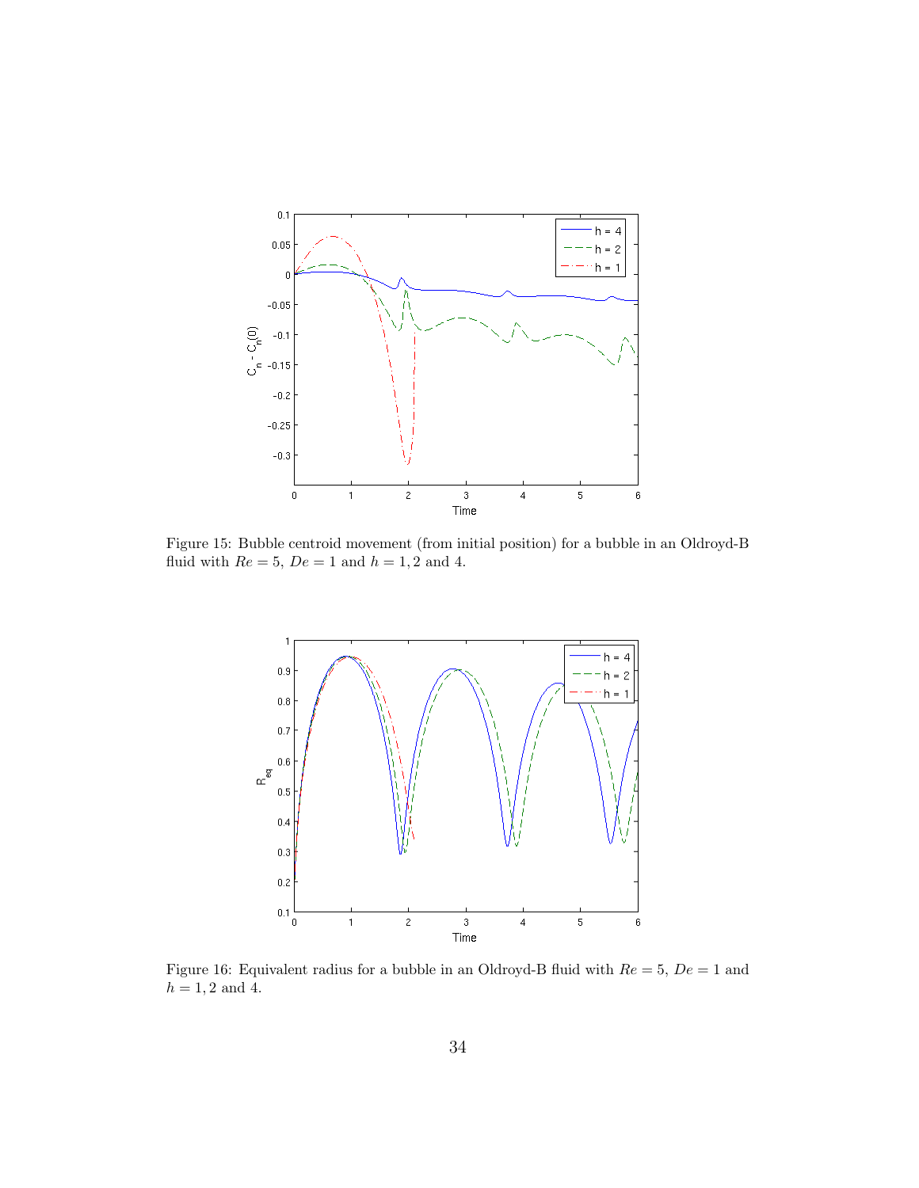Figure 15: Bubble centroid movement (from initial position) for a bubble in an Oldroyd-B fluid with $Re = 5$, $De = 1$ and $h = 1, 2$ and 4.

Figure 16: Equivalent radius for a bubble in an Oldroyd-B fluid with $Re = 5$, $De = 1$ and $h = 1, 2$ and 4.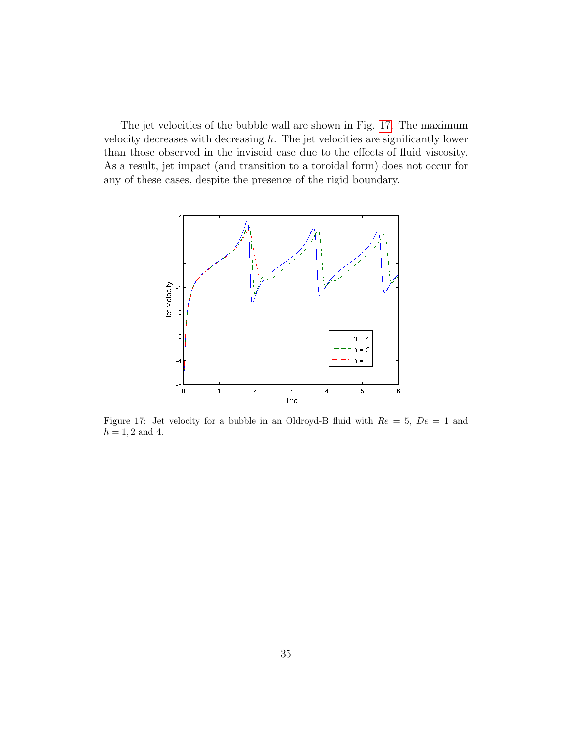The jet velocities of the bubble wall are shown in Fig. 17. The maximum velocity decreases with decreasing $h$. The jet velocities are significantly lower than those observed in the inviscid case due to the effects of fluid viscosity. As a result, jet impact (and transition to a toroidal form) does not occur for any of these cases, despite the presence of the rigid boundary.

Figure 17: Jet velocity for a bubble in an Oldroyd-B fluid with $Re = 5$, $De = 1$ and $h = 1, 2$ and 4.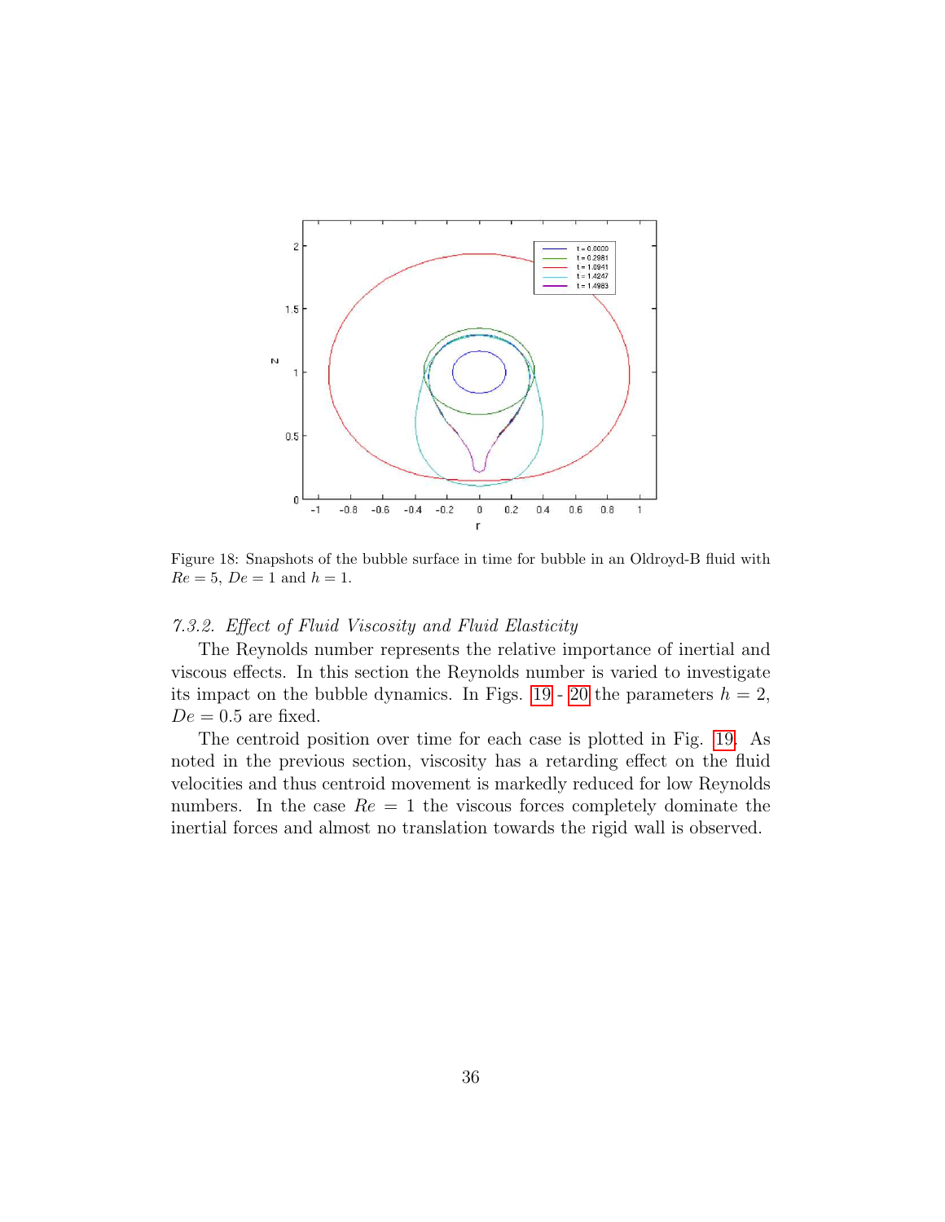Figure 18: Snapshots of the bubble surface in time for bubble in an Oldroyd-B fluid with $Re = 5$, $De = 1$ and $h = 1$.

### *7.3.2. Effect of Fluid Viscosity and Fluid Elasticity*

The Reynolds number represents the relative importance of inertial and viscous effects. In this section the Reynolds number is varied to investigate its impact on the bubble dynamics. In Figs. 19 - 20 the parameters $h = 2$, $De = 0.5$ are fixed.

The centroid position over time for each case is plotted in Fig. 19. As noted in the previous section, viscosity has a retarding effect on the fluid velocities and thus centroid movement is markedly reduced for low Reynolds numbers. In the case $Re = 1$ the viscous forces completely dominate the inertial forces and almost no translation towards the rigid wall is observed.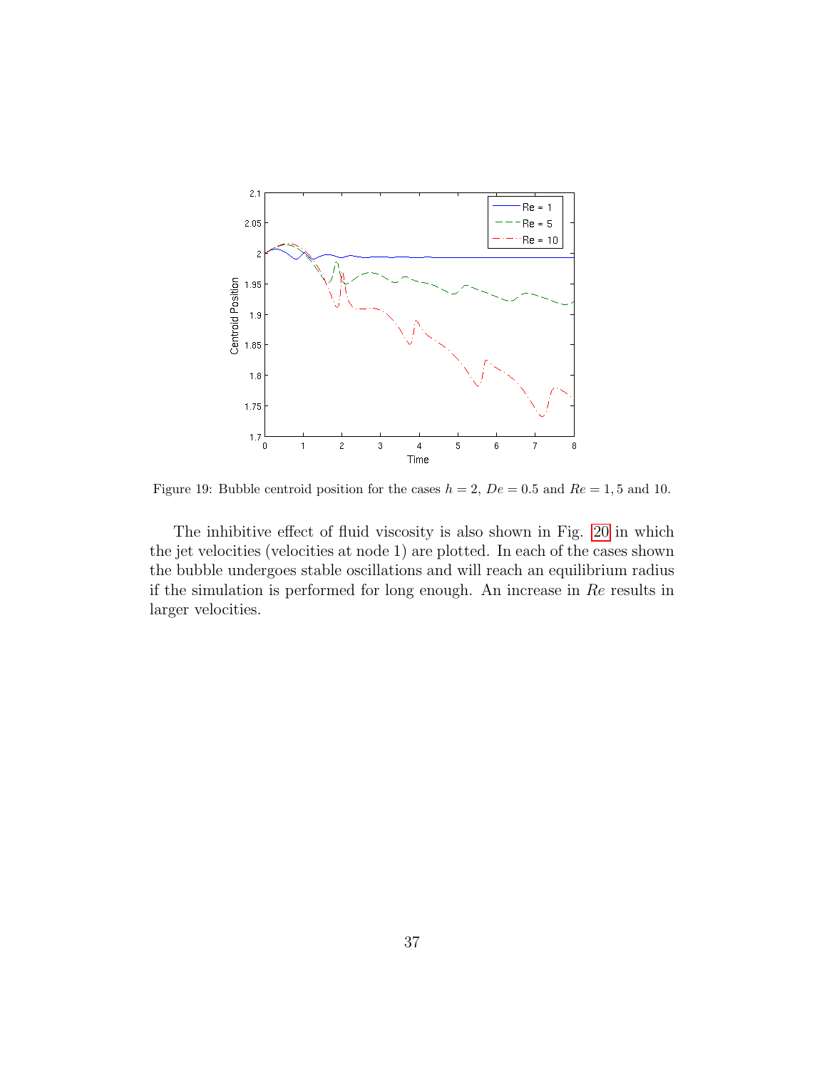Figure 19: Bubble centroid position for the cases $h = 2$, $De = 0.5$ and $Re = 1, 5$ and 10.

The inhibitive effect of fluid viscosity is also shown in Fig. 20 in which the jet velocities (velocities at node 1) are plotted. In each of the cases shown the bubble undergoes stable oscillations and will reach an equilibrium radius if the simulation is performed for long enough. An increase in $Re$ results in larger velocities.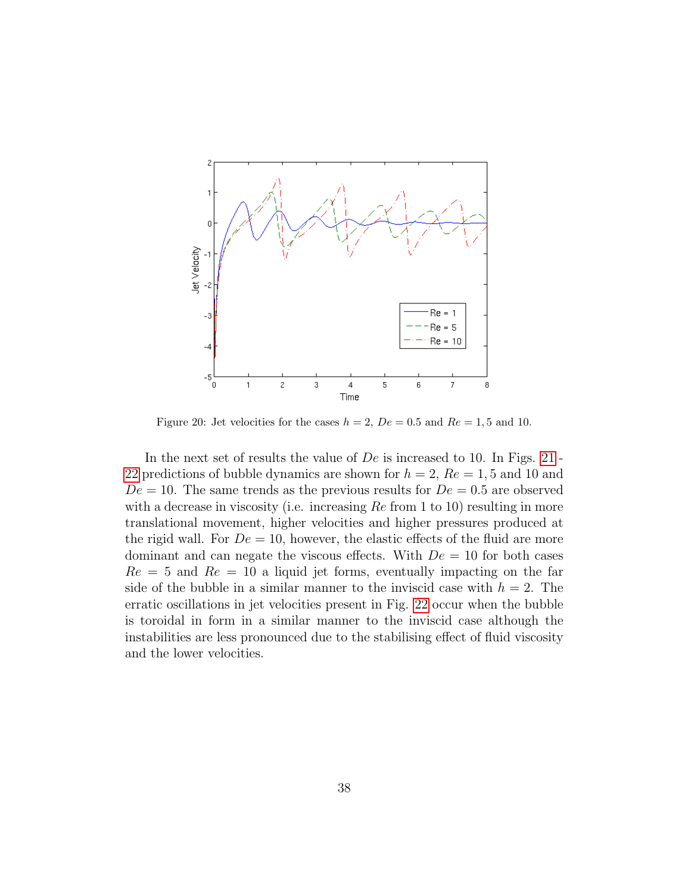Figure 20: Jet velocities for the cases $h = 2$, $De = 0.5$ and $Re = 1, 5$ and 10.

In the next set of results the value of $De$ is increased to 10. In Figs. 21 - 22 predictions of bubble dynamics are shown for $h = 2$, $Re = 1, 5$ and 10 and $De = 10$. The same trends as the previous results for $De = 0.5$ are observed with a decrease in viscosity (i.e. increasing $Re$ from 1 to 10) resulting in more translational movement, higher velocities and higher pressures produced at the rigid wall. For $De = 10$, however, the elastic effects of the fluid are more dominant and can negate the viscous effects. With $De = 10$ for both cases $Re = 5$ and $Re = 10$ a liquid jet forms, eventually impacting on the far side of the bubble in a similar manner to the inviscid case with $h = 2$. The erratic oscillations in jet velocities present in Fig. 22 occur when the bubble is toroidal in form in a similar manner to the inviscid case although the instabilities are less pronounced due to the stabilising effect of fluid viscosity and the lower velocities.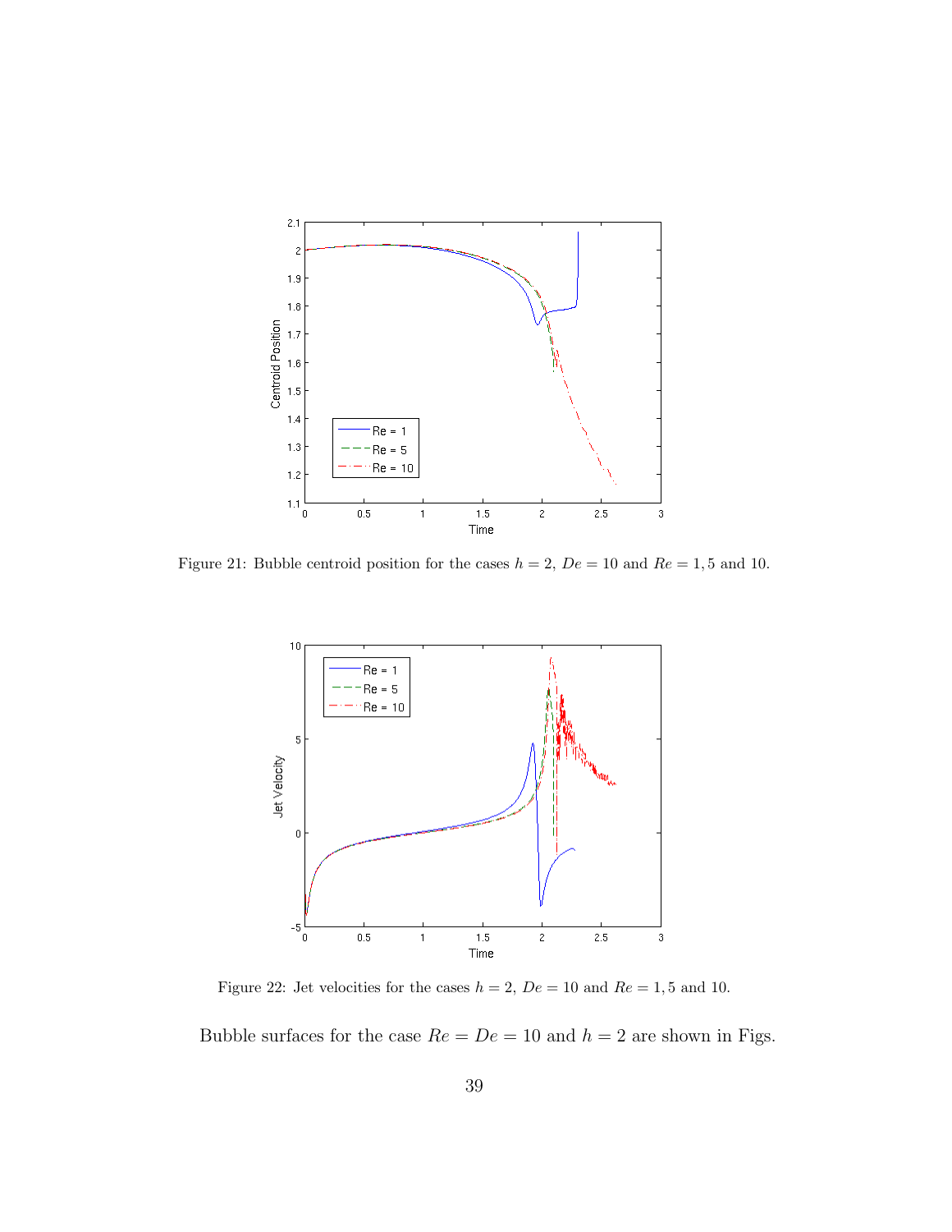Figure 21: Bubble centroid position for the cases $h = 2$, $De = 10$ and $Re = 1, 5$ and 10.

Figure 22: Jet velocities for the cases $h = 2$, $De = 10$ and $Re = 1, 5$ and 10.

Bubble surfaces for the case $Re = De = 10$ and $h = 2$ are shown in Figs.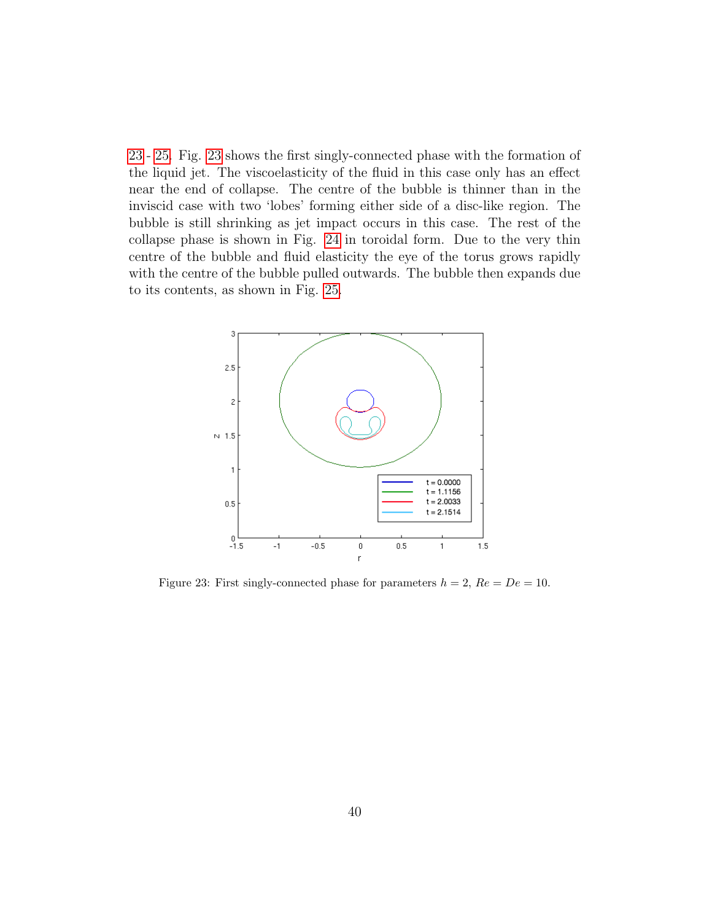23 - 25. Fig. 23 shows the first singly-connected phase with the formation of the liquid jet. The viscoelasticity of the fluid in this case only has an effect near the end of collapse. The centre of the bubble is thinner than in the inviscid case with two 'lobes' forming either side of a disc-like region. The bubble is still shrinking as jet impact occurs in this case. The rest of the collapse phase is shown in Fig. 24 in toroidal form. Due to the very thin centre of the bubble and fluid elasticity the eye of the torus grows rapidly with the centre of the bubble pulled outwards. The bubble then expands due to its contents, as shown in Fig. 25.

Figure 23: First singly-connected phase for parameters $h = 2$, $Re = De = 10$.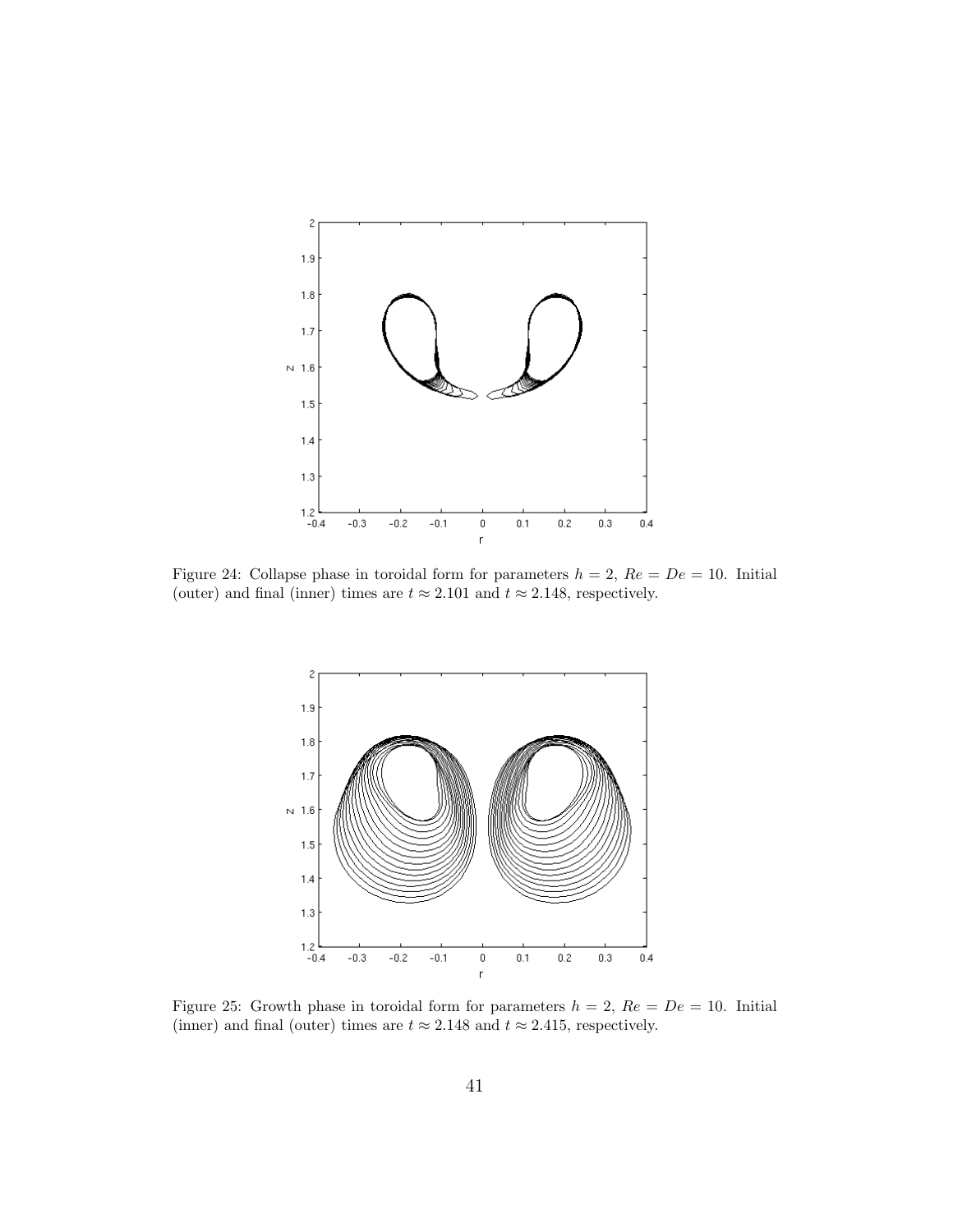Figure 24: Collapse phase in toroidal form for parameters $h = 2$, $Re = De = 10$. Initial (outer) and final (inner) times are $t \approx 2.101$ and $t \approx 2.148$, respectively.

Figure 25: Growth phase in toroidal form for parameters $h = 2$, $Re = De = 10$. Initial (inner) and final (outer) times are $t \approx 2.148$ and $t \approx 2.415$, respectively.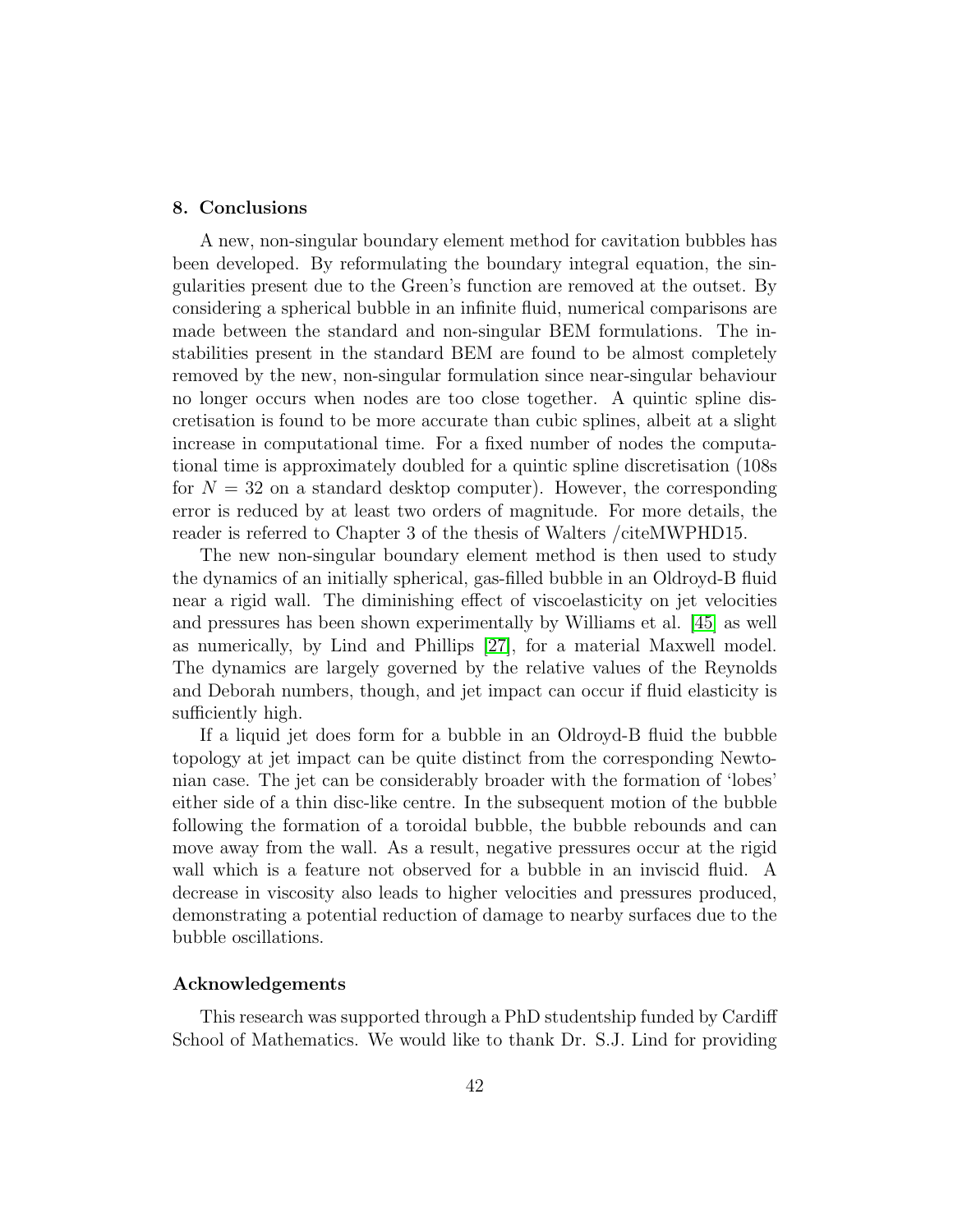## 8. Conclusions

A new, non-singular boundary element method for cavitation bubbles has been developed. By reformulating the boundary integral equation, the singularities present due to the Green's function are removed at the outset. By considering a spherical bubble in an infinite fluid, numerical comparisons are made between the standard and non-singular BEM formulations. The instabilities present in the standard BEM are found to be almost completely removed by the new, non-singular formulation since near-singular behaviour no longer occurs when nodes are too close together. A quintic spline discretisation is found to be more accurate than cubic splines, albeit at a slight increase in computational time. For a fixed number of nodes the computational time is approximately doubled for a quintic spline discretisation (108s for $N = 32$ on a standard desktop computer). However, the corresponding error is reduced by at least two orders of magnitude. For more details, the reader is referred to Chapter 3 of the thesis of Walters /citeMWPHD15.

The new non-singular boundary element method is then used to study the dynamics of an initially spherical, gas-filled bubble in an Oldroyd-B fluid near a rigid wall. The diminishing effect of viscoelasticity on jet velocities and pressures has been shown experimentally by Williams et al. [45] as well as numerically, by Lind and Phillips [27], for a material Maxwell model. The dynamics are largely governed by the relative values of the Reynolds and Deborah numbers, though, and jet impact can occur if fluid elasticity is sufficiently high.

If a liquid jet does form for a bubble in an Oldroyd-B fluid the bubble topology at jet impact can be quite distinct from the corresponding Newtonian case. The jet can be considerably broader with the formation of 'lobes' either side of a thin disc-like centre. In the subsequent motion of the bubble following the formation of a toroidal bubble, the bubble rebounds and can move away from the wall. As a result, negative pressures occur at the rigid wall which is a feature not observed for a bubble in an inviscid fluid. A decrease in viscosity also leads to higher velocities and pressures produced, demonstrating a potential reduction of damage to nearby surfaces due to the bubble oscillations.

### Acknowledgements

This research was supported through a PhD studentship funded by Cardiff School of Mathematics. We would like to thank Dr. S.J. Lind for providing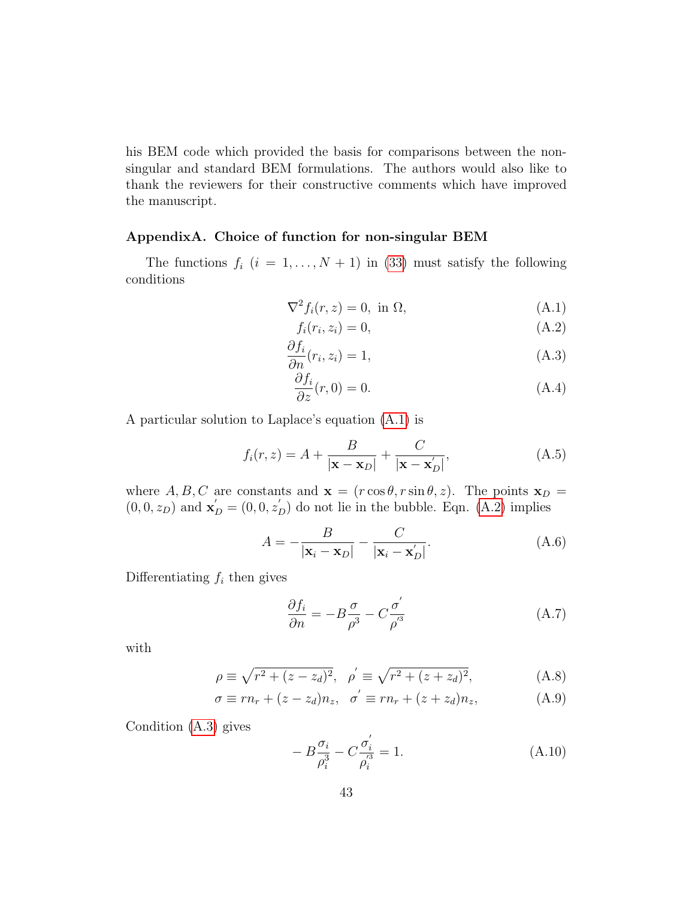his BEM code which provided the basis for comparisons between the non-singular and standard BEM formulations. The authors would also like to thank the reviewers for their constructive comments which have improved the manuscript.

## AppendixA. Choice of function for non-singular BEM

The functions $f_i$ ($i = 1, \ldots, N+1$) in (33) must satisfy the following conditions

$$\nabla^2 f_i(r,z) = 0, \text{ in } \Omega, \tag{A.1}$$

$$f_i(r_i, z_i) = 0, \tag{A.2}$$

$$\frac{\partial f_i}{\partial n}(r_i, z_i) = 1, \tag{A.3}$$

$$\frac{\partial f_i}{\partial z}(r, 0) = 0. \tag{A.4}$$

A particular solution to Laplace's equation (A.1) is

$$f_i(r,z) = A + \frac{B}{|\mathbf{x} - \mathbf{x}_D|} + \frac{C}{|\mathbf{x} - \mathbf{x}_D^{'}|}, \tag{A.5}$$

where $A, B, C$ are constants and $\mathbf{x} = (r\cos\theta, r\sin\theta, z)$. The points $\mathbf{x}_D = (0, 0, z_D)$ and $\mathbf{x}_D^{'} = (0, 0, z_D^{'})$ do not lie in the bubble. Eqn. (A.2) implies

$$A = -\frac{B}{|\mathbf{x}_i - \mathbf{x}_D|} - \frac{C}{|\mathbf{x}_i - \mathbf{x}_D^{'}|}. \tag{A.6}$$

Differentiating $f_i$ then gives

$$\frac{\partial f_i}{\partial n} = -B\frac{\sigma}{\rho^3} - C\frac{\sigma^{'}}{\rho^{'3}} \tag{A.7}$$

with

$$\rho \equiv \sqrt{r^2 + (z - z_d)^2}, \quad \rho^{'} \equiv \sqrt{r^2 + (z + z_d)^2}, \tag{A.8}$$

$$\sigma \equiv r n_r + (z - z_d) n_z, \quad \sigma^{'} \equiv r n_r + (z + z_d) n_z, \tag{A.9}$$

Condition (A.3) gives

$$-B\frac{\sigma_i}{\rho_i^3} - C\frac{\sigma_i^{'}}{\rho_i^{'3}} = 1. \tag{A.10}$$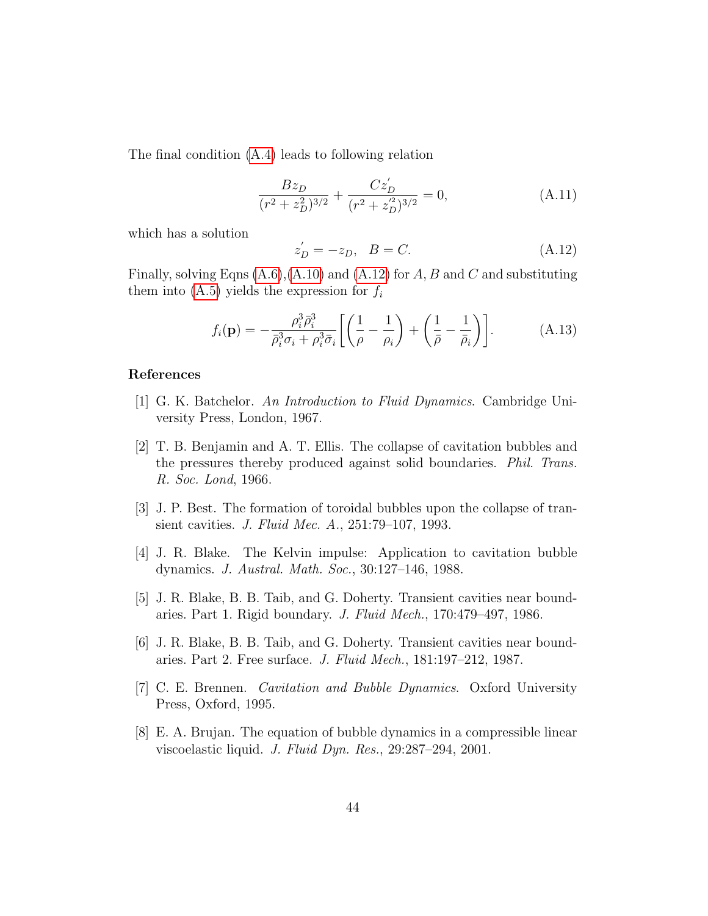The final condition (A.4) leads to following relation

$$\frac{B z_D}{(r^2 + z_D^2)^{3/2}} + \frac{C z_D^{'}}{(r^2 + z_D^{'2})^{3/2}} = 0, \tag{A.11}$$

which has a solution

$$z_D^{'} = -z_D, \quad B = C. \tag{A.12}$$

Finally, solving Eqns (A.6),(A.10) and (A.12) for $A, B$ and $C$ and substituting them into (A.5) yields the expression for $f_i$

$$f_i(\mathbf{p}) = -\frac{\rho_i^3 \bar{\rho}_i^3}{\bar{\rho}_i^3 \sigma_i + \rho_i^3 \bar{\sigma}_i} \left[ \left( \frac{1}{\rho} - \frac{1}{\rho_i} \right) + \left( \frac{1}{\bar{\rho}} - \frac{1}{\bar{\rho}_i} \right) \right]. \tag{A.13}$$

## References

[1] G. K. Batchelor. *An Introduction to Fluid Dynamics*. Cambridge University Press, London, 1967.

[2] T. B. Benjamin and A. T. Ellis. The collapse of cavitation bubbles and the pressures thereby produced against solid boundaries. *Phil. Trans. R. Soc. Lond*, 1966.

[3] J. P. Best. The formation of toroidal bubbles upon the collapse of transient cavities. *J. Fluid Mec. A.*, 251:79–107, 1993.

[4] J. R. Blake. The Kelvin impulse: Application to cavitation bubble dynamics. *J. Austral. Math. Soc.*, 30:127–146, 1988.

[5] J. R. Blake, B. B. Taib, and G. Doherty. Transient cavities near boundaries. Part 1. Rigid boundary. *J. Fluid Mech.*, 170:479–497, 1986.

[6] J. R. Blake, B. B. Taib, and G. Doherty. Transient cavities near boundaries. Part 2. Free surface. *J. Fluid Mech.*, 181:197–212, 1987.

[7] C. E. Brennen. *Cavitation and Bubble Dynamics*. Oxford University Press, Oxford, 1995.

[8] E. A. Brujan. The equation of bubble dynamics in a compressible linear viscoelastic liquid. *J. Fluid Dyn. Res.*, 29:287–294, 2001.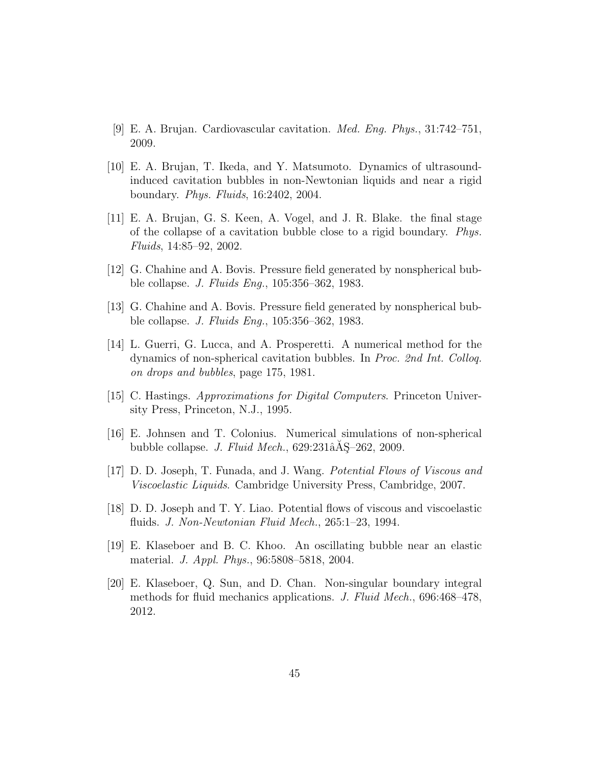[9] E. A. Brujan. Cardiovascular cavitation. *Med. Eng. Phys.*, 31:742–751, 2009.

[10] E. A. Brujan, T. Ikeda, and Y. Matsumoto. Dynamics of ultrasound-induced cavitation bubbles in non-Newtonian liquids and near a rigid boundary. *Phys. Fluids*, 16:2402, 2004.

[11] E. A. Brujan, G. S. Keen, A. Vogel, and J. R. Blake. the final stage of the collapse of a cavitation bubble close to a rigid boundary. *Phys. Fluids*, 14:85–92, 2002.

[12] G. Chahine and A. Bovis. Pressure field generated by nonspherical bubble collapse. *J. Fluids Eng.*, 105:356–362, 1983.

[13] G. Chahine and A. Bovis. Pressure field generated by nonspherical bubble collapse. *J. Fluids Eng.*, 105:356–362, 1983.

[14] L. Guerri, G. Lucca, and A. Prosperetti. A numerical method for the dynamics of non-spherical cavitation bubbles. In *Proc. 2nd Int. Colloq. on drops and bubbles*, page 175, 1981.

[15] C. Hastings. *Approximations for Digital Computers*. Princeton University Press, Princeton, N.J., 1995.

[16] E. Johnsen and T. Colonius. Numerical simulations of non-spherical bubble collapse. *J. Fluid Mech.*, 629:231âĂŞ–262, 2009.

[17] D. D. Joseph, T. Funada, and J. Wang. *Potential Flows of Viscous and Viscoelastic Liquids*. Cambridge University Press, Cambridge, 2007.

[18] D. D. Joseph and T. Y. Liao. Potential flows of viscous and viscoelastic fluids. *J. Non-Newtonian Fluid Mech.*, 265:1–23, 1994.

[19] E. Klaseboer and B. C. Khoo. An oscillating bubble near an elastic material. *J. Appl. Phys.*, 96:5808–5818, 2004.

[20] E. Klaseboer, Q. Sun, and D. Chan. Non-singular boundary integral methods for fluid mechanics applications. *J. Fluid Mech.*, 696:468–478, 2012.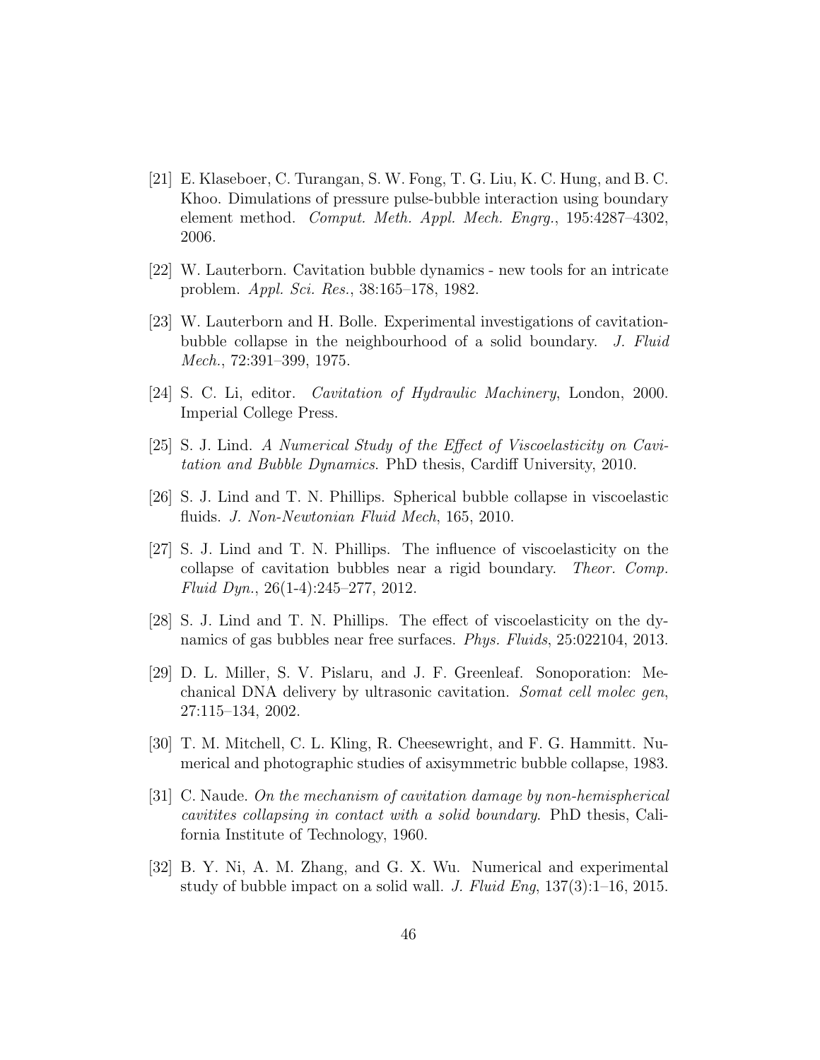[21] E. Klaseboer, C. Turangan, S. W. Fong, T. G. Liu, K. C. Hung, and B. C. Khoo. Dimulations of pressure pulse-bubble interaction using boundary element method. *Comput. Meth. Appl. Mech. Engrg.*, 195:4287–4302, 2006.

[22] W. Lauterborn. Cavitation bubble dynamics - new tools for an intricate problem. *Appl. Sci. Res.*, 38:165–178, 1982.

[23] W. Lauterborn and H. Bolle. Experimental investigations of cavitation-bubble collapse in the neighbourhood of a solid boundary. *J. Fluid Mech.*, 72:391–399, 1975.

[24] S. C. Li, editor. *Cavitation of Hydraulic Machinery*, London, 2000. Imperial College Press.

[25] S. J. Lind. *A Numerical Study of the Effect of Viscoelasticity on Cavitation and Bubble Dynamics*. PhD thesis, Cardiff University, 2010.

[26] S. J. Lind and T. N. Phillips. Spherical bubble collapse in viscoelastic fluids. *J. Non-Newtonian Fluid Mech*, 165, 2010.

[27] S. J. Lind and T. N. Phillips. The influence of viscoelasticity on the collapse of cavitation bubbles near a rigid boundary. *Theor. Comp. Fluid Dyn.*, 26(1-4):245–277, 2012.

[28] S. J. Lind and T. N. Phillips. The effect of viscoelasticity on the dynamics of gas bubbles near free surfaces. *Phys. Fluids*, 25:022104, 2013.

[29] D. L. Miller, S. V. Pislaru, and J. F. Greenleaf. Sonoporation: Mechanical DNA delivery by ultrasonic cavitation. *Somat cell molec gen*, 27:115–134, 2002.

[30] T. M. Mitchell, C. L. Kling, R. Cheesewright, and F. G. Hammitt. Numerical and photographic studies of axisymmetric bubble collapse, 1983.

[31] C. Naude. *On the mechanism of cavitation damage by non-hemispherical cavitites collapsing in contact with a solid boundary*. PhD thesis, California Institute of Technology, 1960.

[32] B. Y. Ni, A. M. Zhang, and G. X. Wu. Numerical and experimental study of bubble impact on a solid wall. *J. Fluid Eng*, 137(3):1–16, 2015.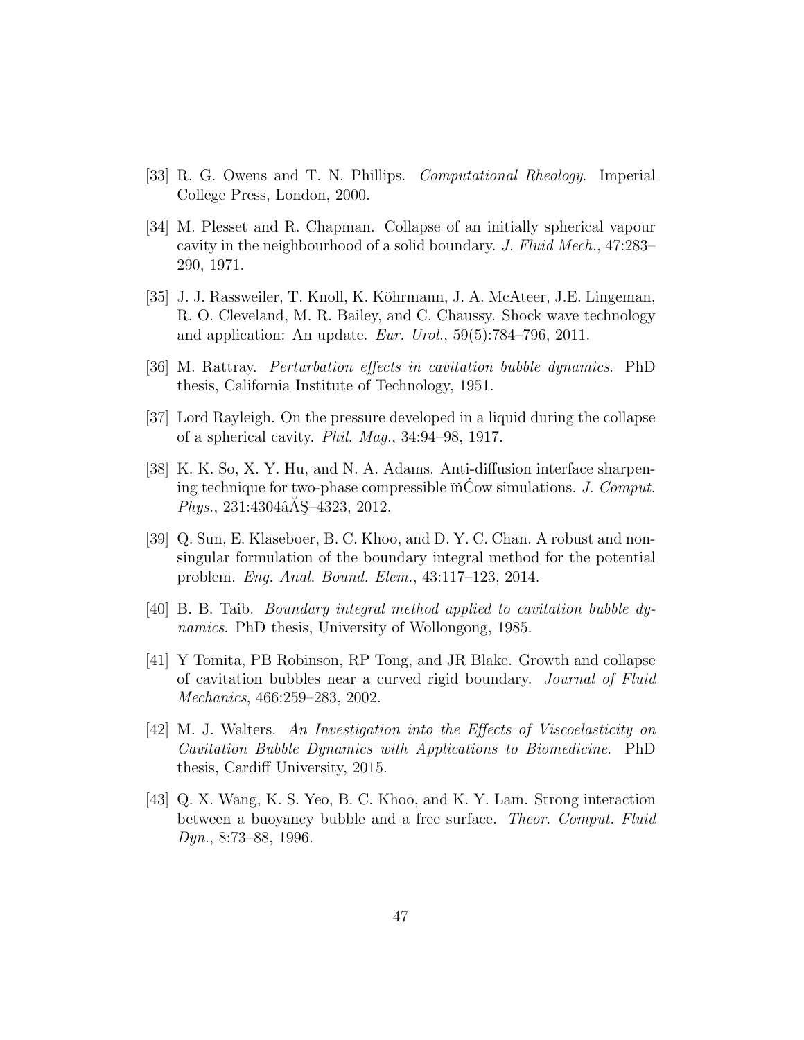[33] R. G. Owens and T. N. Phillips. *Computational Rheology*. Imperial College Press, London, 2000.

[34] M. Plesset and R. Chapman. Collapse of an initially spherical vapour cavity in the neighbourhood of a solid boundary. *J. Fluid Mech.*, 47:283–290, 1971.

[35] J. J. Rassweiler, T. Knoll, K. Köhrmann, J. A. McAteer, J.E. Lingeman, R. O. Cleveland, M. R. Bailey, and C. Chaussy. Shock wave technology and application: An update. *Eur. Urol.*, 59(5):784–796, 2011.

[36] M. Rattray. *Perturbation effects in cavitation bubble dynamics*. PhD thesis, California Institute of Technology, 1951.

[37] Lord Rayleigh. On the pressure developed in a liquid during the collapse of a spherical cavity. *Phil. Mag.*, 34:94–98, 1917.

[38] K. K. So, X. Y. Hu, and N. A. Adams. Anti-diffusion interface sharpening technique for two-phase compressible ïňĆow simulations. *J. Comput. Phys.*, 231:4304âĂŞ–4323, 2012.

[39] Q. Sun, E. Klaseboer, B. C. Khoo, and D. Y. C. Chan. A robust and non-singular formulation of the boundary integral method for the potential problem. *Eng. Anal. Bound. Elem.*, 43:117–123, 2014.

[40] B. B. Taib. *Boundary integral method applied to cavitation bubble dynamics*. PhD thesis, University of Wollongong, 1985.

[41] Y Tomita, PB Robinson, RP Tong, and JR Blake. Growth and collapse of cavitation bubbles near a curved rigid boundary. *Journal of Fluid Mechanics*, 466:259–283, 2002.

[42] M. J. Walters. *An Investigation into the Effects of Viscoelasticity on Cavitation Bubble Dynamics with Applications to Biomedicine*. PhD thesis, Cardiff University, 2015.

[43] Q. X. Wang, K. S. Yeo, B. C. Khoo, and K. Y. Lam. Strong interaction between a buoyancy bubble and a free surface. *Theor. Comput. Fluid Dyn.*, 8:73–88, 1996.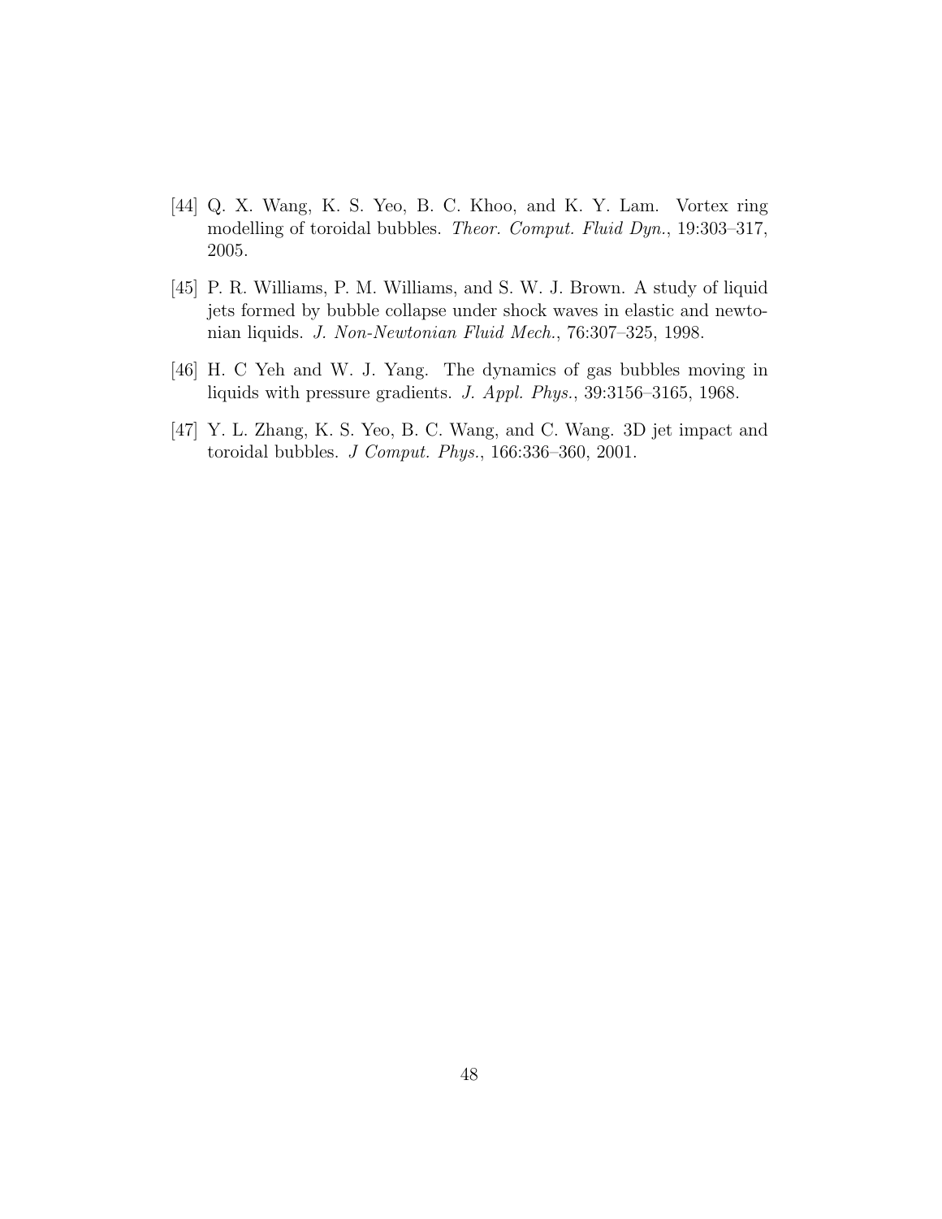[44] Q. X. Wang, K. S. Yeo, B. C. Khoo, and K. Y. Lam. Vortex ring modelling of toroidal bubbles. *Theor. Comput. Fluid Dyn.*, 19:303–317, 2005.

[45] P. R. Williams, P. M. Williams, and S. W. J. Brown. A study of liquid jets formed by bubble collapse under shock waves in elastic and newtonian liquids. *J. Non-Newtonian Fluid Mech.*, 76:307–325, 1998.

[46] H. C Yeh and W. J. Yang. The dynamics of gas bubbles moving in liquids with pressure gradients. *J. Appl. Phys.*, 39:3156–3165, 1968.

[47] Y. L. Zhang, K. S. Yeo, B. C. Wang, and C. Wang. 3D jet impact and toroidal bubbles. *J Comput. Phys.*, 166:336–360, 2001.